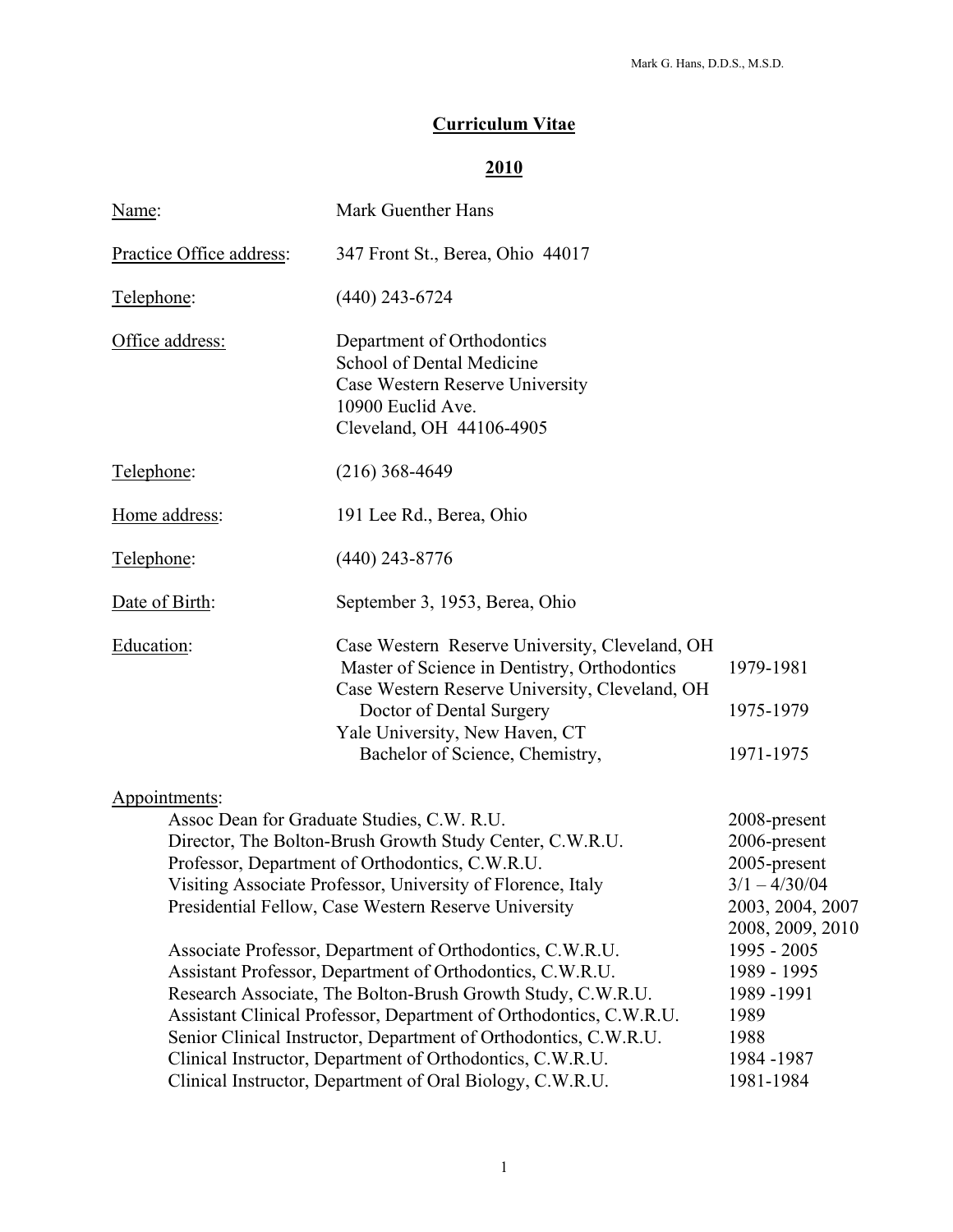# Curriculum Vitae

## 2010

| | |
|---|---|
| Name: | Mark Guenther Hans |
| Practice Office address: | 347 Front St., Berea, Ohio 44017 |
| Telephone: | (440) 243-6724 |
| Office address: | Department of Orthodontics<br>School of Dental Medicine<br>Case Western Reserve University<br>10900 Euclid Ave.<br>Cleveland, OH 44106-4905 |
| Telephone: | (216) 368-4649 |
| Home address: | 191 Lee Rd., Berea, Ohio |
| Telephone: | (440) 243-8776 |
| Date of Birth: | September 3, 1953, Berea, Ohio |

**Education:**

| | |
|---|---|
| Case Western Reserve University, Cleveland, OH<br>Master of Science in Dentistry, Orthodontics | 1979-1981 |
| Case Western Reserve University, Cleveland, OH<br>Doctor of Dental Surgery | 1975-1979 |
| Yale University, New Haven, CT<br>Bachelor of Science, Chemistry, | 1971-1975 |

**Appointments:**

| | |
|---|---|
| Assoc Dean for Graduate Studies, C.W. R.U. | 2008-present |
| Director, The Bolton-Brush Growth Study Center, C.W.R.U. | 2006-present |
| Professor, Department of Orthodontics, C.W.R.U. | 2005-present |
| Visiting Associate Professor, University of Florence, Italy | 3/1 – 4/30/04 |
| Presidential Fellow, Case Western Reserve University | 2003, 2004, 2007<br>2008, 2009, 2010 |
| Associate Professor, Department of Orthodontics, C.W.R.U. | 1995 - 2005 |
| Assistant Professor, Department of Orthodontics, C.W.R.U. | 1989 - 1995 |
| Research Associate, The Bolton-Brush Growth Study, C.W.R.U. | 1989 -1991 |
| Assistant Clinical Professor, Department of Orthodontics, C.W.R.U. | 1989 |
| Senior Clinical Instructor, Department of Orthodontics, C.W.R.U. | 1988 |
| Clinical Instructor, Department of Orthodontics, C.W.R.U. | 1984 -1987 |
| Clinical Instructor, Department of Oral Biology, C.W.R.U. | 1981-1984 |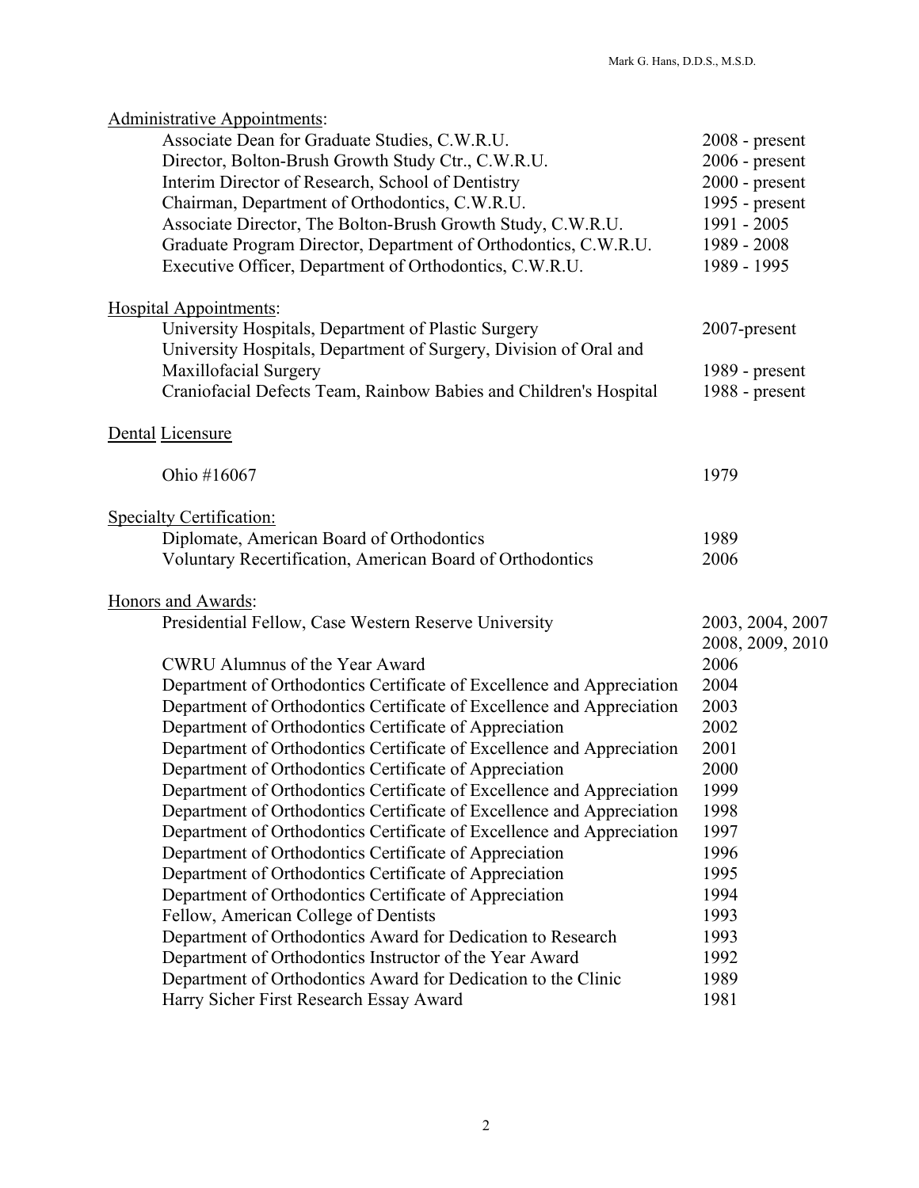<u>Administrative Appointments</u>:

| | |
|---|---|
| Associate Dean for Graduate Studies, C.W.R.U. | 2008 - present |
| Director, Bolton-Brush Growth Study Ctr., C.W.R.U. | 2006 - present |
| Interim Director of Research, School of Dentistry | 2000 - present |
| Chairman, Department of Orthodontics, C.W.R.U. | 1995 - present |
| Associate Director, The Bolton-Brush Growth Study, C.W.R.U. | 1991 - 2005 |
| Graduate Program Director, Department of Orthodontics, C.W.R.U. | 1989 - 2008 |
| Executive Officer, Department of Orthodontics, C.W.R.U. | 1989 - 1995 |

<u>Hospital Appointments</u>:

| | |
|---|---|
| University Hospitals, Department of Plastic Surgery | 2007-present |
| University Hospitals, Department of Surgery, Division of Oral and Maxillofacial Surgery | 1989 - present |
| Craniofacial Defects Team, Rainbow Babies and Children's Hospital | 1988 - present |

Dental <u>Licensure</u>

| | |
|---|---|
| Ohio #16067 | 1979 |

<u>Specialty Certification:</u>

| | |
|---|---|
| Diplomate, American Board of Orthodontics | 1989 |
| Voluntary Recertification, American Board of Orthodontics | 2006 |

<u>Honors and Awards</u>:

| | |
|---|---|
| Presidential Fellow, Case Western Reserve University | 2003, 2004, 2007 2008, 2009, 2010 |
| CWRU Alumnus of the Year Award | 2006 |
| Department of Orthodontics Certificate of Excellence and Appreciation | 2004 |
| Department of Orthodontics Certificate of Excellence and Appreciation | 2003 |
| Department of Orthodontics Certificate of Appreciation | 2002 |
| Department of Orthodontics Certificate of Excellence and Appreciation | 2001 |
| Department of Orthodontics Certificate of Appreciation | 2000 |
| Department of Orthodontics Certificate of Excellence and Appreciation | 1999 |
| Department of Orthodontics Certificate of Excellence and Appreciation | 1998 |
| Department of Orthodontics Certificate of Excellence and Appreciation | 1997 |
| Department of Orthodontics Certificate of Appreciation | 1996 |
| Department of Orthodontics Certificate of Appreciation | 1995 |
| Department of Orthodontics Certificate of Appreciation | 1994 |
| Fellow, American College of Dentists | 1993 |
| Department of Orthodontics Award for Dedication to Research | 1993 |
| Department of Orthodontics Instructor of the Year Award | 1992 |
| Department of Orthodontics Award for Dedication to the Clinic | 1989 |
| Harry Sicher First Research Essay Award | 1981 |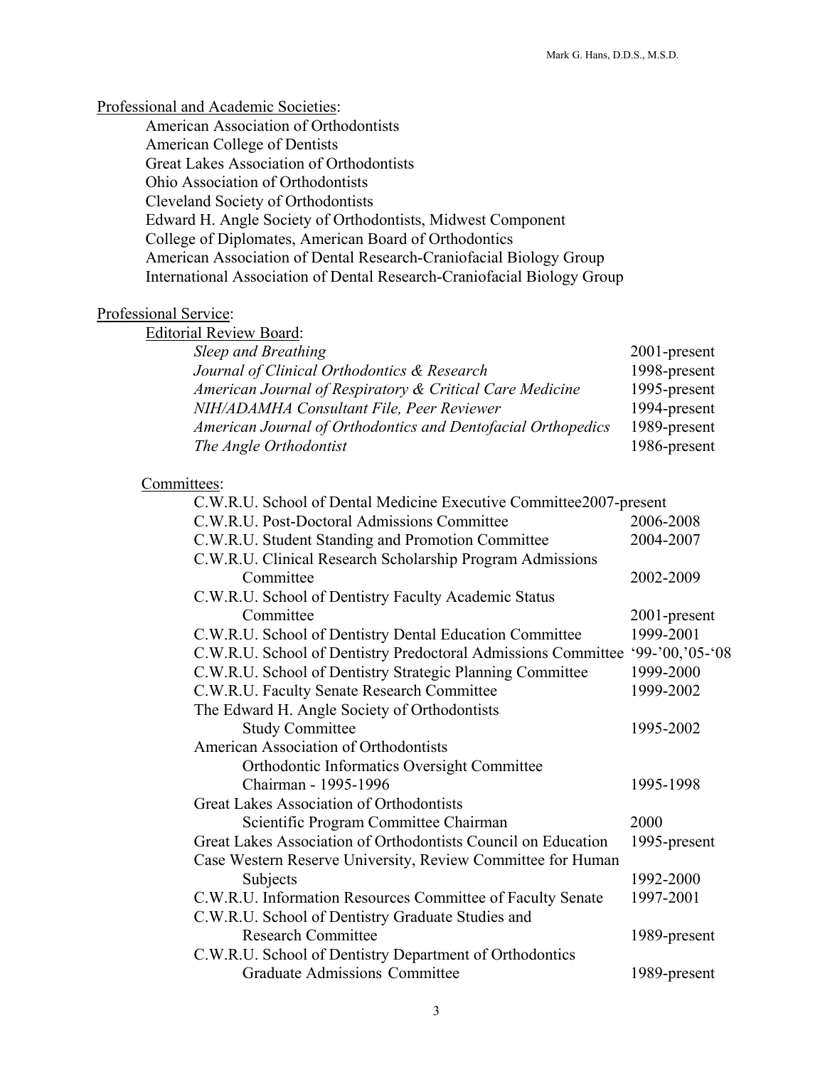## Professional and Academic Societies:

- American Association of Orthodontists
- American College of Dentists
- Great Lakes Association of Orthodontists
- Ohio Association of Orthodontists
- Cleveland Society of Orthodontists
- Edward H. Angle Society of Orthodontists, Midwest Component
- College of Diplomates, American Board of Orthodontics
- American Association of Dental Research-Craniofacial Biology Group
- International Association of Dental Research-Craniofacial Biology Group

## Professional Service:

### Editorial Review Board:

| | |
|---|---|
| *Sleep and Breathing* | 2001-present |
| *Journal of Clinical Orthodontics & Research* | 1998-present |
| *American Journal of Respiratory & Critical Care Medicine* | 1995-present |
| *NIH/ADAMHA Consultant File, Peer Reviewer* | 1994-present |
| *American Journal of Orthodontics and Dentofacial Orthopedics* | 1989-present |
| *The Angle Orthodontist* | 1986-present |

### Committees:

| | |
|---|---|
| C.W.R.U. School of Dental Medicine Executive Committee | 2007-present |
| C.W.R.U. Post-Doctoral Admissions Committee | 2006-2008 |
| C.W.R.U. Student Standing and Promotion Committee | 2004-2007 |
| C.W.R.U. Clinical Research Scholarship Program Admissions Committee | 2002-2009 |
| C.W.R.U. School of Dentistry Faculty Academic Status Committee | 2001-present |
| C.W.R.U. School of Dentistry Dental Education Committee | 1999-2001 |
| C.W.R.U. School of Dentistry Predoctoral Admissions Committee | '99-'00,'05-'08 |
| C.W.R.U. School of Dentistry Strategic Planning Committee | 1999-2000 |
| C.W.R.U. Faculty Senate Research Committee | 1999-2002 |
| The Edward H. Angle Society of Orthodontists Study Committee | 1995-2002 |
| American Association of Orthodontists Orthodontic Informatics Oversight Committee Chairman - 1995-1996 | 1995-1998 |
| Great Lakes Association of Orthodontists Scientific Program Committee Chairman | 2000 |
| Great Lakes Association of Orthodontists Council on Education | 1995-present |
| Case Western Reserve University, Review Committee for Human Subjects | 1992-2000 |
| C.W.R.U. Information Resources Committee of Faculty Senate | 1997-2001 |
| C.W.R.U. School of Dentistry Graduate Studies and Research Committee | 1989-present |
| C.W.R.U. School of Dentistry Department of Orthodontics Graduate Admissions Committee | 1989-present |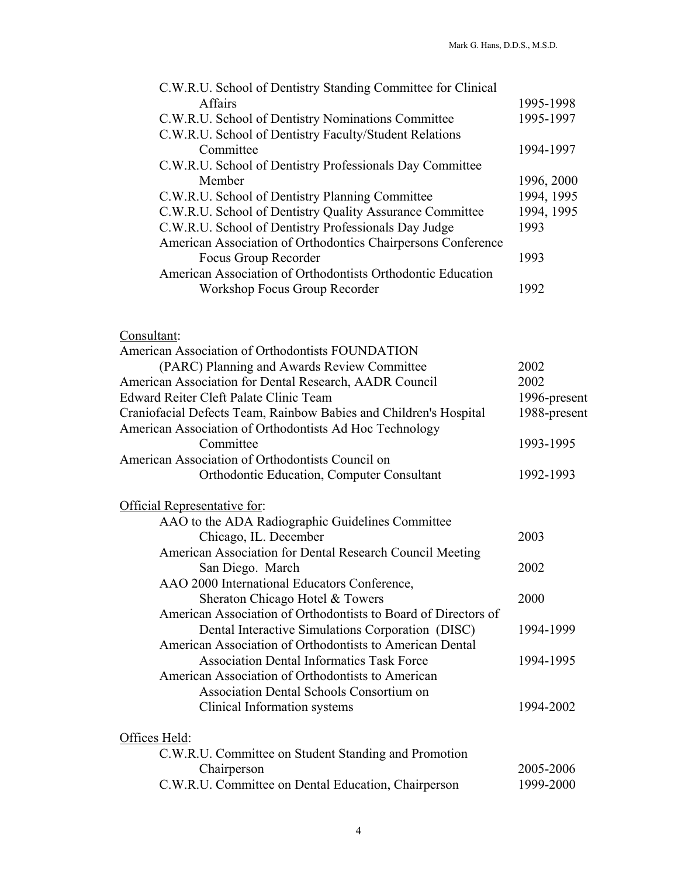| | |
|---|---|
| C.W.R.U. School of Dentistry Standing Committee for Clinical Affairs | 1995-1998 |
| C.W.R.U. School of Dentistry Nominations Committee | 1995-1997 |
| C.W.R.U. School of Dentistry Faculty/Student Relations Committee | 1994-1997 |
| C.W.R.U. School of Dentistry Professionals Day Committee Member | 1996, 2000 |
| C.W.R.U. School of Dentistry Planning Committee | 1994, 1995 |
| C.W.R.U. School of Dentistry Quality Assurance Committee | 1994, 1995 |
| C.W.R.U. School of Dentistry Professionals Day Judge | 1993 |
| American Association of Orthodontics Chairpersons Conference Focus Group Recorder | 1993 |
| American Association of Orthodontists Orthodontic Education Workshop Focus Group Recorder | 1992 |

<u>Consultant</u>:

| | |
|---|---|
| American Association of Orthodontists FOUNDATION (PARC) Planning and Awards Review Committee | 2002 |
| American Association for Dental Research, AADR Council | 2002 |
| Edward Reiter Cleft Palate Clinic Team | 1996-present |
| Craniofacial Defects Team, Rainbow Babies and Children's Hospital | 1988-present |
| American Association of Orthodontists Ad Hoc Technology Committee | 1993-1995 |
| American Association of Orthodontists Council on Orthodontic Education, Computer Consultant | 1992-1993 |

<u>Official Representative for</u>:

| | |
|---|---|
| AAO to the ADA Radiographic Guidelines Committee Chicago, IL. December | 2003 |
| American Association for Dental Research Council Meeting San Diego. March | 2002 |
| AAO 2000 International Educators Conference, Sheraton Chicago Hotel & Towers | 2000 |
| American Association of Orthodontists to Board of Directors of Dental Interactive Simulations Corporation (DISC) | 1994-1999 |
| American Association of Orthodontists to American Dental Association Dental Informatics Task Force | 1994-1995 |
| American Association of Orthodontists to American Association Dental Schools Consortium on Clinical Information systems | 1994-2002 |

<u>Offices Held</u>:

| | |
|---|---|
| C.W.R.U. Committee on Student Standing and Promotion Chairperson | 2005-2006 |
| C.W.R.U. Committee on Dental Education, Chairperson | 1999-2000 |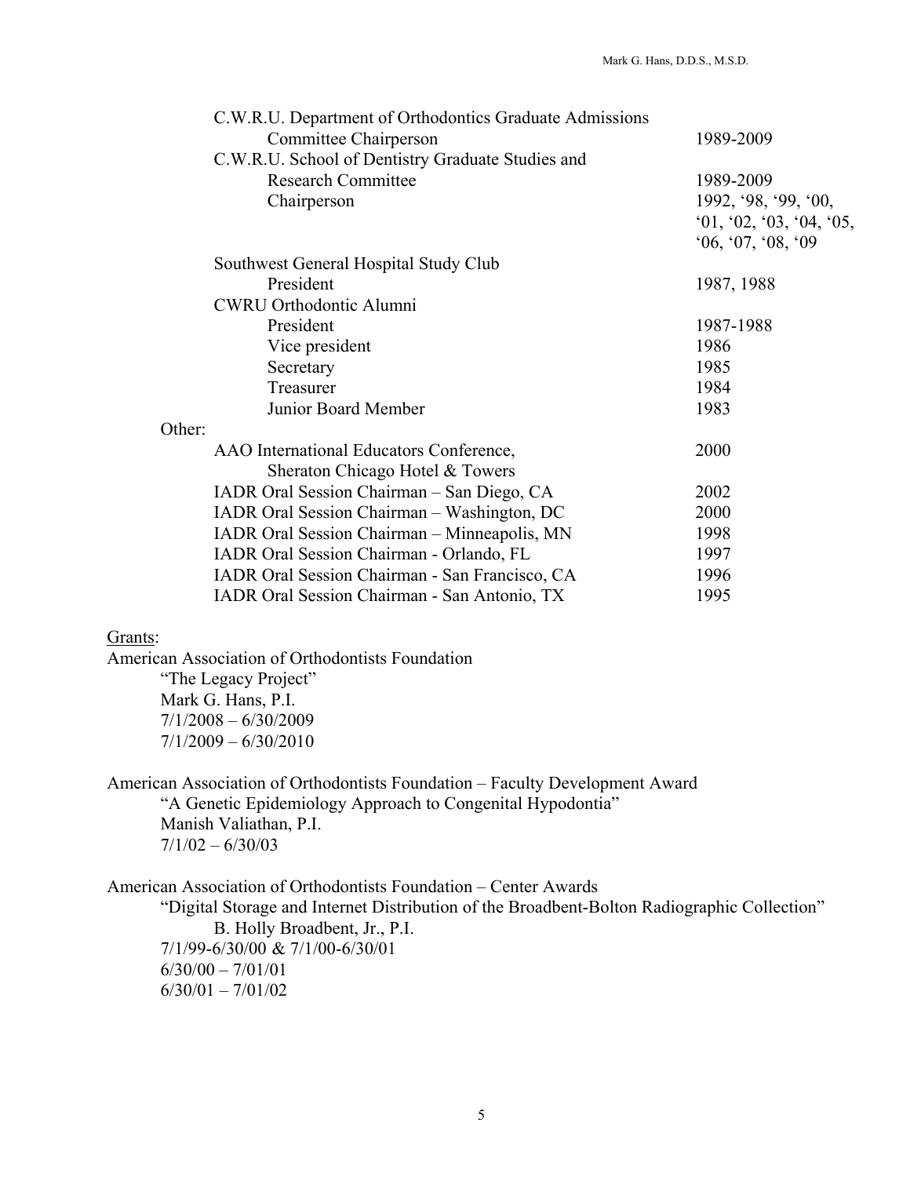| | |
|---|---|
| C.W.R.U. Department of Orthodontics Graduate Admissions Committee Chairperson | 1989-2009 |
| C.W.R.U. School of Dentistry Graduate Studies and Research Committee | 1989-2009 |
| Chairperson | 1992, '98, '99, '00, '01, '02, '03, '04, '05, '06, '07, '08, '09 |
| Southwest General Hospital Study Club | |
| President | 1987, 1988 |
| CWRU Orthodontic Alumni | |
| President | 1987-1988 |
| Vice president | 1986 |
| Secretary | 1985 |
| Treasurer | 1984 |
| Junior Board Member | 1983 |

Other:

| | |
|---|---|
| AAO International Educators Conference, Sheraton Chicago Hotel & Towers | 2000 |
| IADR Oral Session Chairman – San Diego, CA | 2002 |
| IADR Oral Session Chairman – Washington, DC | 2000 |
| IADR Oral Session Chairman – Minneapolis, MN | 1998 |
| IADR Oral Session Chairman - Orlando, FL | 1997 |
| IADR Oral Session Chairman - San Francisco, CA | 1996 |
| IADR Oral Session Chairman - San Antonio, TX | 1995 |

Grants:

American Association of Orthodontists Foundation
"The Legacy Project"
Mark G. Hans, P.I.
7/1/2008 – 6/30/2009
7/1/2009 – 6/30/2010

American Association of Orthodontists Foundation – Faculty Development Award
"A Genetic Epidemiology Approach to Congenital Hypodontia"
Manish Valiathan, P.I.
7/1/02 – 6/30/03

American Association of Orthodontists Foundation – Center Awards
"Digital Storage and Internet Distribution of the Broadbent-Bolton Radiographic Collection"
B. Holly Broadbent, Jr., P.I.
7/1/99-6/30/00 & 7/1/00-6/30/01
6/30/00 – 7/01/01
6/30/01 – 7/01/02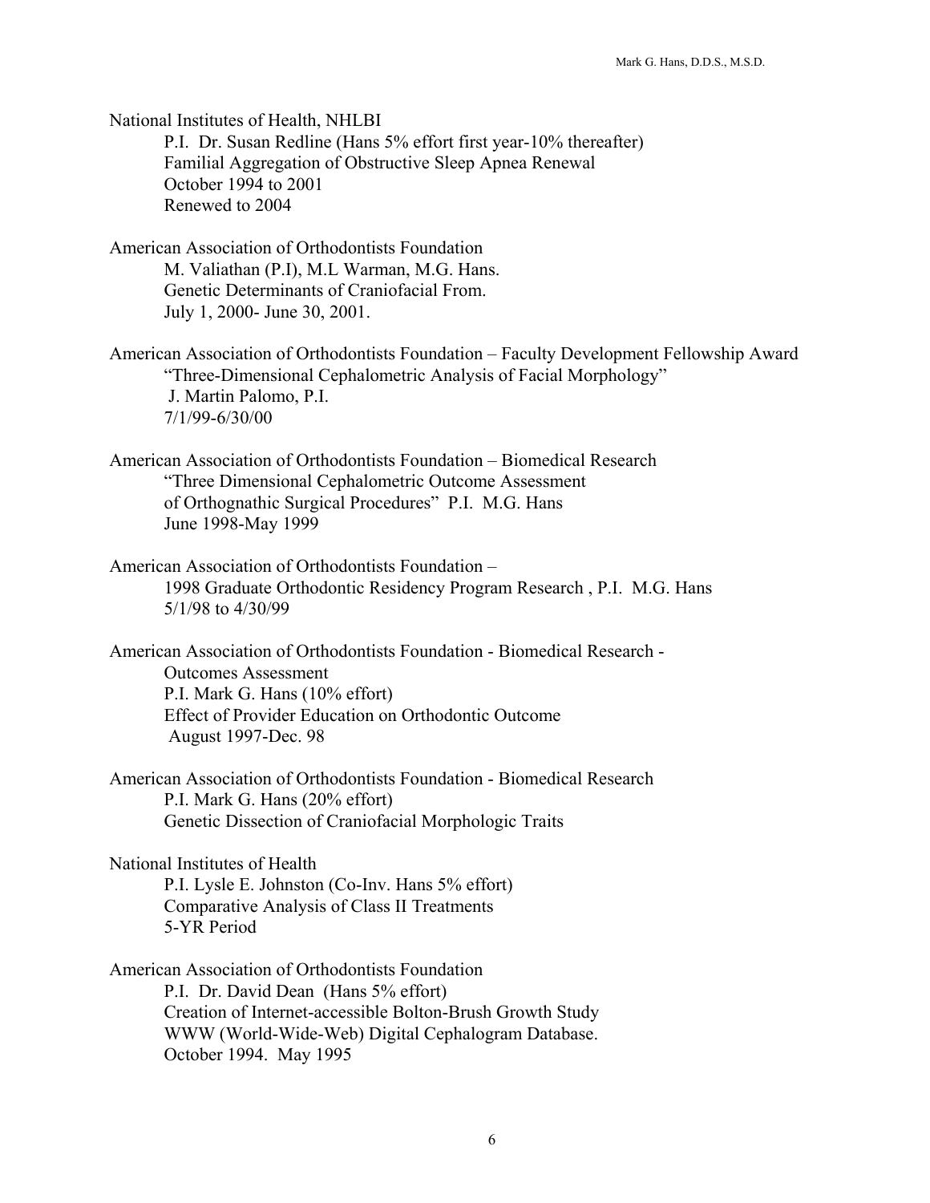National Institutes of Health, NHLBI

P.I. Dr. Susan Redline (Hans 5% effort first year-10% thereafter)
Familial Aggregation of Obstructive Sleep Apnea Renewal
October 1994 to 2001
Renewed to 2004

American Association of Orthodontists Foundation

M. Valiathan (P.I), M.L Warman, M.G. Hans.
Genetic Determinants of Craniofacial From.
July 1, 2000- June 30, 2001.

American Association of Orthodontists Foundation – Faculty Development Fellowship Award

"Three-Dimensional Cephalometric Analysis of Facial Morphology"
J. Martin Palomo, P.I.
7/1/99-6/30/00

American Association of Orthodontists Foundation – Biomedical Research

"Three Dimensional Cephalometric Outcome Assessment of Orthognathic Surgical Procedures" P.I. M.G. Hans
June 1998-May 1999

American Association of Orthodontists Foundation –

1998 Graduate Orthodontic Residency Program Research , P.I. M.G. Hans
5/1/98 to 4/30/99

American Association of Orthodontists Foundation - Biomedical Research -

Outcomes Assessment
P.I. Mark G. Hans (10% effort)
Effect of Provider Education on Orthodontic Outcome
August 1997-Dec. 98

American Association of Orthodontists Foundation - Biomedical Research

P.I. Mark G. Hans (20% effort)
Genetic Dissection of Craniofacial Morphologic Traits

National Institutes of Health

P.I. Lysle E. Johnston (Co-Inv. Hans 5% effort)
Comparative Analysis of Class II Treatments
5-YR Period

American Association of Orthodontists Foundation

P.I. Dr. David Dean (Hans 5% effort)
Creation of Internet-accessible Bolton-Brush Growth Study WWW (World-Wide-Web) Digital Cephalogram Database.
October 1994. May 1995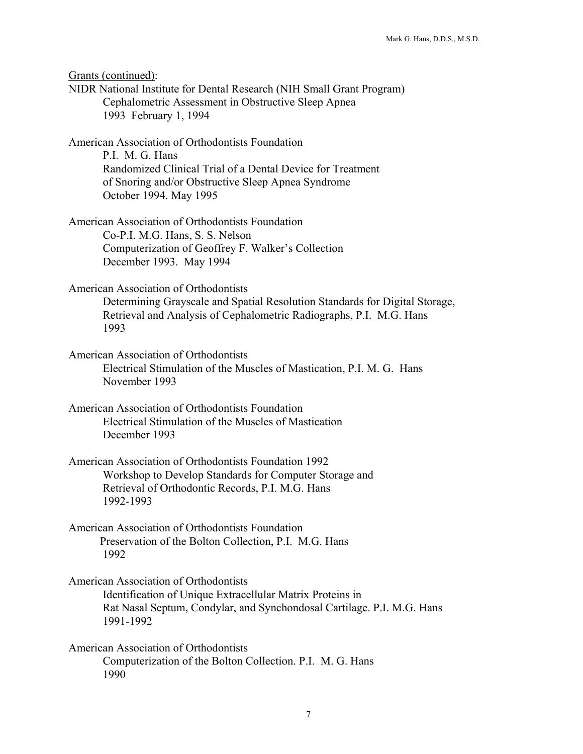Grants (continued):

NIDR National Institute for Dental Research (NIH Small Grant Program)
Cephalometric Assessment in Obstructive Sleep Apnea
1993 February 1, 1994

American Association of Orthodontists Foundation
P.I. M. G. Hans
Randomized Clinical Trial of a Dental Device for Treatment of Snoring and/or Obstructive Sleep Apnea Syndrome
October 1994. May 1995

American Association of Orthodontists Foundation
Co-P.I. M.G. Hans, S. S. Nelson
Computerization of Geoffrey F. Walker's Collection
December 1993. May 1994

American Association of Orthodontists
Determining Grayscale and Spatial Resolution Standards for Digital Storage, Retrieval and Analysis of Cephalometric Radiographs, P.I. M.G. Hans
1993

American Association of Orthodontists
Electrical Stimulation of the Muscles of Mastication, P.I. M. G. Hans
November 1993

American Association of Orthodontists Foundation
Electrical Stimulation of the Muscles of Mastication
December 1993

American Association of Orthodontists Foundation 1992
Workshop to Develop Standards for Computer Storage and Retrieval of Orthodontic Records, P.I. M.G. Hans
1992-1993

American Association of Orthodontists Foundation
Preservation of the Bolton Collection, P.I. M.G. Hans
1992

American Association of Orthodontists
Identification of Unique Extracellular Matrix Proteins in Rat Nasal Septum, Condylar, and Synchondosal Cartilage. P.I. M.G. Hans
1991-1992

American Association of Orthodontists
Computerization of the Bolton Collection. P.I. M. G. Hans
1990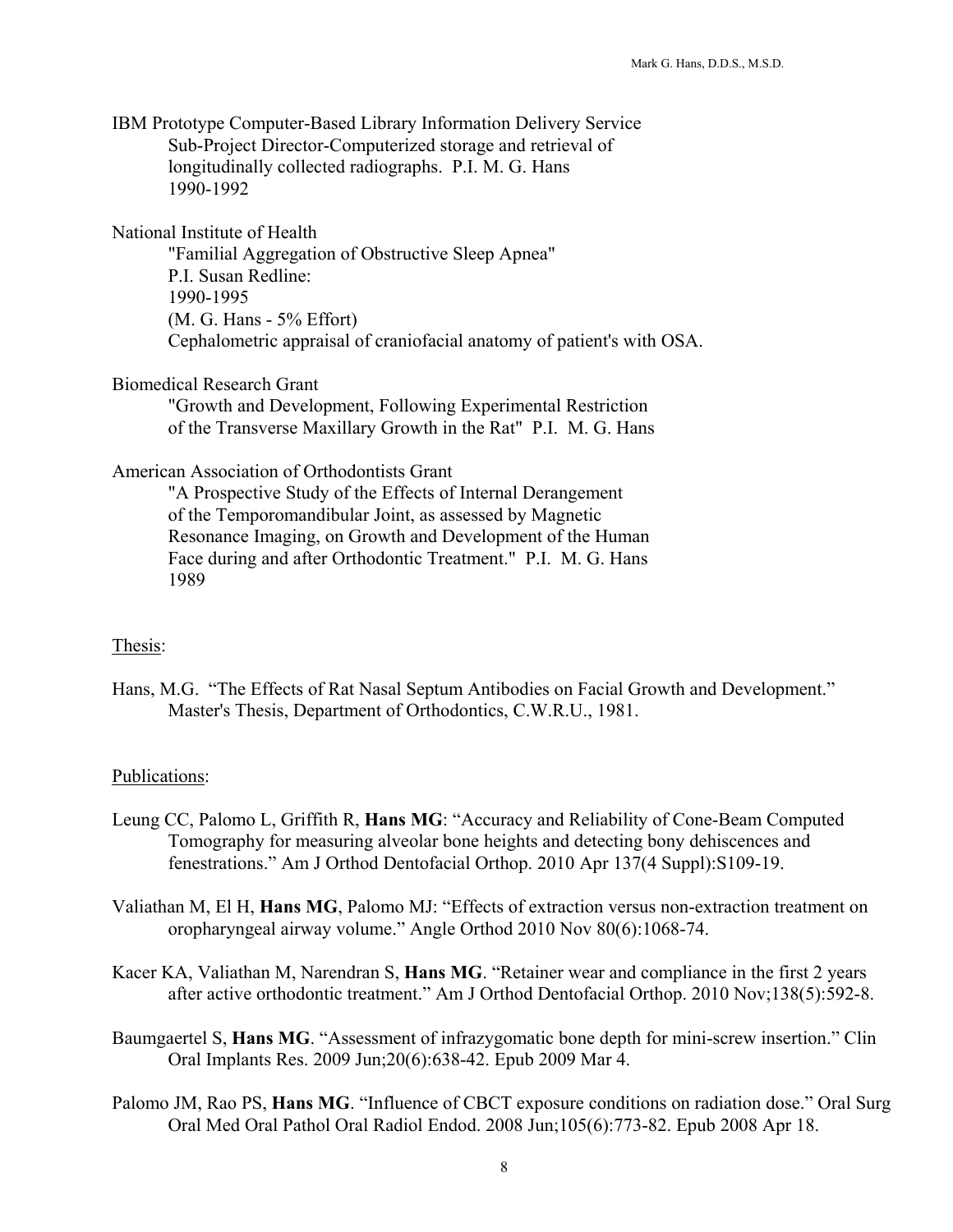IBM Prototype Computer-Based Library Information Delivery Service
Sub-Project Director-Computerized storage and retrieval of longitudinally collected radiographs. P.I. M. G. Hans
1990-1992

National Institute of Health
"Familial Aggregation of Obstructive Sleep Apnea"
P.I. Susan Redline:
1990-1995
(M. G. Hans - 5% Effort)
Cephalometric appraisal of craniofacial anatomy of patient's with OSA.

Biomedical Research Grant
"Growth and Development, Following Experimental Restriction of the Transverse Maxillary Growth in the Rat" P.I. M. G. Hans

American Association of Orthodontists Grant
"A Prospective Study of the Effects of Internal Derangement of the Temporomandibular Joint, as assessed by Magnetic Resonance Imaging, on Growth and Development of the Human Face during and after Orthodontic Treatment." P.I. M. G. Hans
1989

## Thesis:

Hans, M.G. "The Effects of Rat Nasal Septum Antibodies on Facial Growth and Development." Master's Thesis, Department of Orthodontics, C.W.R.U., 1981.

## Publications:

Leung CC, Palomo L, Griffith R, **Hans MG**: "Accuracy and Reliability of Cone-Beam Computed Tomography for measuring alveolar bone heights and detecting bony dehiscences and fenestrations." Am J Orthod Dentofacial Orthop. 2010 Apr 137(4 Suppl):S109-19.

Valiathan M, El H, **Hans MG**, Palomo MJ: "Effects of extraction versus non-extraction treatment on oropharyngeal airway volume." Angle Orthod 2010 Nov 80(6):1068-74.

Kacer KA, Valiathan M, Narendran S, **Hans MG**. "Retainer wear and compliance in the first 2 years after active orthodontic treatment." Am J Orthod Dentofacial Orthop. 2010 Nov;138(5):592-8.

Baumgaertel S, **Hans MG**. "Assessment of infrazygomatic bone depth for mini-screw insertion." Clin Oral Implants Res. 2009 Jun;20(6):638-42. Epub 2009 Mar 4.

Palomo JM, Rao PS, **Hans MG**. "Influence of CBCT exposure conditions on radiation dose." Oral Surg Oral Med Oral Pathol Oral Radiol Endod. 2008 Jun;105(6):773-82. Epub 2008 Apr 18.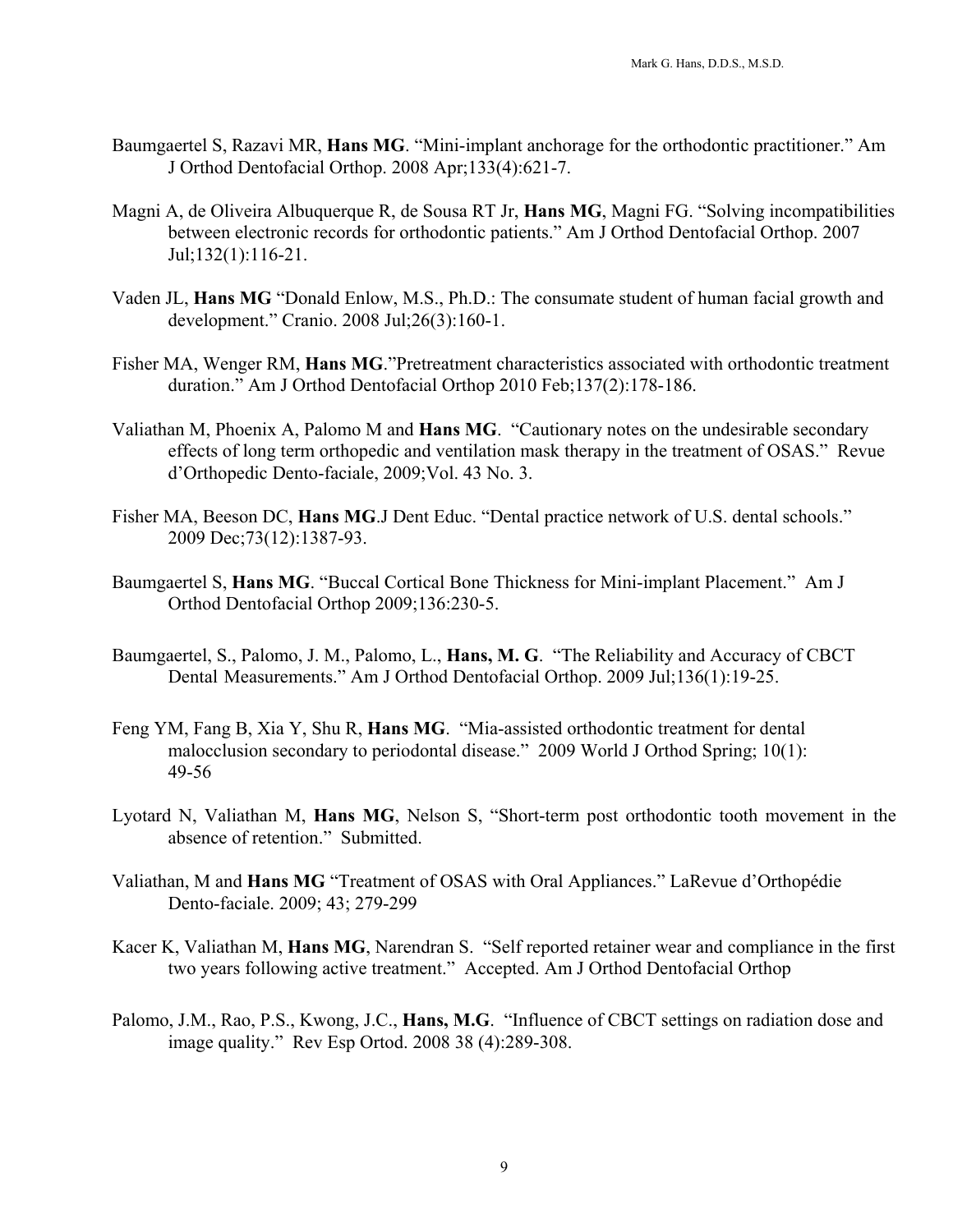Baumgaertel S, Razavi MR, **Hans MG**. "Mini-implant anchorage for the orthodontic practitioner." Am J Orthod Dentofacial Orthop. 2008 Apr;133(4):621-7.

Magni A, de Oliveira Albuquerque R, de Sousa RT Jr, **Hans MG**, Magni FG. "Solving incompatibilities between electronic records for orthodontic patients." Am J Orthod Dentofacial Orthop. 2007 Jul;132(1):116-21.

Vaden JL, **Hans MG** "Donald Enlow, M.S., Ph.D.: The consumate student of human facial growth and development." Cranio. 2008 Jul;26(3):160-1.

Fisher MA, Wenger RM, **Hans MG**."Pretreatment characteristics associated with orthodontic treatment duration." Am J Orthod Dentofacial Orthop 2010 Feb;137(2):178-186.

Valiathan M, Phoenix A, Palomo M and **Hans MG**. "Cautionary notes on the undesirable secondary effects of long term orthopedic and ventilation mask therapy in the treatment of OSAS." Revue d'Orthopedic Dento-faciale, 2009;Vol. 43 No. 3.

Fisher MA, Beeson DC, **Hans MG**.J Dent Educ. "Dental practice network of U.S. dental schools." 2009 Dec;73(12):1387-93.

Baumgaertel S, **Hans MG**. "Buccal Cortical Bone Thickness for Mini-implant Placement." Am J Orthod Dentofacial Orthop 2009;136:230-5.

Baumgaertel, S., Palomo, J. M., Palomo, L., **Hans, M. G**. "The Reliability and Accuracy of CBCT Dental Measurements." Am J Orthod Dentofacial Orthop. 2009 Jul;136(1):19-25.

Feng YM, Fang B, Xia Y, Shu R, **Hans MG**. "Mia-assisted orthodontic treatment for dental malocclusion secondary to periodontal disease." 2009 World J Orthod Spring; 10(1): 49-56

Lyotard N, Valiathan M, **Hans MG**, Nelson S, "Short-term post orthodontic tooth movement in the absence of retention." Submitted.

Valiathan, M and **Hans MG** "Treatment of OSAS with Oral Appliances." LaRevue d'Orthopédie Dento-faciale. 2009; 43; 279-299

Kacer K, Valiathan M, **Hans MG**, Narendran S. "Self reported retainer wear and compliance in the first two years following active treatment." Accepted. Am J Orthod Dentofacial Orthop

Palomo, J.M., Rao, P.S., Kwong, J.C., **Hans, M.G**. "Influence of CBCT settings on radiation dose and image quality." Rev Esp Ortod. 2008 38 (4):289-308.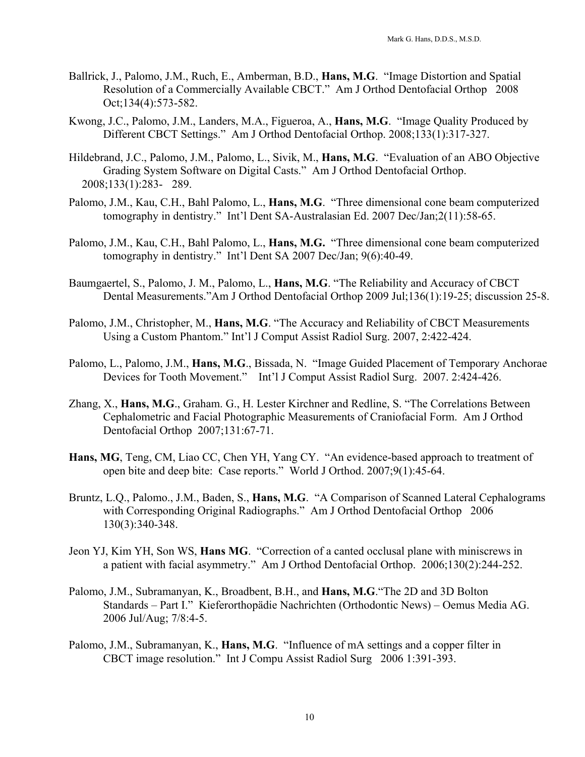Ballrick, J., Palomo, J.M., Ruch, E., Amberman, B.D., **Hans, M.G**. "Image Distortion and Spatial Resolution of a Commercially Available CBCT." Am J Orthod Dentofacial Orthop 2008 Oct;134(4):573-582.

Kwong, J.C., Palomo, J.M., Landers, M.A., Figueroa, A., **Hans, M.G**. "Image Quality Produced by Different CBCT Settings." Am J Orthod Dentofacial Orthop. 2008;133(1):317-327.

Hildebrand, J.C., Palomo, J.M., Palomo, L., Sivik, M., **Hans, M.G**. "Evaluation of an ABO Objective Grading System Software on Digital Casts." Am J Orthod Dentofacial Orthop. 2008;133(1):283- 289.

Palomo, J.M., Kau, C.H., Bahl Palomo, L., **Hans, M.G**. "Three dimensional cone beam computerized tomography in dentistry." Int'l Dent SA-Australasian Ed. 2007 Dec/Jan;2(11):58-65.

Palomo, J.M., Kau, C.H., Bahl Palomo, L., **Hans, M.G.** "Three dimensional cone beam computerized tomography in dentistry." Int'l Dent SA 2007 Dec/Jan; 9(6):40-49.

Baumgaertel, S., Palomo, J. M., Palomo, L., **Hans, M.G**. "The Reliability and Accuracy of CBCT Dental Measurements."Am J Orthod Dentofacial Orthop 2009 Jul;136(1):19-25; discussion 25-8.

Palomo, J.M., Christopher, M., **Hans, M.G**. "The Accuracy and Reliability of CBCT Measurements Using a Custom Phantom." Int'l J Comput Assist Radiol Surg. 2007, 2:422-424.

Palomo, L., Palomo, J.M., **Hans, M.G**., Bissada, N. "Image Guided Placement of Temporary Anchorae Devices for Tooth Movement." Int'l J Comput Assist Radiol Surg. 2007. 2:424-426.

Zhang, X., **Hans, M.G**., Graham. G., H. Lester Kirchner and Redline, S. "The Correlations Between Cephalometric and Facial Photographic Measurements of Craniofacial Form. Am J Orthod Dentofacial Orthop 2007;131:67-71.

**Hans, MG**, Teng, CM, Liao CC, Chen YH, Yang CY. "An evidence-based approach to treatment of open bite and deep bite: Case reports." World J Orthod. 2007;9(1):45-64.

Bruntz, L.Q., Palomo., J.M., Baden, S., **Hans, M.G**. "A Comparison of Scanned Lateral Cephalograms with Corresponding Original Radiographs." Am J Orthod Dentofacial Orthop 2006 130(3):340-348.

Jeon YJ, Kim YH, Son WS, **Hans MG**. "Correction of a canted occlusal plane with miniscrews in a patient with facial asymmetry." Am J Orthod Dentofacial Orthop. 2006;130(2):244-252.

Palomo, J.M., Subramanyan, K., Broadbent, B.H., and **Hans, M.G**."The 2D and 3D Bolton Standards – Part I." Kieferorthopädie Nachrichten (Orthodontic News) – Oemus Media AG. 2006 Jul/Aug; 7/8:4-5.

Palomo, J.M., Subramanyan, K., **Hans, M.G**. "Influence of mA settings and a copper filter in CBCT image resolution." Int J Compu Assist Radiol Surg 2006 1:391-393.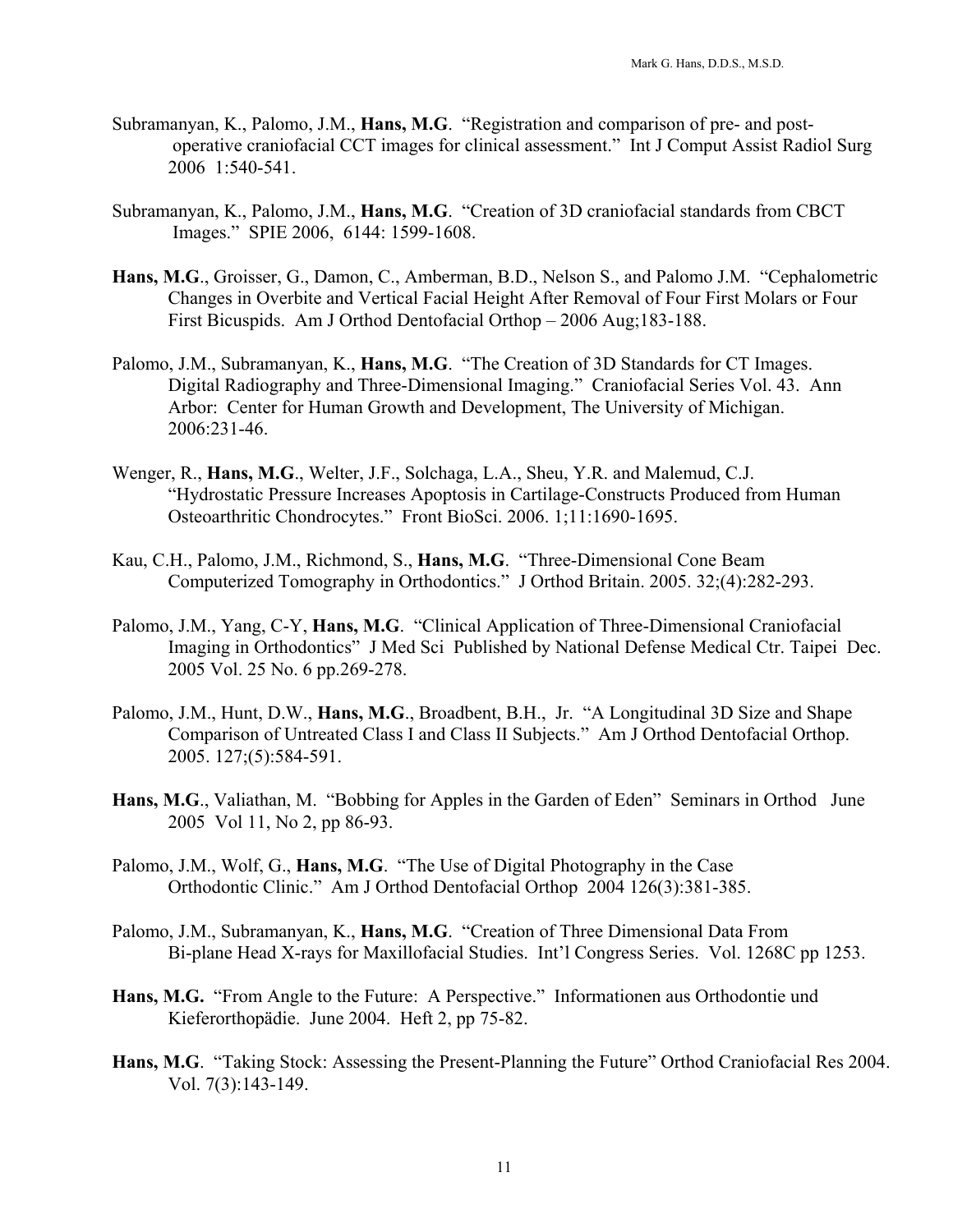Subramanyan, K., Palomo, J.M., **Hans, M.G**. "Registration and comparison of pre- and post-operative craniofacial CCT images for clinical assessment." Int J Comput Assist Radiol Surg 2006 1:540-541.

Subramanyan, K., Palomo, J.M., **Hans, M.G**. "Creation of 3D craniofacial standards from CBCT Images." SPIE 2006, 6144: 1599-1608.

**Hans, M.G**., Groisser, G., Damon, C., Amberman, B.D., Nelson S., and Palomo J.M. "Cephalometric Changes in Overbite and Vertical Facial Height After Removal of Four First Molars or Four First Bicuspids. Am J Orthod Dentofacial Orthop – 2006 Aug;183-188.

Palomo, J.M., Subramanyan, K., **Hans, M.G**. "The Creation of 3D Standards for CT Images. Digital Radiography and Three-Dimensional Imaging." Craniofacial Series Vol. 43. Ann Arbor: Center for Human Growth and Development, The University of Michigan. 2006:231-46.

Wenger, R., **Hans, M.G**., Welter, J.F., Solchaga, L.A., Sheu, Y.R. and Malemud, C.J. "Hydrostatic Pressure Increases Apoptosis in Cartilage-Constructs Produced from Human Osteoarthritic Chondrocytes." Front BioSci. 2006. 1;11:1690-1695.

Kau, C.H., Palomo, J.M., Richmond, S., **Hans, M.G**. "Three-Dimensional Cone Beam Computerized Tomography in Orthodontics." J Orthod Britain. 2005. 32;(4):282-293.

Palomo, J.M., Yang, C-Y, **Hans, M.G**. "Clinical Application of Three-Dimensional Craniofacial Imaging in Orthodontics" J Med Sci Published by National Defense Medical Ctr. Taipei Dec. 2005 Vol. 25 No. 6 pp.269-278.

Palomo, J.M., Hunt, D.W., **Hans, M.G**., Broadbent, B.H., Jr. "A Longitudinal 3D Size and Shape Comparison of Untreated Class I and Class II Subjects." Am J Orthod Dentofacial Orthop. 2005. 127;(5):584-591.

**Hans, M.G**., Valiathan, M. "Bobbing for Apples in the Garden of Eden" Seminars in Orthod June 2005 Vol 11, No 2, pp 86-93.

Palomo, J.M., Wolf, G., **Hans, M.G**. "The Use of Digital Photography in the Case Orthodontic Clinic." Am J Orthod Dentofacial Orthop 2004 126(3):381-385.

Palomo, J.M., Subramanyan, K., **Hans, M.G**. "Creation of Three Dimensional Data From Bi-plane Head X-rays for Maxillofacial Studies. Int'l Congress Series. Vol. 1268C pp 1253.

**Hans, M.G.** "From Angle to the Future: A Perspective." Informationen aus Orthodontie und Kieferorthopädie. June 2004. Heft 2, pp 75-82.

**Hans, M.G**. "Taking Stock: Assessing the Present-Planning the Future" Orthod Craniofacial Res 2004. Vol. 7(3):143-149.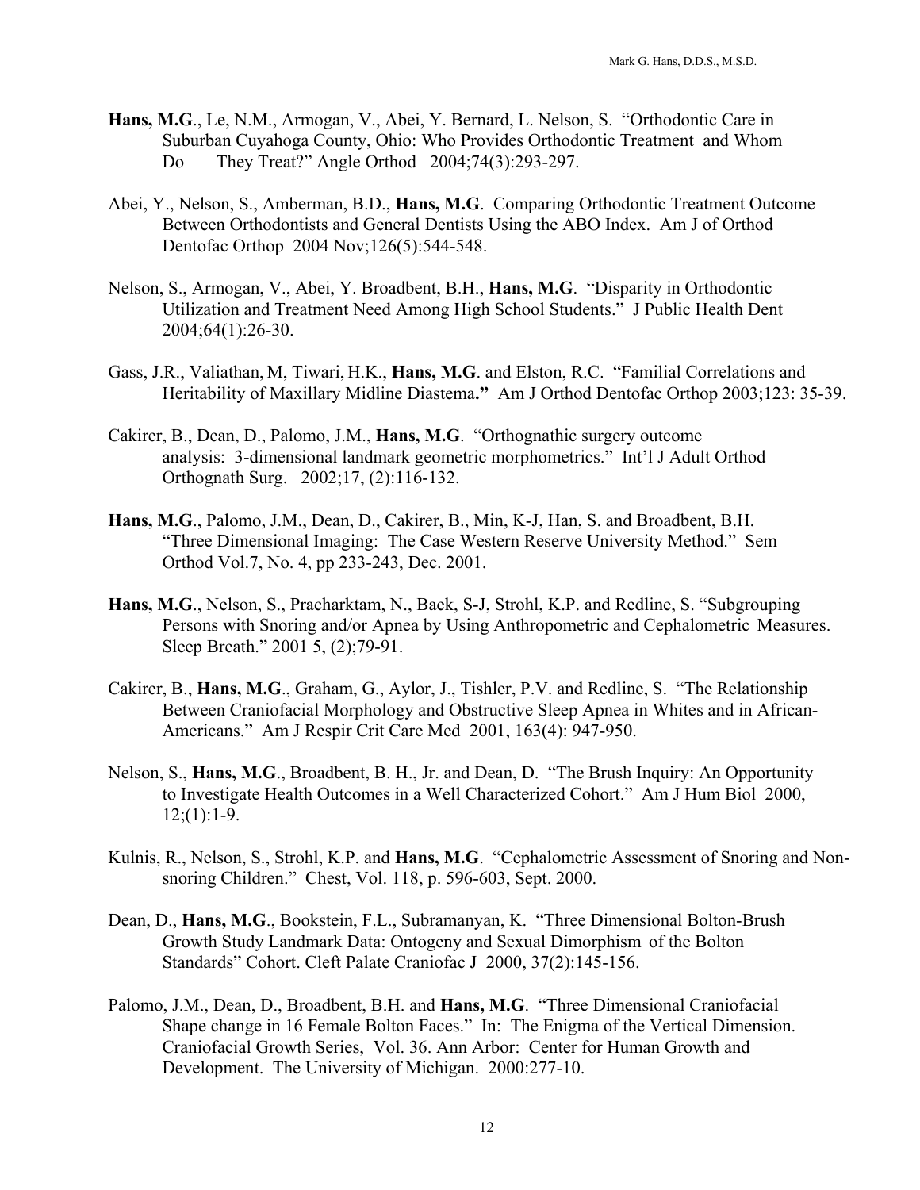**Hans, M.G**., Le, N.M., Armogan, V., Abei, Y. Bernard, L. Nelson, S. "Orthodontic Care in Suburban Cuyahoga County, Ohio: Who Provides Orthodontic Treatment and Whom Do They Treat?" Angle Orthod 2004;74(3):293-297.

Abei, Y., Nelson, S., Amberman, B.D., **Hans, M.G**. Comparing Orthodontic Treatment Outcome Between Orthodontists and General Dentists Using the ABO Index. Am J of Orthod Dentofac Orthop 2004 Nov;126(5):544-548.

Nelson, S., Armogan, V., Abei, Y. Broadbent, B.H., **Hans, M.G**. "Disparity in Orthodontic Utilization and Treatment Need Among High School Students." J Public Health Dent 2004;64(1):26-30.

Gass, J.R., Valiathan, M, Tiwari, H.K., **Hans, M.G**. and Elston, R.C. "Familial Correlations and Heritability of Maxillary Midline Diastema**."** Am J Orthod Dentofac Orthop 2003;123: 35-39.

Cakirer, B., Dean, D., Palomo, J.M., **Hans, M.G**. "Orthognathic surgery outcome analysis: 3-dimensional landmark geometric morphometrics." Int'l J Adult Orthod Orthognath Surg. 2002;17, (2):116-132.

**Hans, M.G**., Palomo, J.M., Dean, D., Cakirer, B., Min, K-J, Han, S. and Broadbent, B.H. "Three Dimensional Imaging: The Case Western Reserve University Method." Sem Orthod Vol.7, No. 4, pp 233-243, Dec. 2001.

**Hans, M.G**., Nelson, S., Pracharktam, N., Baek, S-J, Strohl, K.P. and Redline, S. "Subgrouping Persons with Snoring and/or Apnea by Using Anthropometric and Cephalometric Measures. Sleep Breath." 2001 5, (2);79-91.

Cakirer, B., **Hans, M.G**., Graham, G., Aylor, J., Tishler, P.V. and Redline, S. "The Relationship Between Craniofacial Morphology and Obstructive Sleep Apnea in Whites and in African-Americans." Am J Respir Crit Care Med 2001, 163(4): 947-950.

Nelson, S., **Hans, M.G**., Broadbent, B. H., Jr. and Dean, D. "The Brush Inquiry: An Opportunity to Investigate Health Outcomes in a Well Characterized Cohort." Am J Hum Biol 2000, 12;(1):1-9.

Kulnis, R., Nelson, S., Strohl, K.P. and **Hans, M.G**. "Cephalometric Assessment of Snoring and Non-snoring Children." Chest, Vol. 118, p. 596-603, Sept. 2000.

Dean, D., **Hans, M.G**., Bookstein, F.L., Subramanyan, K. "Three Dimensional Bolton-Brush Growth Study Landmark Data: Ontogeny and Sexual Dimorphism of the Bolton Standards" Cohort. Cleft Palate Craniofac J 2000, 37(2):145-156.

Palomo, J.M., Dean, D., Broadbent, B.H. and **Hans, M.G**. "Three Dimensional Craniofacial Shape change in 16 Female Bolton Faces." In: The Enigma of the Vertical Dimension. Craniofacial Growth Series, Vol. 36. Ann Arbor: Center for Human Growth and Development. The University of Michigan. 2000:277-10.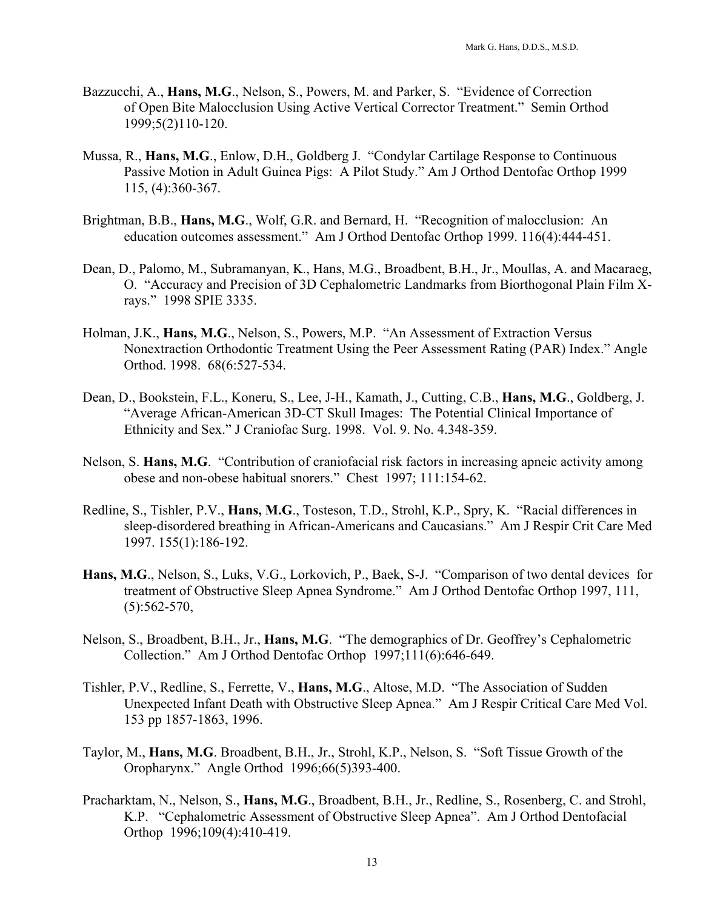Bazzucchi, A., **Hans, M.G**., Nelson, S., Powers, M. and Parker, S. "Evidence of Correction of Open Bite Malocclusion Using Active Vertical Corrector Treatment." Semin Orthod 1999;5(2)110-120.

Mussa, R., **Hans, M.G**., Enlow, D.H., Goldberg J. "Condylar Cartilage Response to Continuous Passive Motion in Adult Guinea Pigs: A Pilot Study." Am J Orthod Dentofac Orthop 1999 115, (4):360-367.

Brightman, B.B., **Hans, M.G**., Wolf, G.R. and Bernard, H. "Recognition of malocclusion: An education outcomes assessment." Am J Orthod Dentofac Orthop 1999. 116(4):444-451.

Dean, D., Palomo, M., Subramanyan, K., Hans, M.G., Broadbent, B.H., Jr., Moullas, A. and Macaraeg, O. "Accuracy and Precision of 3D Cephalometric Landmarks from Biorthogonal Plain Film X-rays." 1998 SPIE 3335.

Holman, J.K., **Hans, M.G**., Nelson, S., Powers, M.P. "An Assessment of Extraction Versus Nonextraction Orthodontic Treatment Using the Peer Assessment Rating (PAR) Index." Angle Orthod. 1998. 68(6:527-534.

Dean, D., Bookstein, F.L., Koneru, S., Lee, J-H., Kamath, J., Cutting, C.B., **Hans, M.G**., Goldberg, J. "Average African-American 3D-CT Skull Images: The Potential Clinical Importance of Ethnicity and Sex." J Craniofac Surg. 1998. Vol. 9. No. 4.348-359.

Nelson, S. **Hans, M.G**. "Contribution of craniofacial risk factors in increasing apneic activity among obese and non-obese habitual snorers." Chest 1997; 111:154-62.

Redline, S., Tishler, P.V., **Hans, M.G**., Tosteson, T.D., Strohl, K.P., Spry, K. "Racial differences in sleep-disordered breathing in African-Americans and Caucasians." Am J Respir Crit Care Med 1997. 155(1):186-192.

**Hans, M.G**., Nelson, S., Luks, V.G., Lorkovich, P., Baek, S-J. "Comparison of two dental devices for treatment of Obstructive Sleep Apnea Syndrome." Am J Orthod Dentofac Orthop 1997, 111, (5):562-570,

Nelson, S., Broadbent, B.H., Jr., **Hans, M.G**. "The demographics of Dr. Geoffrey's Cephalometric Collection." Am J Orthod Dentofac Orthop 1997;111(6):646-649.

Tishler, P.V., Redline, S., Ferrette, V., **Hans, M.G**., Altose, M.D. "The Association of Sudden Unexpected Infant Death with Obstructive Sleep Apnea." Am J Respir Critical Care Med Vol. 153 pp 1857-1863, 1996.

Taylor, M., **Hans, M.G**. Broadbent, B.H., Jr., Strohl, K.P., Nelson, S. "Soft Tissue Growth of the Oropharynx." Angle Orthod 1996;66(5)393-400.

Pracharktam, N., Nelson, S., **Hans, M.G**., Broadbent, B.H., Jr., Redline, S., Rosenberg, C. and Strohl, K.P. "Cephalometric Assessment of Obstructive Sleep Apnea". Am J Orthod Dentofacial Orthop 1996;109(4):410-419.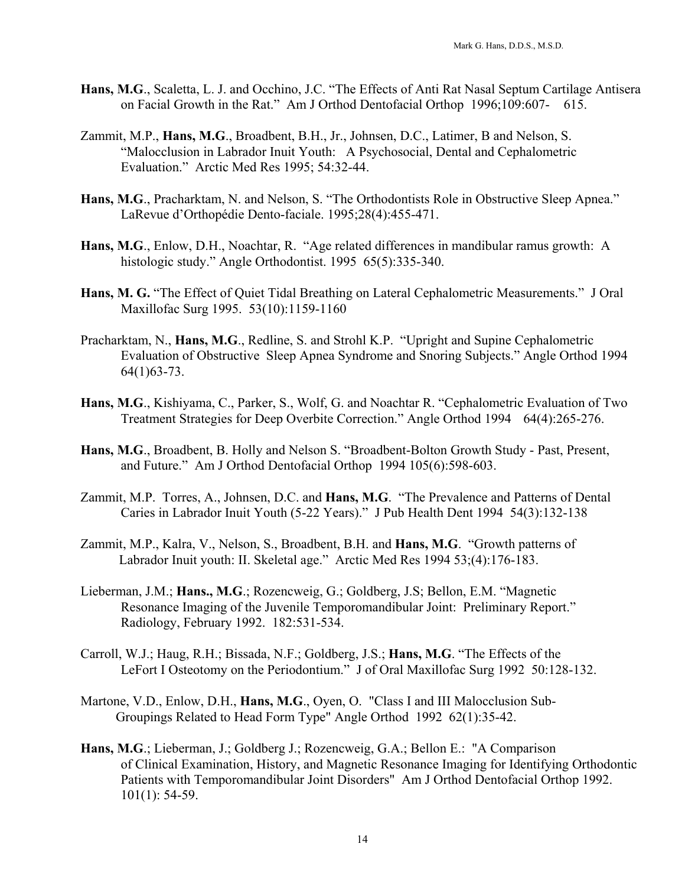**Hans, M.G**., Scaletta, L. J. and Occhino, J.C. "The Effects of Anti Rat Nasal Septum Cartilage Antisera on Facial Growth in the Rat." Am J Orthod Dentofacial Orthop 1996;109:607- 615.

Zammit, M.P., **Hans, M.G**., Broadbent, B.H., Jr., Johnsen, D.C., Latimer, B and Nelson, S. "Malocclusion in Labrador Inuit Youth: A Psychosocial, Dental and Cephalometric Evaluation." Arctic Med Res 1995; 54:32-44.

**Hans, M.G**., Pracharktam, N. and Nelson, S. "The Orthodontists Role in Obstructive Sleep Apnea." LaRevue d'Orthopédie Dento-faciale. 1995;28(4):455-471.

**Hans, M.G**., Enlow, D.H., Noachtar, R. "Age related differences in mandibular ramus growth: A histologic study." Angle Orthodontist. 1995 65(5):335-340.

**Hans, M. G.** "The Effect of Quiet Tidal Breathing on Lateral Cephalometric Measurements." J Oral Maxillofac Surg 1995. 53(10):1159-1160

Pracharktam, N., **Hans, M.G**., Redline, S. and Strohl K.P. "Upright and Supine Cephalometric Evaluation of Obstructive Sleep Apnea Syndrome and Snoring Subjects." Angle Orthod 1994 64(1)63-73.

**Hans, M.G**., Kishiyama, C., Parker, S., Wolf, G. and Noachtar R. "Cephalometric Evaluation of Two Treatment Strategies for Deep Overbite Correction." Angle Orthod 1994 64(4):265-276.

**Hans, M.G**., Broadbent, B. Holly and Nelson S. "Broadbent-Bolton Growth Study - Past, Present, and Future." Am J Orthod Dentofacial Orthop 1994 105(6):598-603.

Zammit, M.P. Torres, A., Johnsen, D.C. and **Hans, M.G**. "The Prevalence and Patterns of Dental Caries in Labrador Inuit Youth (5-22 Years)." J Pub Health Dent 1994 54(3):132-138

Zammit, M.P., Kalra, V., Nelson, S., Broadbent, B.H. and **Hans, M.G**. "Growth patterns of Labrador Inuit youth: II. Skeletal age." Arctic Med Res 1994 53;(4):176-183.

Lieberman, J.M.; **Hans., M.G**.; Rozencweig, G.; Goldberg, J.S; Bellon, E.M. "Magnetic Resonance Imaging of the Juvenile Temporomandibular Joint: Preliminary Report." Radiology, February 1992. 182:531-534.

Carroll, W.J.; Haug, R.H.; Bissada, N.F.; Goldberg, J.S.; **Hans, M.G**. "The Effects of the LeFort I Osteotomy on the Periodontium." J of Oral Maxillofac Surg 1992 50:128-132.

Martone, V.D., Enlow, D.H., **Hans, M.G**., Oyen, O. "Class I and III Malocclusion Sub-Groupings Related to Head Form Type" Angle Orthod 1992 62(1):35-42.

**Hans, M.G**.; Lieberman, J.; Goldberg J.; Rozencweig, G.A.; Bellon E.: "A Comparison of Clinical Examination, History, and Magnetic Resonance Imaging for Identifying Orthodontic Patients with Temporomandibular Joint Disorders" Am J Orthod Dentofacial Orthop 1992. 101(1): 54-59.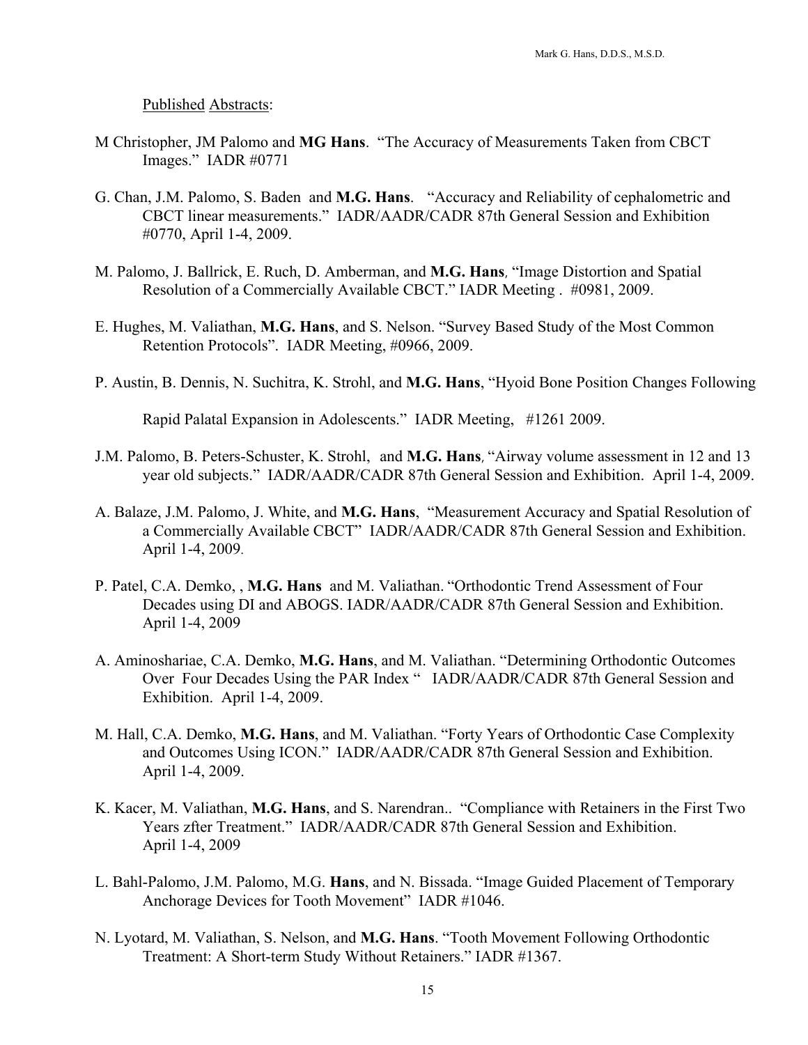Published Abstracts:

M Christopher, JM Palomo and **MG Hans**. "The Accuracy of Measurements Taken from CBCT Images." IADR #0771

G. Chan, J.M. Palomo, S. Baden and **M.G. Hans**. "Accuracy and Reliability of cephalometric and CBCT linear measurements." IADR/AADR/CADR 87th General Session and Exhibition #0770, April 1-4, 2009.

M. Palomo, J. Ballrick, E. Ruch, D. Amberman, and **M.G. Hans**, "Image Distortion and Spatial Resolution of a Commercially Available CBCT." IADR Meeting . #0981, 2009.

E. Hughes, M. Valiathan, **M.G. Hans**, and S. Nelson. "Survey Based Study of the Most Common Retention Protocols". IADR Meeting, #0966, 2009.

P. Austin, B. Dennis, N. Suchitra, K. Strohl, and **M.G. Hans**, "Hyoid Bone Position Changes Following Rapid Palatal Expansion in Adolescents." IADR Meeting, #1261 2009.

J.M. Palomo, B. Peters-Schuster, K. Strohl, and **M.G. Hans**, "Airway volume assessment in 12 and 13 year old subjects." IADR/AADR/CADR 87th General Session and Exhibition. April 1-4, 2009.

A. Balaze, J.M. Palomo, J. White, and **M.G. Hans**, "Measurement Accuracy and Spatial Resolution of a Commercially Available CBCT" IADR/AADR/CADR 87th General Session and Exhibition. April 1-4, 2009.

P. Patel, C.A. Demko, , **M.G. Hans** and M. Valiathan. "Orthodontic Trend Assessment of Four Decades using DI and ABOGS. IADR/AADR/CADR 87th General Session and Exhibition. April 1-4, 2009

A. Aminoshariae, C.A. Demko, **M.G. Hans**, and M. Valiathan. "Determining Orthodontic Outcomes Over Four Decades Using the PAR Index " IADR/AADR/CADR 87th General Session and Exhibition. April 1-4, 2009.

M. Hall, C.A. Demko, **M.G. Hans**, and M. Valiathan. "Forty Years of Orthodontic Case Complexity and Outcomes Using ICON." IADR/AADR/CADR 87th General Session and Exhibition. April 1-4, 2009.

K. Kacer, M. Valiathan, **M.G. Hans**, and S. Narendran.. "Compliance with Retainers in the First Two Years zfter Treatment." IADR/AADR/CADR 87th General Session and Exhibition. April 1-4, 2009

L. Bahl-Palomo, J.M. Palomo, M.G. **Hans**, and N. Bissada. "Image Guided Placement of Temporary Anchorage Devices for Tooth Movement" IADR #1046.

N. Lyotard, M. Valiathan, S. Nelson, and **M.G. Hans**. "Tooth Movement Following Orthodontic Treatment: A Short-term Study Without Retainers." IADR #1367.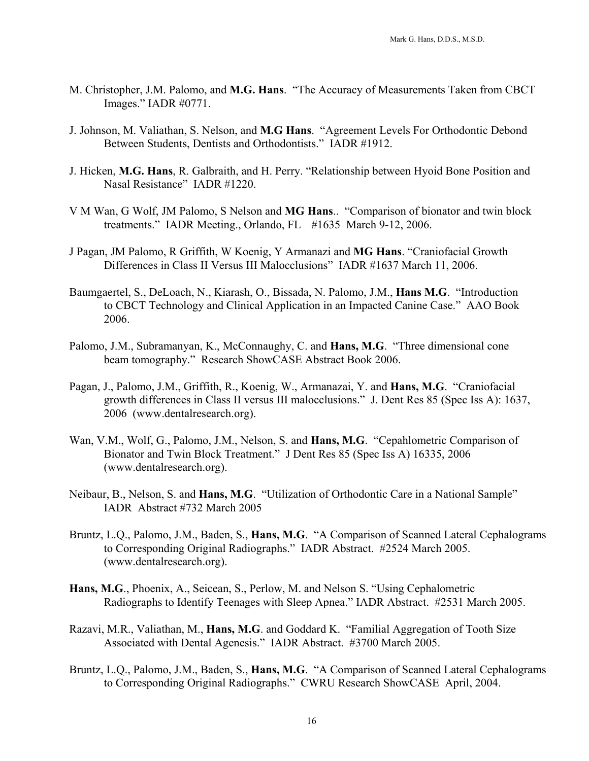M. Christopher, J.M. Palomo, and **M.G. Hans**. "The Accuracy of Measurements Taken from CBCT Images." IADR #0771.

J. Johnson, M. Valiathan, S. Nelson, and **M.G Hans**. "Agreement Levels For Orthodontic Debond Between Students, Dentists and Orthodontists." IADR #1912.

J. Hicken, **M.G. Hans**, R. Galbraith, and H. Perry. "Relationship between Hyoid Bone Position and Nasal Resistance" IADR #1220.

V M Wan, G Wolf, JM Palomo, S Nelson and **MG Hans**.. "Comparison of bionator and twin block treatments." IADR Meeting., Orlando, FL #1635 March 9-12, 2006.

J Pagan, JM Palomo, R Griffith, W Koenig, Y Armanazi and **MG Hans**. "Craniofacial Growth Differences in Class II Versus III Malocclusions" IADR #1637 March 11, 2006.

Baumgaertel, S., DeLoach, N., Kiarash, O., Bissada, N. Palomo, J.M., **Hans M.G**. "Introduction to CBCT Technology and Clinical Application in an Impacted Canine Case." AAO Book 2006.

Palomo, J.M., Subramanyan, K., McConnaughy, C. and **Hans, M.G**. "Three dimensional cone beam tomography." Research ShowCASE Abstract Book 2006.

Pagan, J., Palomo, J.M., Griffith, R., Koenig, W., Armanazai, Y. and **Hans, M.G**. "Craniofacial growth differences in Class II versus III malocclusions." J. Dent Res 85 (Spec Iss A): 1637, 2006 (www.dentalresearch.org).

Wan, V.M., Wolf, G., Palomo, J.M., Nelson, S. and **Hans, M.G**. "Cepahlometric Comparison of Bionator and Twin Block Treatment." J Dent Res 85 (Spec Iss A) 16335, 2006 (www.dentalresearch.org).

Neibaur, B., Nelson, S. and **Hans, M.G**. "Utilization of Orthodontic Care in a National Sample" IADR Abstract #732 March 2005

Bruntz, L.Q., Palomo, J.M., Baden, S., **Hans, M.G**. "A Comparison of Scanned Lateral Cephalograms to Corresponding Original Radiographs." IADR Abstract. #2524 March 2005. (www.dentalresearch.org).

**Hans, M.G**., Phoenix, A., Seicean, S., Perlow, M. and Nelson S. "Using Cephalometric Radiographs to Identify Teenages with Sleep Apnea." IADR Abstract. #2531 March 2005.

Razavi, M.R., Valiathan, M., **Hans, M.G**. and Goddard K. "Familial Aggregation of Tooth Size Associated with Dental Agenesis." IADR Abstract. #3700 March 2005.

Bruntz, L.Q., Palomo, J.M., Baden, S., **Hans, M.G**. "A Comparison of Scanned Lateral Cephalograms to Corresponding Original Radiographs." CWRU Research ShowCASE April, 2004.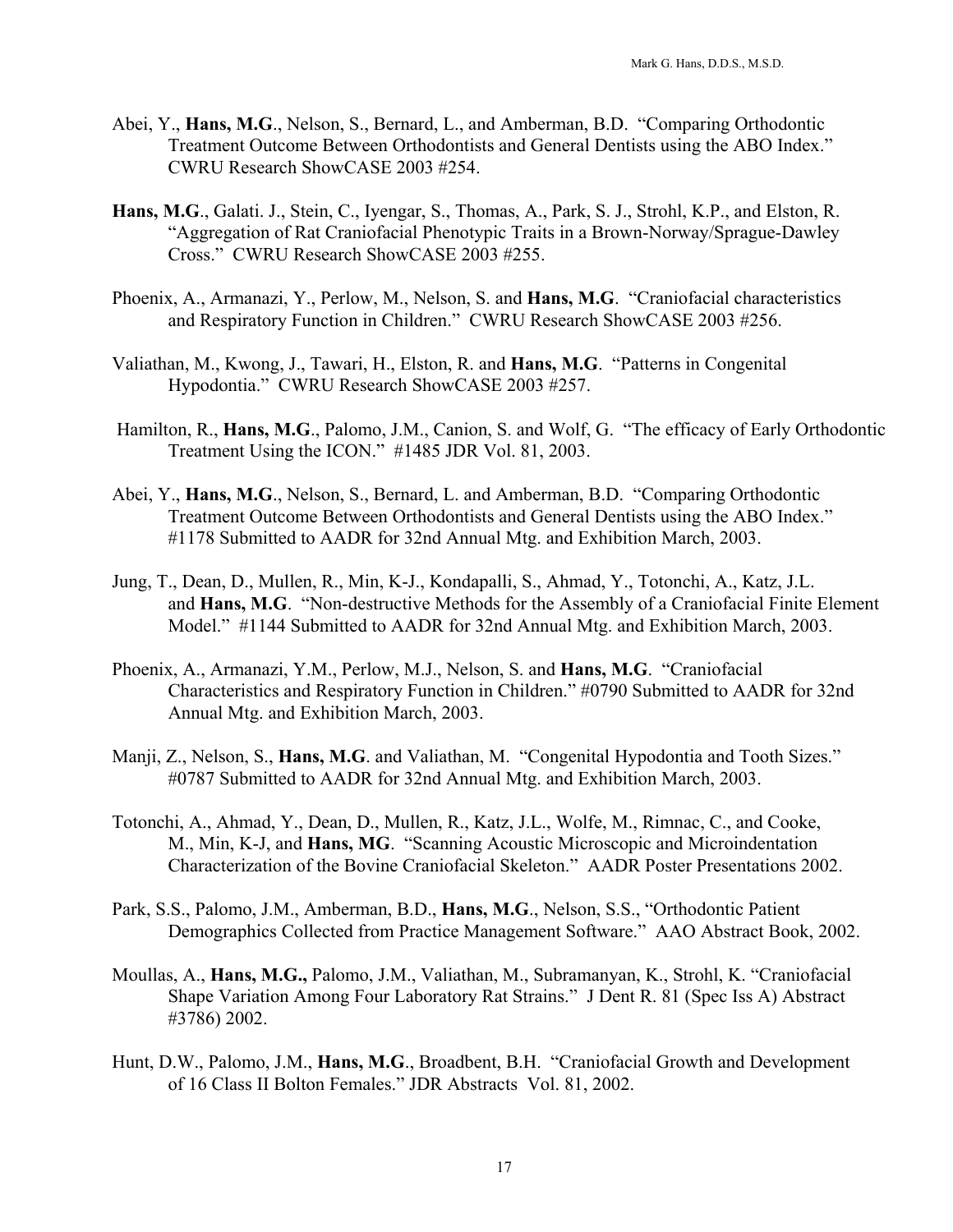Abei, Y., **Hans, M.G**., Nelson, S., Bernard, L., and Amberman, B.D. "Comparing Orthodontic Treatment Outcome Between Orthodontists and General Dentists using the ABO Index." CWRU Research ShowCASE 2003 #254.

**Hans, M.G**., Galati. J., Stein, C., Iyengar, S., Thomas, A., Park, S. J., Strohl, K.P., and Elston, R. "Aggregation of Rat Craniofacial Phenotypic Traits in a Brown-Norway/Sprague-Dawley Cross." CWRU Research ShowCASE 2003 #255.

Phoenix, A., Armanazi, Y., Perlow, M., Nelson, S. and **Hans, M.G**. "Craniofacial characteristics and Respiratory Function in Children." CWRU Research ShowCASE 2003 #256.

Valiathan, M., Kwong, J., Tawari, H., Elston, R. and **Hans, M.G**. "Patterns in Congenital Hypodontia." CWRU Research ShowCASE 2003 #257.

Hamilton, R., **Hans, M.G**., Palomo, J.M., Canion, S. and Wolf, G. "The efficacy of Early Orthodontic Treatment Using the ICON." #1485 JDR Vol. 81, 2003.

Abei, Y., **Hans, M.G**., Nelson, S., Bernard, L. and Amberman, B.D. "Comparing Orthodontic Treatment Outcome Between Orthodontists and General Dentists using the ABO Index." #1178 Submitted to AADR for 32nd Annual Mtg. and Exhibition March, 2003.

Jung, T., Dean, D., Mullen, R., Min, K-J., Kondapalli, S., Ahmad, Y., Totonchi, A., Katz, J.L. and **Hans, M.G**. "Non-destructive Methods for the Assembly of a Craniofacial Finite Element Model." #1144 Submitted to AADR for 32nd Annual Mtg. and Exhibition March, 2003.

Phoenix, A., Armanazi, Y.M., Perlow, M.J., Nelson, S. and **Hans, M.G**. "Craniofacial Characteristics and Respiratory Function in Children." #0790 Submitted to AADR for 32nd Annual Mtg. and Exhibition March, 2003.

Manji, Z., Nelson, S., **Hans, M.G**. and Valiathan, M. "Congenital Hypodontia and Tooth Sizes." #0787 Submitted to AADR for 32nd Annual Mtg. and Exhibition March, 2003.

Totonchi, A., Ahmad, Y., Dean, D., Mullen, R., Katz, J.L., Wolfe, M., Rimnac, C., and Cooke, M., Min, K-J, and **Hans, MG**. "Scanning Acoustic Microscopic and Microindentation Characterization of the Bovine Craniofacial Skeleton." AADR Poster Presentations 2002.

Park, S.S., Palomo, J.M., Amberman, B.D., **Hans, M.G**., Nelson, S.S., "Orthodontic Patient Demographics Collected from Practice Management Software." AAO Abstract Book, 2002.

Moullas, A., **Hans, M.G.,** Palomo, J.M., Valiathan, M., Subramanyan, K., Strohl, K. "Craniofacial Shape Variation Among Four Laboratory Rat Strains." J Dent R. 81 (Spec Iss A) Abstract #3786) 2002.

Hunt, D.W., Palomo, J.M., **Hans, M.G**., Broadbent, B.H. "Craniofacial Growth and Development of 16 Class II Bolton Females." JDR Abstracts Vol. 81, 2002.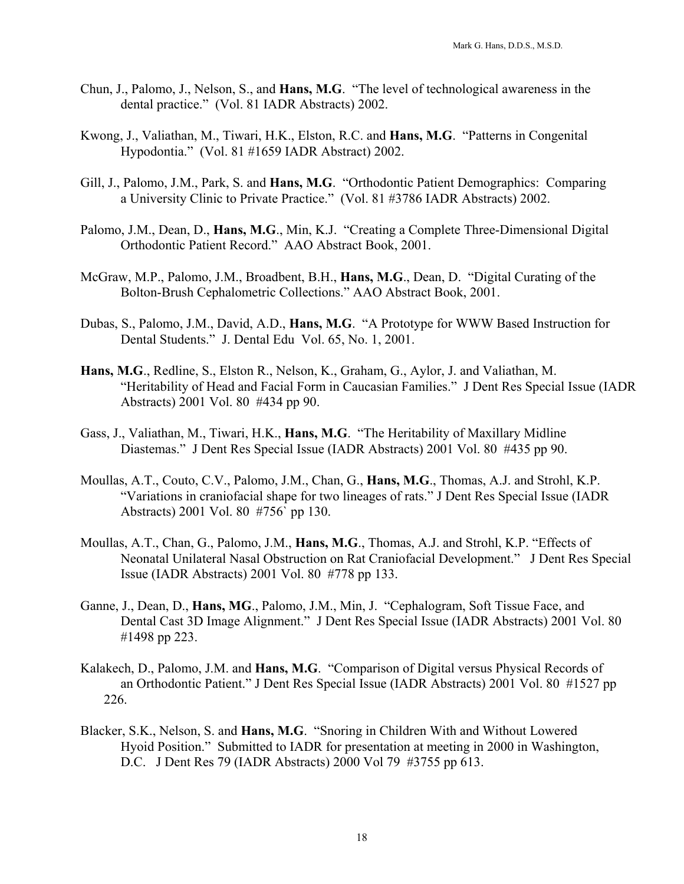Chun, J., Palomo, J., Nelson, S., and **Hans, M.G**. "The level of technological awareness in the dental practice." (Vol. 81 IADR Abstracts) 2002.

Kwong, J., Valiathan, M., Tiwari, H.K., Elston, R.C. and **Hans, M.G**. "Patterns in Congenital Hypodontia." (Vol. 81 #1659 IADR Abstract) 2002.

Gill, J., Palomo, J.M., Park, S. and **Hans, M.G**. "Orthodontic Patient Demographics: Comparing a University Clinic to Private Practice." (Vol. 81 #3786 IADR Abstracts) 2002.

Palomo, J.M., Dean, D., **Hans, M.G**., Min, K.J. "Creating a Complete Three-Dimensional Digital Orthodontic Patient Record." AAO Abstract Book, 2001.

McGraw, M.P., Palomo, J.M., Broadbent, B.H., **Hans, M.G**., Dean, D. "Digital Curating of the Bolton-Brush Cephalometric Collections." AAO Abstract Book, 2001.

Dubas, S., Palomo, J.M., David, A.D., **Hans, M.G**. "A Prototype for WWW Based Instruction for Dental Students." J. Dental Edu Vol. 65, No. 1, 2001.

**Hans, M.G**., Redline, S., Elston R., Nelson, K., Graham, G., Aylor, J. and Valiathan, M. "Heritability of Head and Facial Form in Caucasian Families." J Dent Res Special Issue (IADR Abstracts) 2001 Vol. 80 #434 pp 90.

Gass, J., Valiathan, M., Tiwari, H.K., **Hans, M.G**. "The Heritability of Maxillary Midline Diastemas." J Dent Res Special Issue (IADR Abstracts) 2001 Vol. 80 #435 pp 90.

Moullas, A.T., Couto, C.V., Palomo, J.M., Chan, G., **Hans, M.G**., Thomas, A.J. and Strohl, K.P. "Variations in craniofacial shape for two lineages of rats." J Dent Res Special Issue (IADR Abstracts) 2001 Vol. 80 #756` pp 130.

Moullas, A.T., Chan, G., Palomo, J.M., **Hans, M.G**., Thomas, A.J. and Strohl, K.P. "Effects of Neonatal Unilateral Nasal Obstruction on Rat Craniofacial Development." J Dent Res Special Issue (IADR Abstracts) 2001 Vol. 80 #778 pp 133.

Ganne, J., Dean, D., **Hans, MG**., Palomo, J.M., Min, J. "Cephalogram, Soft Tissue Face, and Dental Cast 3D Image Alignment." J Dent Res Special Issue (IADR Abstracts) 2001 Vol. 80 #1498 pp 223.

Kalakech, D., Palomo, J.M. and **Hans, M.G**. "Comparison of Digital versus Physical Records of an Orthodontic Patient." J Dent Res Special Issue (IADR Abstracts) 2001 Vol. 80 #1527 pp 226.

Blacker, S.K., Nelson, S. and **Hans, M.G**. "Snoring in Children With and Without Lowered Hyoid Position." Submitted to IADR for presentation at meeting in 2000 in Washington, D.C. J Dent Res 79 (IADR Abstracts) 2000 Vol 79 #3755 pp 613.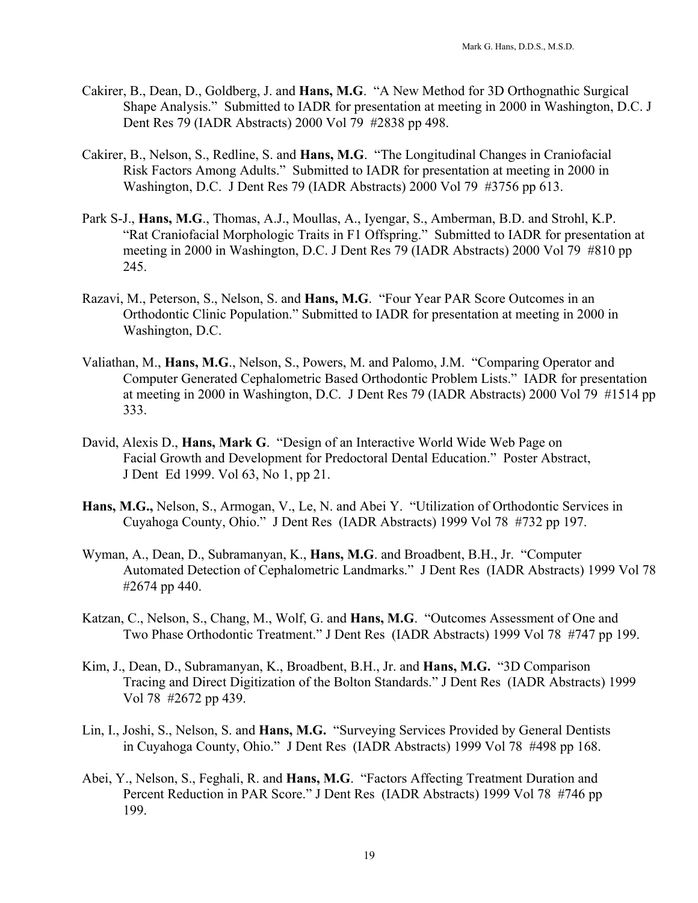Cakirer, B., Dean, D., Goldberg, J. and **Hans, M.G**. "A New Method for 3D Orthognathic Surgical Shape Analysis." Submitted to IADR for presentation at meeting in 2000 in Washington, D.C. J Dent Res 79 (IADR Abstracts) 2000 Vol 79 #2838 pp 498.

Cakirer, B., Nelson, S., Redline, S. and **Hans, M.G**. "The Longitudinal Changes in Craniofacial Risk Factors Among Adults." Submitted to IADR for presentation at meeting in 2000 in Washington, D.C. J Dent Res 79 (IADR Abstracts) 2000 Vol 79 #3756 pp 613.

Park S-J., **Hans, M.G**., Thomas, A.J., Moullas, A., Iyengar, S., Amberman, B.D. and Strohl, K.P. "Rat Craniofacial Morphologic Traits in F1 Offspring." Submitted to IADR for presentation at meeting in 2000 in Washington, D.C. J Dent Res 79 (IADR Abstracts) 2000 Vol 79 #810 pp 245.

Razavi, M., Peterson, S., Nelson, S. and **Hans, M.G**. "Four Year PAR Score Outcomes in an Orthodontic Clinic Population." Submitted to IADR for presentation at meeting in 2000 in Washington, D.C.

Valiathan, M., **Hans, M.G**., Nelson, S., Powers, M. and Palomo, J.M. "Comparing Operator and Computer Generated Cephalometric Based Orthodontic Problem Lists." IADR for presentation at meeting in 2000 in Washington, D.C. J Dent Res 79 (IADR Abstracts) 2000 Vol 79 #1514 pp 333.

David, Alexis D., **Hans, Mark G**. "Design of an Interactive World Wide Web Page on Facial Growth and Development for Predoctoral Dental Education." Poster Abstract, J Dent Ed 1999. Vol 63, No 1, pp 21.

**Hans, M.G.,** Nelson, S., Armogan, V., Le, N. and Abei Y. "Utilization of Orthodontic Services in Cuyahoga County, Ohio." J Dent Res (IADR Abstracts) 1999 Vol 78 #732 pp 197.

Wyman, A., Dean, D., Subramanyan, K., **Hans, M.G**. and Broadbent, B.H., Jr. "Computer Automated Detection of Cephalometric Landmarks." J Dent Res (IADR Abstracts) 1999 Vol 78 #2674 pp 440.

Katzan, C., Nelson, S., Chang, M., Wolf, G. and **Hans, M.G**. "Outcomes Assessment of One and Two Phase Orthodontic Treatment." J Dent Res (IADR Abstracts) 1999 Vol 78 #747 pp 199.

Kim, J., Dean, D., Subramanyan, K., Broadbent, B.H., Jr. and **Hans, M.G.** "3D Comparison Tracing and Direct Digitization of the Bolton Standards." J Dent Res (IADR Abstracts) 1999 Vol 78 #2672 pp 439.

Lin, I., Joshi, S., Nelson, S. and **Hans, M.G.** "Surveying Services Provided by General Dentists in Cuyahoga County, Ohio." J Dent Res (IADR Abstracts) 1999 Vol 78 #498 pp 168.

Abei, Y., Nelson, S., Feghali, R. and **Hans, M.G**. "Factors Affecting Treatment Duration and Percent Reduction in PAR Score." J Dent Res (IADR Abstracts) 1999 Vol 78 #746 pp 199.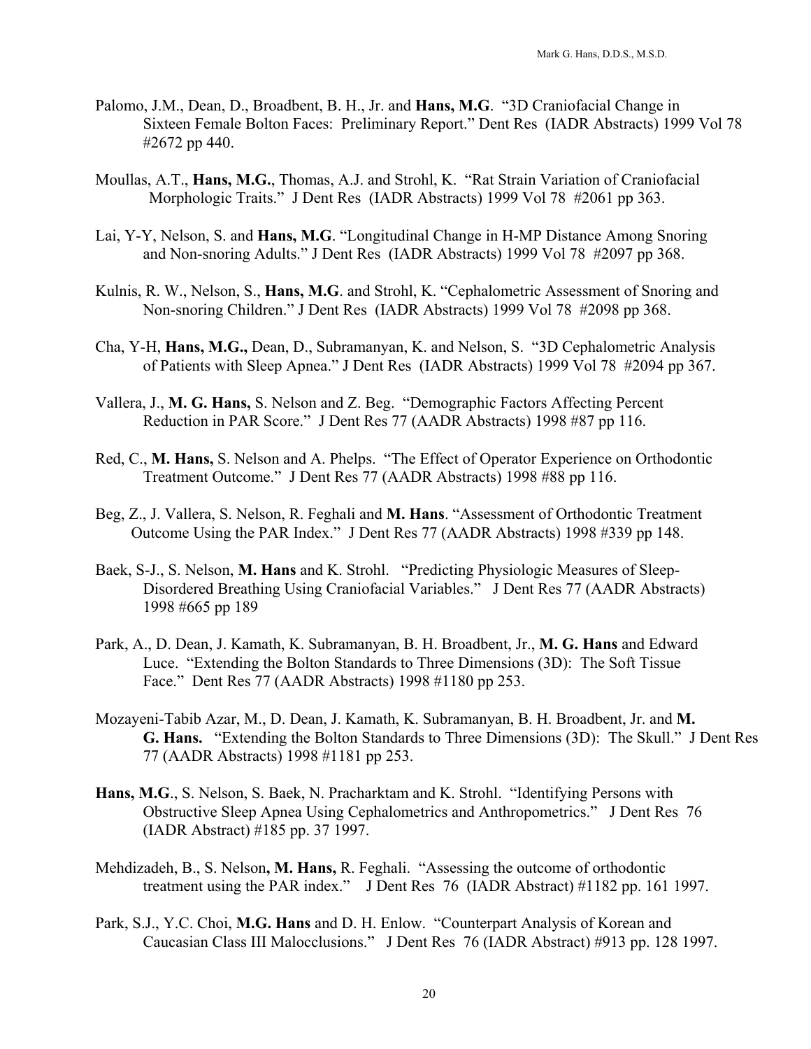Palomo, J.M., Dean, D., Broadbent, B. H., Jr. and **Hans, M.G**. "3D Craniofacial Change in Sixteen Female Bolton Faces: Preliminary Report." Dent Res (IADR Abstracts) 1999 Vol 78 #2672 pp 440.

Moullas, A.T., **Hans, M.G.**, Thomas, A.J. and Strohl, K. "Rat Strain Variation of Craniofacial Morphologic Traits." J Dent Res (IADR Abstracts) 1999 Vol 78 #2061 pp 363.

Lai, Y-Y, Nelson, S. and **Hans, M.G**. "Longitudinal Change in H-MP Distance Among Snoring and Non-snoring Adults." J Dent Res (IADR Abstracts) 1999 Vol 78 #2097 pp 368.

Kulnis, R. W., Nelson, S., **Hans, M.G**. and Strohl, K. "Cephalometric Assessment of Snoring and Non-snoring Children." J Dent Res (IADR Abstracts) 1999 Vol 78 #2098 pp 368.

Cha, Y-H, **Hans, M.G.,** Dean, D., Subramanyan, K. and Nelson, S. "3D Cephalometric Analysis of Patients with Sleep Apnea." J Dent Res (IADR Abstracts) 1999 Vol 78 #2094 pp 367.

Vallera, J., **M. G. Hans,** S. Nelson and Z. Beg. "Demographic Factors Affecting Percent Reduction in PAR Score." J Dent Res 77 (AADR Abstracts) 1998 #87 pp 116.

Red, C., **M. Hans,** S. Nelson and A. Phelps. "The Effect of Operator Experience on Orthodontic Treatment Outcome." J Dent Res 77 (AADR Abstracts) 1998 #88 pp 116.

Beg, Z., J. Vallera, S. Nelson, R. Feghali and **M. Hans**. "Assessment of Orthodontic Treatment Outcome Using the PAR Index." J Dent Res 77 (AADR Abstracts) 1998 #339 pp 148.

Baek, S-J., S. Nelson, **M. Hans** and K. Strohl. "Predicting Physiologic Measures of Sleep-Disordered Breathing Using Craniofacial Variables." J Dent Res 77 (AADR Abstracts) 1998 #665 pp 189

Park, A., D. Dean, J. Kamath, K. Subramanyan, B. H. Broadbent, Jr., **M. G. Hans** and Edward Luce. "Extending the Bolton Standards to Three Dimensions (3D): The Soft Tissue Face." Dent Res 77 (AADR Abstracts) 1998 #1180 pp 253.

Mozayeni-Tabib Azar, M., D. Dean, J. Kamath, K. Subramanyan, B. H. Broadbent, Jr. and **M. G. Hans.** "Extending the Bolton Standards to Three Dimensions (3D): The Skull." J Dent Res 77 (AADR Abstracts) 1998 #1181 pp 253.

**Hans, M.G**., S. Nelson, S. Baek, N. Pracharktam and K. Strohl. "Identifying Persons with Obstructive Sleep Apnea Using Cephalometrics and Anthropometrics." J Dent Res 76 (IADR Abstract) #185 pp. 37 1997.

Mehdizadeh, B., S. Nelson**, M. Hans,** R. Feghali. "Assessing the outcome of orthodontic treatment using the PAR index." J Dent Res 76 (IADR Abstract) #1182 pp. 161 1997.

Park, S.J., Y.C. Choi, **M.G. Hans** and D. H. Enlow. "Counterpart Analysis of Korean and Caucasian Class III Malocclusions." J Dent Res 76 (IADR Abstract) #913 pp. 128 1997.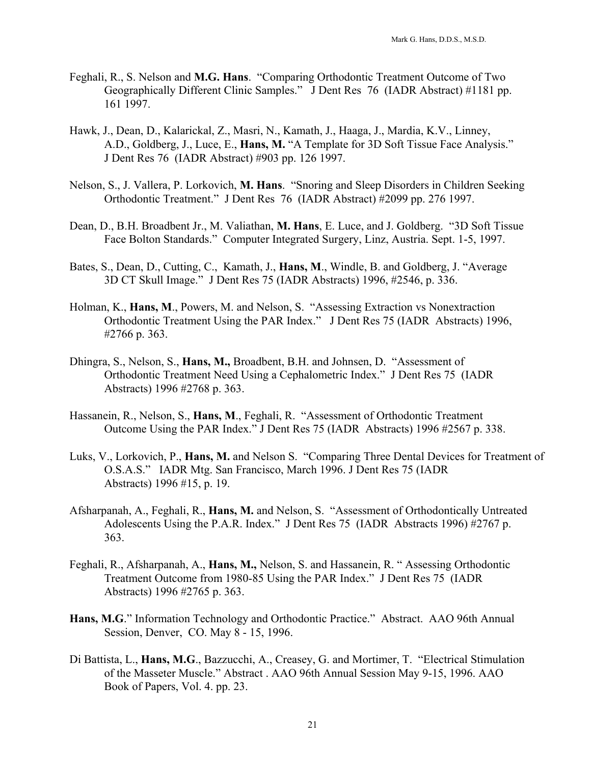Feghali, R., S. Nelson and **M.G. Hans**. "Comparing Orthodontic Treatment Outcome of Two Geographically Different Clinic Samples." J Dent Res 76 (IADR Abstract) #1181 pp. 161 1997.

Hawk, J., Dean, D., Kalarickal, Z., Masri, N., Kamath, J., Haaga, J., Mardia, K.V., Linney, A.D., Goldberg, J., Luce, E., **Hans, M.** "A Template for 3D Soft Tissue Face Analysis." J Dent Res 76 (IADR Abstract) #903 pp. 126 1997.

Nelson, S., J. Vallera, P. Lorkovich, **M. Hans**. "Snoring and Sleep Disorders in Children Seeking Orthodontic Treatment." J Dent Res 76 (IADR Abstract) #2099 pp. 276 1997.

Dean, D., B.H. Broadbent Jr., M. Valiathan, **M. Hans**, E. Luce, and J. Goldberg. "3D Soft Tissue Face Bolton Standards." Computer Integrated Surgery, Linz, Austria. Sept. 1-5, 1997.

Bates, S., Dean, D., Cutting, C., Kamath, J., **Hans, M**., Windle, B. and Goldberg, J. "Average 3D CT Skull Image." J Dent Res 75 (IADR Abstracts) 1996, #2546, p. 336.

Holman, K., **Hans, M**., Powers, M. and Nelson, S. "Assessing Extraction vs Nonextraction Orthodontic Treatment Using the PAR Index." J Dent Res 75 (IADR Abstracts) 1996, #2766 p. 363.

Dhingra, S., Nelson, S., **Hans, M.,** Broadbent, B.H. and Johnsen, D. "Assessment of Orthodontic Treatment Need Using a Cephalometric Index." J Dent Res 75 (IADR Abstracts) 1996 #2768 p. 363.

Hassanein, R., Nelson, S., **Hans, M**., Feghali, R. "Assessment of Orthodontic Treatment Outcome Using the PAR Index." J Dent Res 75 (IADR Abstracts) 1996 #2567 p. 338.

Luks, V., Lorkovich, P., **Hans, M.** and Nelson S. "Comparing Three Dental Devices for Treatment of O.S.A.S." IADR Mtg. San Francisco, March 1996. J Dent Res 75 (IADR Abstracts) 1996 #15, p. 19.

Afsharpanah, A., Feghali, R., **Hans, M.** and Nelson, S. "Assessment of Orthodontically Untreated Adolescents Using the P.A.R. Index." J Dent Res 75 (IADR Abstracts 1996) #2767 p. 363.

Feghali, R., Afsharpanah, A., **Hans, M.,** Nelson, S. and Hassanein, R. " Assessing Orthodontic Treatment Outcome from 1980-85 Using the PAR Index." J Dent Res 75 (IADR Abstracts) 1996 #2765 p. 363.

**Hans, M.G**." Information Technology and Orthodontic Practice." Abstract. AAO 96th Annual Session, Denver, CO. May 8 - 15, 1996.

Di Battista, L., **Hans, M.G**., Bazzucchi, A., Creasey, G. and Mortimer, T. "Electrical Stimulation of the Masseter Muscle." Abstract . AAO 96th Annual Session May 9-15, 1996. AAO Book of Papers, Vol. 4. pp. 23.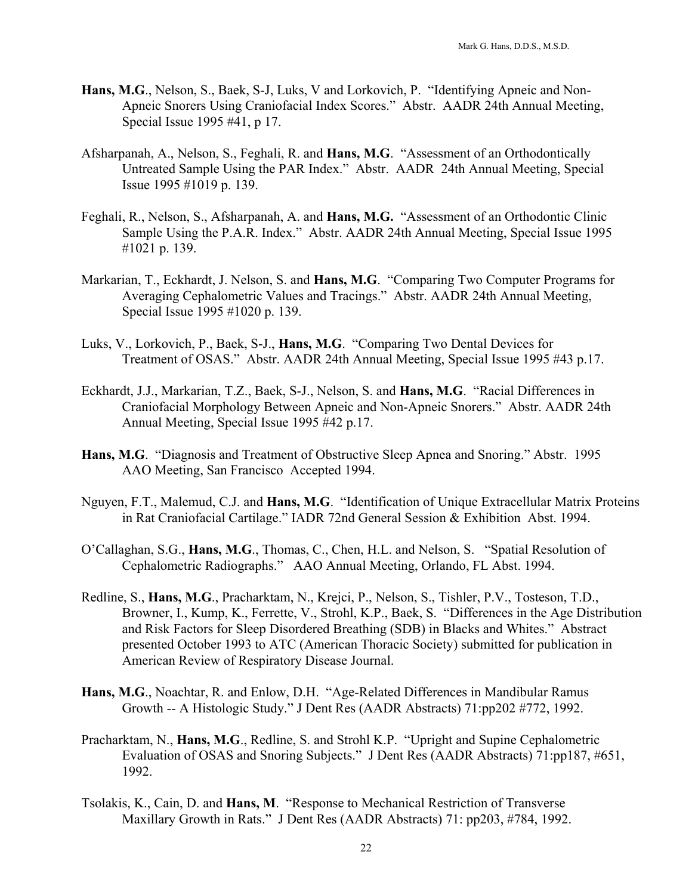**Hans, M.G**., Nelson, S., Baek, S-J, Luks, V and Lorkovich, P. "Identifying Apneic and Non-Apneic Snorers Using Craniofacial Index Scores." Abstr. AADR 24th Annual Meeting, Special Issue 1995 #41, p 17.

Afsharpanah, A., Nelson, S., Feghali, R. and **Hans, M.G**. "Assessment of an Orthodontically Untreated Sample Using the PAR Index." Abstr. AADR 24th Annual Meeting, Special Issue 1995 #1019 p. 139.

Feghali, R., Nelson, S., Afsharpanah, A. and **Hans, M.G.** "Assessment of an Orthodontic Clinic Sample Using the P.A.R. Index." Abstr. AADR 24th Annual Meeting, Special Issue 1995 #1021 p. 139.

Markarian, T., Eckhardt, J. Nelson, S. and **Hans, M.G**. "Comparing Two Computer Programs for Averaging Cephalometric Values and Tracings." Abstr. AADR 24th Annual Meeting, Special Issue 1995 #1020 p. 139.

Luks, V., Lorkovich, P., Baek, S-J., **Hans, M.G**. "Comparing Two Dental Devices for Treatment of OSAS." Abstr. AADR 24th Annual Meeting, Special Issue 1995 #43 p.17.

Eckhardt, J.J., Markarian, T.Z., Baek, S-J., Nelson, S. and **Hans, M.G**. "Racial Differences in Craniofacial Morphology Between Apneic and Non-Apneic Snorers." Abstr. AADR 24th Annual Meeting, Special Issue 1995 #42 p.17.

**Hans, M.G**. "Diagnosis and Treatment of Obstructive Sleep Apnea and Snoring." Abstr. 1995 AAO Meeting, San Francisco Accepted 1994.

Nguyen, F.T., Malemud, C.J. and **Hans, M.G**. "Identification of Unique Extracellular Matrix Proteins in Rat Craniofacial Cartilage." IADR 72nd General Session & Exhibition Abst. 1994.

O'Callaghan, S.G., **Hans, M.G**., Thomas, C., Chen, H.L. and Nelson, S. "Spatial Resolution of Cephalometric Radiographs." AAO Annual Meeting, Orlando, FL Abst. 1994.

Redline, S., **Hans, M.G**., Pracharktam, N., Krejci, P., Nelson, S., Tishler, P.V., Tosteson, T.D., Browner, I., Kump, K., Ferrette, V., Strohl, K.P., Baek, S. "Differences in the Age Distribution and Risk Factors for Sleep Disordered Breathing (SDB) in Blacks and Whites." Abstract presented October 1993 to ATC (American Thoracic Society) submitted for publication in American Review of Respiratory Disease Journal.

**Hans, M.G**., Noachtar, R. and Enlow, D.H. "Age-Related Differences in Mandibular Ramus Growth -- A Histologic Study." J Dent Res (AADR Abstracts) 71:pp202 #772, 1992.

Pracharktam, N., **Hans, M.G**., Redline, S. and Strohl K.P. "Upright and Supine Cephalometric Evaluation of OSAS and Snoring Subjects." J Dent Res (AADR Abstracts) 71:pp187, #651, 1992.

Tsolakis, K., Cain, D. and **Hans, M**. "Response to Mechanical Restriction of Transverse Maxillary Growth in Rats." J Dent Res (AADR Abstracts) 71: pp203, #784, 1992.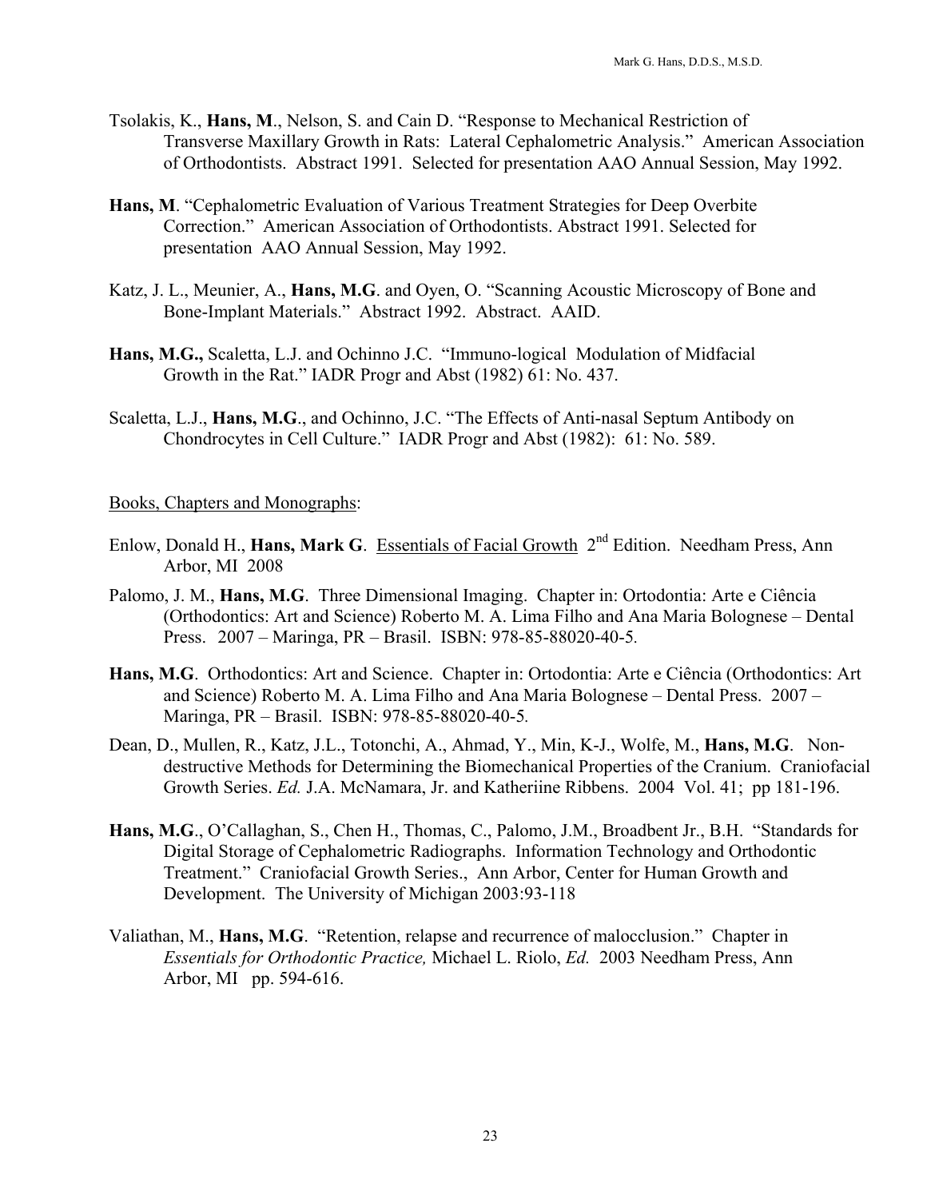Tsolakis, K., **Hans, M**., Nelson, S. and Cain D. "Response to Mechanical Restriction of Transverse Maxillary Growth in Rats: Lateral Cephalometric Analysis." American Association of Orthodontists. Abstract 1991. Selected for presentation AAO Annual Session, May 1992.

**Hans, M**. "Cephalometric Evaluation of Various Treatment Strategies for Deep Overbite Correction." American Association of Orthodontists. Abstract 1991. Selected for presentation AAO Annual Session, May 1992.

Katz, J. L., Meunier, A., **Hans, M.G**. and Oyen, O. "Scanning Acoustic Microscopy of Bone and Bone-Implant Materials." Abstract 1992. Abstract. AAID.

**Hans, M.G.,** Scaletta, L.J. and Ochinno J.C. "Immuno-logical Modulation of Midfacial Growth in the Rat." IADR Progr and Abst (1982) 61: No. 437.

Scaletta, L.J., **Hans, M.G**., and Ochinno, J.C. "The Effects of Anti-nasal Septum Antibody on Chondrocytes in Cell Culture." IADR Progr and Abst (1982): 61: No. 589.

<u>Books, Chapters and Monographs</u>:

Enlow, Donald H., **Hans, Mark G**. <u>Essentials of Facial Growth</u> 2nd Edition. Needham Press, Ann Arbor, MI 2008

Palomo, J. M., **Hans, M.G**. Three Dimensional Imaging. Chapter in: Ortodontia: Arte e Ciência (Orthodontics: Art and Science) Roberto M. A. Lima Filho and Ana Maria Bolognese – Dental Press. 2007 – Maringa, PR – Brasil. ISBN: 978-85-88020-40-5.

**Hans, M.G**. Orthodontics: Art and Science. Chapter in: Ortodontia: Arte e Ciência (Orthodontics: Art and Science) Roberto M. A. Lima Filho and Ana Maria Bolognese – Dental Press. 2007 – Maringa, PR – Brasil. ISBN: 978-85-88020-40-5.

Dean, D., Mullen, R., Katz, J.L., Totonchi, A., Ahmad, Y., Min, K-J., Wolfe, M., **Hans, M.G**. Non-destructive Methods for Determining the Biomechanical Properties of the Cranium. Craniofacial Growth Series. *Ed.* J.A. McNamara, Jr. and Katheriine Ribbens. 2004 Vol. 41; pp 181-196.

**Hans, M.G**., O'Callaghan, S., Chen H., Thomas, C., Palomo, J.M., Broadbent Jr., B.H. "Standards for Digital Storage of Cephalometric Radiographs. Information Technology and Orthodontic Treatment." Craniofacial Growth Series., Ann Arbor, Center for Human Growth and Development. The University of Michigan 2003:93-118

Valiathan, M., **Hans, M.G**. "Retention, relapse and recurrence of malocclusion." Chapter in *Essentials for Orthodontic Practice,* Michael L. Riolo, *Ed.* 2003 Needham Press, Ann Arbor, MI pp. 594-616.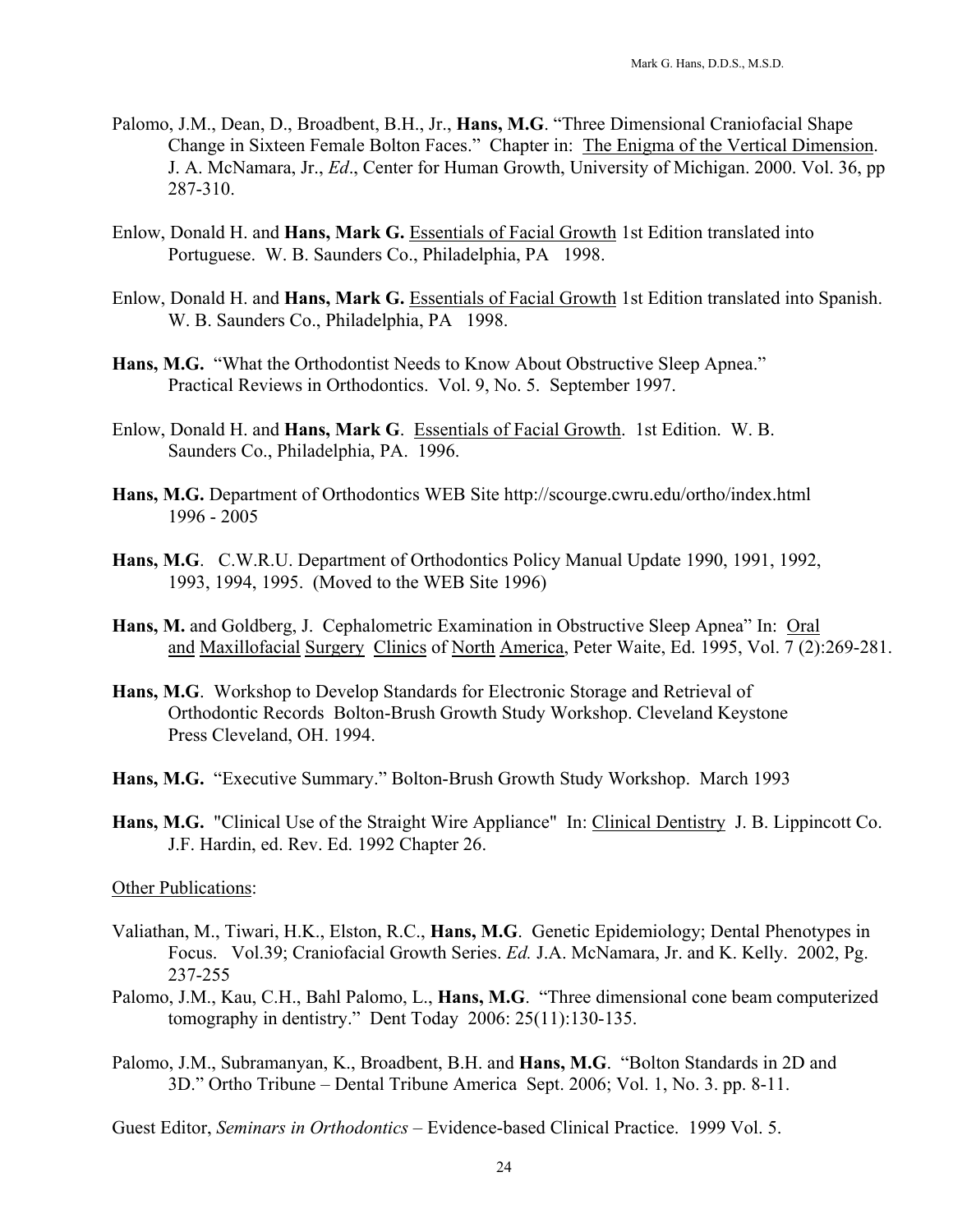Palomo, J.M., Dean, D., Broadbent, B.H., Jr., **Hans, M.G**. "Three Dimensional Craniofacial Shape Change in Sixteen Female Bolton Faces." Chapter in: The Enigma of the Vertical Dimension. J. A. McNamara, Jr., *Ed*., Center for Human Growth, University of Michigan. 2000. Vol. 36, pp 287-310.

Enlow, Donald H. and **Hans, Mark G.** Essentials of Facial Growth 1st Edition translated into Portuguese. W. B. Saunders Co., Philadelphia, PA 1998.

Enlow, Donald H. and **Hans, Mark G.** Essentials of Facial Growth 1st Edition translated into Spanish. W. B. Saunders Co., Philadelphia, PA 1998.

**Hans, M.G.** "What the Orthodontist Needs to Know About Obstructive Sleep Apnea." Practical Reviews in Orthodontics. Vol. 9, No. 5. September 1997.

Enlow, Donald H. and **Hans, Mark G**. Essentials of Facial Growth. 1st Edition. W. B. Saunders Co., Philadelphia, PA. 1996.

**Hans, M.G.** Department of Orthodontics WEB Site http://scourge.cwru.edu/ortho/index.html 1996 - 2005

**Hans, M.G**. C.W.R.U. Department of Orthodontics Policy Manual Update 1990, 1991, 1992, 1993, 1994, 1995. (Moved to the WEB Site 1996)

**Hans, M.** and Goldberg, J. Cephalometric Examination in Obstructive Sleep Apnea" In: Oral and Maxillofacial Surgery Clinics of North America, Peter Waite, Ed. 1995, Vol. 7 (2):269-281.

**Hans, M.G**. Workshop to Develop Standards for Electronic Storage and Retrieval of Orthodontic Records Bolton-Brush Growth Study Workshop. Cleveland Keystone Press Cleveland, OH. 1994.

**Hans, M.G.** "Executive Summary." Bolton-Brush Growth Study Workshop. March 1993

**Hans, M.G.** "Clinical Use of the Straight Wire Appliance" In: Clinical Dentistry J. B. Lippincott Co. J.F. Hardin, ed. Rev. Ed. 1992 Chapter 26.

Other Publications:

Valiathan, M., Tiwari, H.K., Elston, R.C., **Hans, M.G**. Genetic Epidemiology; Dental Phenotypes in Focus. Vol.39; Craniofacial Growth Series. *Ed.* J.A. McNamara, Jr. and K. Kelly. 2002, Pg. 237-255

Palomo, J.M., Kau, C.H., Bahl Palomo, L., **Hans, M.G**. "Three dimensional cone beam computerized tomography in dentistry." Dent Today 2006: 25(11):130-135.

Palomo, J.M., Subramanyan, K., Broadbent, B.H. and **Hans, M.G**. "Bolton Standards in 2D and 3D." Ortho Tribune – Dental Tribune America Sept. 2006; Vol. 1, No. 3. pp. 8-11.

Guest Editor, *Seminars in Orthodontics* – Evidence-based Clinical Practice. 1999 Vol. 5.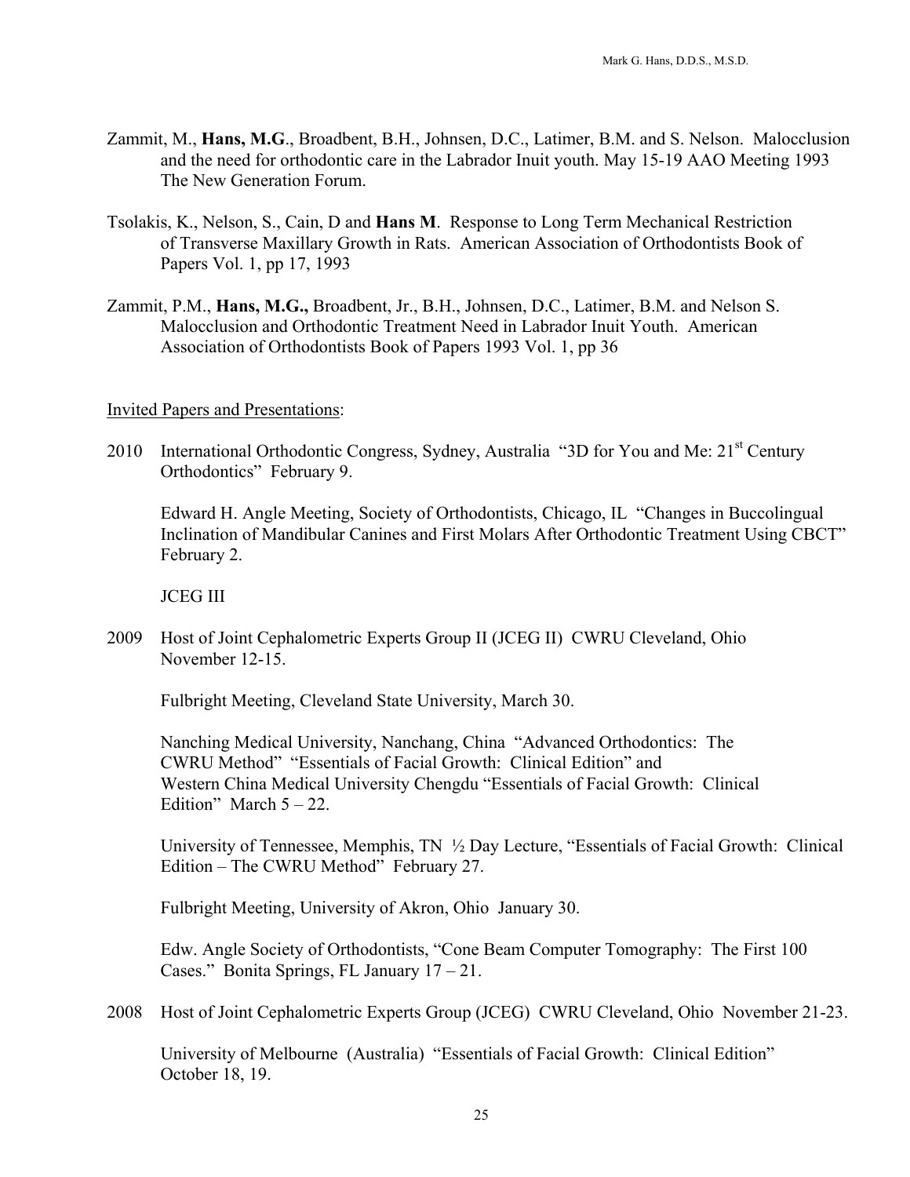Zammit, M., **Hans, M.G**., Broadbent, B.H., Johnsen, D.C., Latimer, B.M. and S. Nelson. Malocclusion and the need for orthodontic care in the Labrador Inuit youth. May 15-19 AAO Meeting 1993 The New Generation Forum.

Tsolakis, K., Nelson, S., Cain, D and **Hans M**. Response to Long Term Mechanical Restriction of Transverse Maxillary Growth in Rats. American Association of Orthodontists Book of Papers Vol. 1, pp 17, 1993

Zammit, P.M., **Hans, M.G.,** Broadbent, Jr., B.H., Johnsen, D.C., Latimer, B.M. and Nelson S. Malocclusion and Orthodontic Treatment Need in Labrador Inuit Youth. American Association of Orthodontists Book of Papers 1993 Vol. 1, pp 36

<u>Invited Papers and Presentations</u>:

2010 International Orthodontic Congress, Sydney, Australia "3D for You and Me: 21st Century Orthodontics" February 9.

Edward H. Angle Meeting, Society of Orthodontists, Chicago, IL "Changes in Buccolingual Inclination of Mandibular Canines and First Molars After Orthodontic Treatment Using CBCT" February 2.

JCEG III

2009 Host of Joint Cephalometric Experts Group II (JCEG II) CWRU Cleveland, Ohio November 12-15.

Fulbright Meeting, Cleveland State University, March 30.

Nanching Medical University, Nanchang, China "Advanced Orthodontics: The CWRU Method" "Essentials of Facial Growth: Clinical Edition" and Western China Medical University Chengdu "Essentials of Facial Growth: Clinical Edition" March 5 – 22.

University of Tennessee, Memphis, TN ½ Day Lecture, "Essentials of Facial Growth: Clinical Edition – The CWRU Method" February 27.

Fulbright Meeting, University of Akron, Ohio January 30.

Edw. Angle Society of Orthodontists, "Cone Beam Computer Tomography: The First 100 Cases." Bonita Springs, FL January 17 – 21.

2008 Host of Joint Cephalometric Experts Group (JCEG) CWRU Cleveland, Ohio November 21-23.

University of Melbourne (Australia) "Essentials of Facial Growth: Clinical Edition" October 18, 19.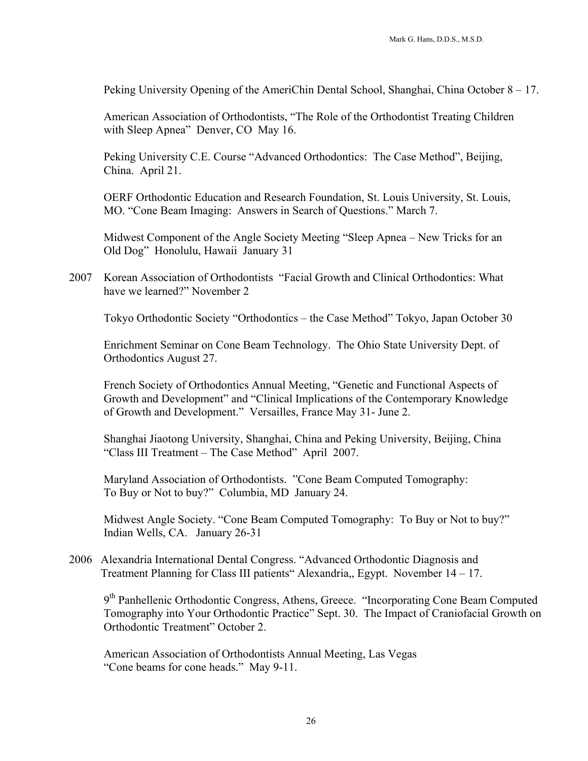Peking University Opening of the AmeriChin Dental School, Shanghai, China October 8 – 17.

American Association of Orthodontists, "The Role of the Orthodontist Treating Children with Sleep Apnea" Denver, CO May 16.

Peking University C.E. Course "Advanced Orthodontics: The Case Method", Beijing, China. April 21.

OERF Orthodontic Education and Research Foundation, St. Louis University, St. Louis, MO. "Cone Beam Imaging: Answers in Search of Questions." March 7.

Midwest Component of the Angle Society Meeting "Sleep Apnea – New Tricks for an Old Dog" Honolulu, Hawaii January 31

2007 Korean Association of Orthodontists "Facial Growth and Clinical Orthodontics: What have we learned?" November 2

Tokyo Orthodontic Society "Orthodontics – the Case Method" Tokyo, Japan October 30

Enrichment Seminar on Cone Beam Technology. The Ohio State University Dept. of Orthodontics August 27.

French Society of Orthodontics Annual Meeting, "Genetic and Functional Aspects of Growth and Development" and "Clinical Implications of the Contemporary Knowledge of Growth and Development." Versailles, France May 31- June 2.

Shanghai Jiaotong University, Shanghai, China and Peking University, Beijing, China "Class III Treatment – The Case Method" April 2007.

Maryland Association of Orthodontists. "Cone Beam Computed Tomography: To Buy or Not to buy?" Columbia, MD January 24.

Midwest Angle Society. "Cone Beam Computed Tomography: To Buy or Not to buy?" Indian Wells, CA. January 26-31

2006 Alexandria International Dental Congress. "Advanced Orthodontic Diagnosis and Treatment Planning for Class III patients" Alexandria,, Egypt. November 14 – 17.

9th Panhellenic Orthodontic Congress, Athens, Greece. "Incorporating Cone Beam Computed Tomography into Your Orthodontic Practice" Sept. 30. The Impact of Craniofacial Growth on Orthodontic Treatment" October 2.

American Association of Orthodontists Annual Meeting, Las Vegas "Cone beams for cone heads." May 9-11.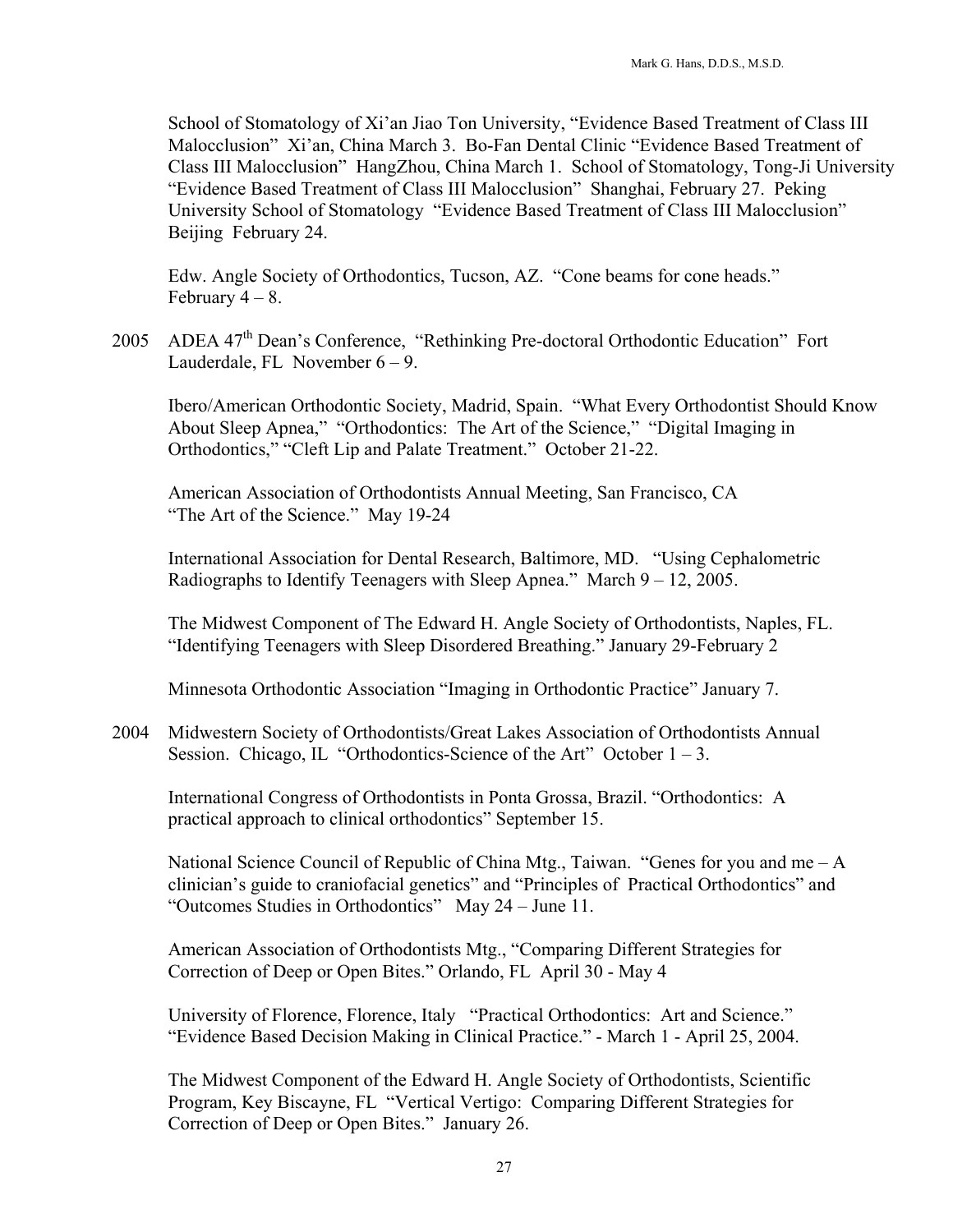School of Stomatology of Xi'an Jiao Ton University, "Evidence Based Treatment of Class III Malocclusion" Xi'an, China March 3. Bo-Fan Dental Clinic "Evidence Based Treatment of Class III Malocclusion" HangZhou, China March 1. School of Stomatology, Tong-Ji University "Evidence Based Treatment of Class III Malocclusion" Shanghai, February 27. Peking University School of Stomatology "Evidence Based Treatment of Class III Malocclusion" Beijing February 24.

Edw. Angle Society of Orthodontics, Tucson, AZ. "Cone beams for cone heads." February 4 – 8.

2005 ADEA 47th Dean's Conference, "Rethinking Pre-doctoral Orthodontic Education" Fort Lauderdale, FL November 6 – 9.

Ibero/American Orthodontic Society, Madrid, Spain. "What Every Orthodontist Should Know About Sleep Apnea," "Orthodontics: The Art of the Science," "Digital Imaging in Orthodontics," "Cleft Lip and Palate Treatment." October 21-22.

American Association of Orthodontists Annual Meeting, San Francisco, CA "The Art of the Science." May 19-24

International Association for Dental Research, Baltimore, MD. "Using Cephalometric Radiographs to Identify Teenagers with Sleep Apnea." March 9 – 12, 2005.

The Midwest Component of The Edward H. Angle Society of Orthodontists, Naples, FL. "Identifying Teenagers with Sleep Disordered Breathing." January 29-February 2

Minnesota Orthodontic Association "Imaging in Orthodontic Practice" January 7.

2004 Midwestern Society of Orthodontists/Great Lakes Association of Orthodontists Annual Session. Chicago, IL "Orthodontics-Science of the Art" October 1 – 3.

International Congress of Orthodontists in Ponta Grossa, Brazil. "Orthodontics: A practical approach to clinical orthodontics" September 15.

National Science Council of Republic of China Mtg., Taiwan. "Genes for you and me – A clinician's guide to craniofacial genetics" and "Principles of Practical Orthodontics" and "Outcomes Studies in Orthodontics" May 24 – June 11.

American Association of Orthodontists Mtg., "Comparing Different Strategies for Correction of Deep or Open Bites." Orlando, FL April 30 - May 4

University of Florence, Florence, Italy "Practical Orthodontics: Art and Science." "Evidence Based Decision Making in Clinical Practice." - March 1 - April 25, 2004.

The Midwest Component of the Edward H. Angle Society of Orthodontists, Scientific Program, Key Biscayne, FL "Vertical Vertigo: Comparing Different Strategies for Correction of Deep or Open Bites." January 26.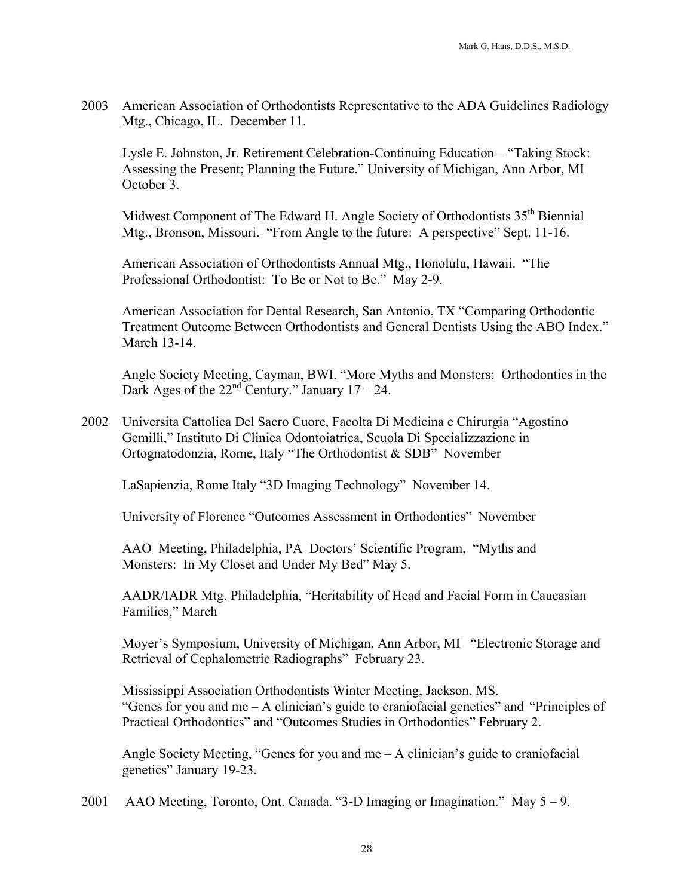2003 American Association of Orthodontists Representative to the ADA Guidelines Radiology Mtg., Chicago, IL. December 11.

Lysle E. Johnston, Jr. Retirement Celebration-Continuing Education – "Taking Stock: Assessing the Present; Planning the Future." University of Michigan, Ann Arbor, MI October 3.

Midwest Component of The Edward H. Angle Society of Orthodontists 35th Biennial Mtg., Bronson, Missouri. "From Angle to the future: A perspective" Sept. 11-16.

American Association of Orthodontists Annual Mtg., Honolulu, Hawaii. "The Professional Orthodontist: To Be or Not to Be." May 2-9.

American Association for Dental Research, San Antonio, TX "Comparing Orthodontic Treatment Outcome Between Orthodontists and General Dentists Using the ABO Index." March 13-14.

Angle Society Meeting, Cayman, BWI. "More Myths and Monsters: Orthodontics in the Dark Ages of the 22nd Century." January 17 – 24.

2002 Universita Cattolica Del Sacro Cuore, Facolta Di Medicina e Chirurgia "Agostino Gemilli," Instituto Di Clinica Odontoiatrica, Scuola Di Specializzazione in Ortognatodonzia, Rome, Italy "The Orthodontist & SDB" November

LaSapienzia, Rome Italy "3D Imaging Technology" November 14.

University of Florence "Outcomes Assessment in Orthodontics" November

AAO Meeting, Philadelphia, PA Doctors' Scientific Program, "Myths and Monsters: In My Closet and Under My Bed" May 5.

AADR/IADR Mtg. Philadelphia, "Heritability of Head and Facial Form in Caucasian Families," March

Moyer's Symposium, University of Michigan, Ann Arbor, MI "Electronic Storage and Retrieval of Cephalometric Radiographs" February 23.

Mississippi Association Orthodontists Winter Meeting, Jackson, MS. "Genes for you and me – A clinician's guide to craniofacial genetics" and "Principles of Practical Orthodontics" and "Outcomes Studies in Orthodontics" February 2.

Angle Society Meeting, "Genes for you and me – A clinician's guide to craniofacial genetics" January 19-23.

2001 AAO Meeting, Toronto, Ont. Canada. "3-D Imaging or Imagination." May 5 – 9.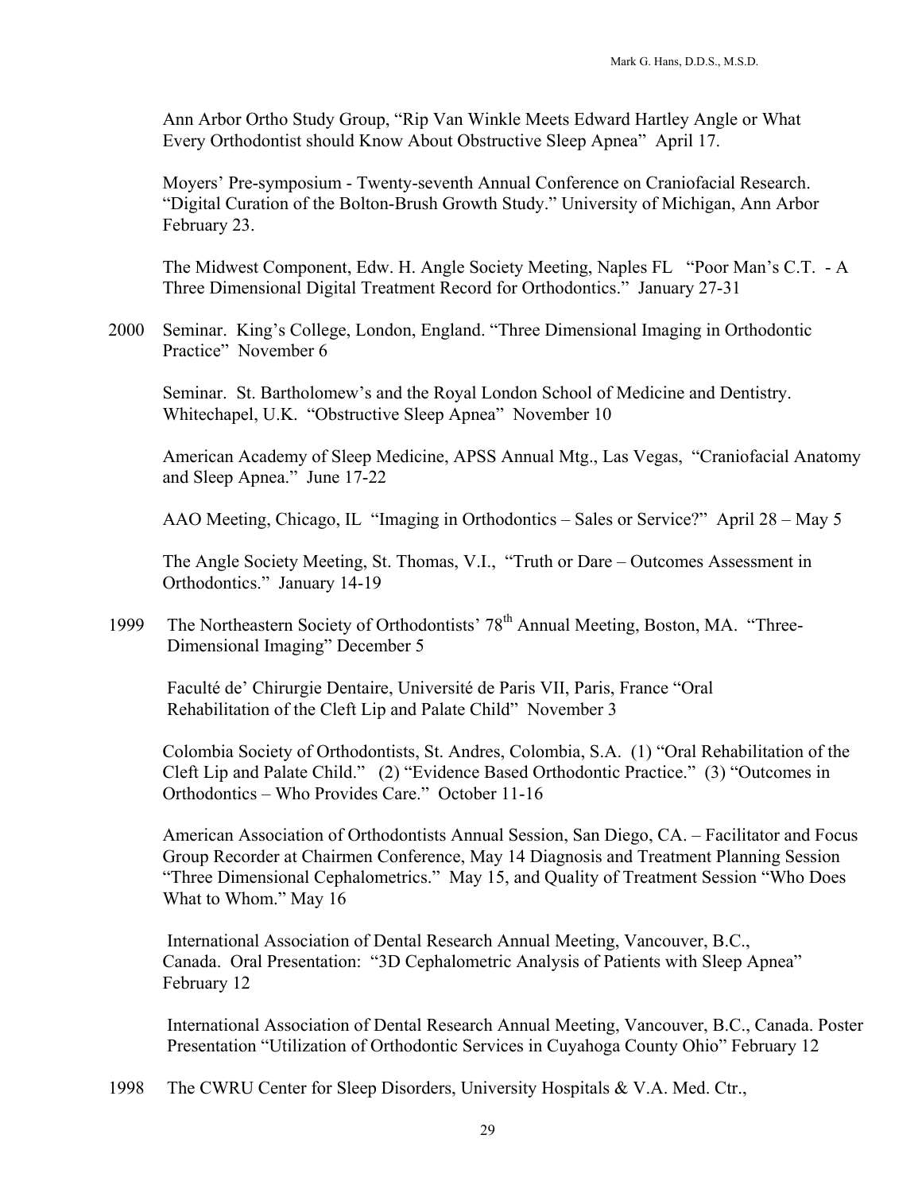Ann Arbor Ortho Study Group, "Rip Van Winkle Meets Edward Hartley Angle or What Every Orthodontist should Know About Obstructive Sleep Apnea" April 17.

Moyers' Pre-symposium - Twenty-seventh Annual Conference on Craniofacial Research. "Digital Curation of the Bolton-Brush Growth Study." University of Michigan, Ann Arbor February 23.

The Midwest Component, Edw. H. Angle Society Meeting, Naples FL "Poor Man's C.T. - A Three Dimensional Digital Treatment Record for Orthodontics." January 27-31

2000 Seminar. King's College, London, England. "Three Dimensional Imaging in Orthodontic Practice" November 6

Seminar. St. Bartholomew's and the Royal London School of Medicine and Dentistry. Whitechapel, U.K. "Obstructive Sleep Apnea" November 10

American Academy of Sleep Medicine, APSS Annual Mtg., Las Vegas, "Craniofacial Anatomy and Sleep Apnea." June 17-22

AAO Meeting, Chicago, IL "Imaging in Orthodontics – Sales or Service?" April 28 – May 5

The Angle Society Meeting, St. Thomas, V.I., "Truth or Dare – Outcomes Assessment in Orthodontics." January 14-19

1999 The Northeastern Society of Orthodontists' 78th Annual Meeting, Boston, MA. "Three-Dimensional Imaging" December 5

Faculté de' Chirurgie Dentaire, Université de Paris VII, Paris, France "Oral Rehabilitation of the Cleft Lip and Palate Child" November 3

Colombia Society of Orthodontists, St. Andres, Colombia, S.A. (1) "Oral Rehabilitation of the Cleft Lip and Palate Child." (2) "Evidence Based Orthodontic Practice." (3) "Outcomes in Orthodontics – Who Provides Care." October 11-16

American Association of Orthodontists Annual Session, San Diego, CA. – Facilitator and Focus Group Recorder at Chairmen Conference, May 14 Diagnosis and Treatment Planning Session "Three Dimensional Cephalometrics." May 15, and Quality of Treatment Session "Who Does What to Whom." May 16

International Association of Dental Research Annual Meeting, Vancouver, B.C., Canada. Oral Presentation: "3D Cephalometric Analysis of Patients with Sleep Apnea" February 12

International Association of Dental Research Annual Meeting, Vancouver, B.C., Canada. Poster Presentation "Utilization of Orthodontic Services in Cuyahoga County Ohio" February 12

1998 The CWRU Center for Sleep Disorders, University Hospitals & V.A. Med. Ctr.,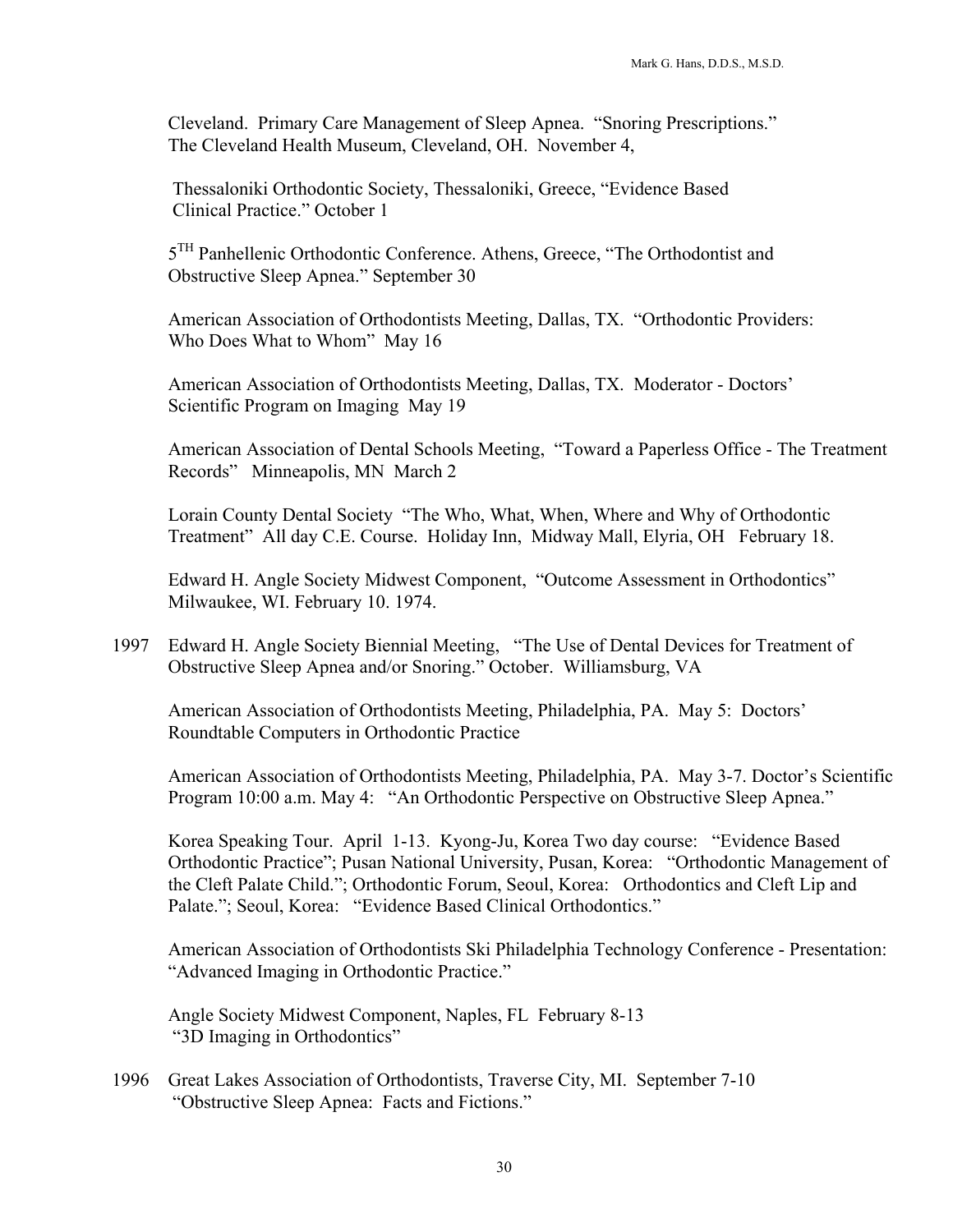Cleveland. Primary Care Management of Sleep Apnea. "Snoring Prescriptions." The Cleveland Health Museum, Cleveland, OH. November 4,

Thessaloniki Orthodontic Society, Thessaloniki, Greece, "Evidence Based Clinical Practice." October 1

5[TH] Panhellenic Orthodontic Conference. Athens, Greece, "The Orthodontist and Obstructive Sleep Apnea." September 30

American Association of Orthodontists Meeting, Dallas, TX. "Orthodontic Providers: Who Does What to Whom" May 16

American Association of Orthodontists Meeting, Dallas, TX. Moderator - Doctors' Scientific Program on Imaging May 19

American Association of Dental Schools Meeting, "Toward a Paperless Office - The Treatment Records" Minneapolis, MN March 2

Lorain County Dental Society "The Who, What, When, Where and Why of Orthodontic Treatment" All day C.E. Course. Holiday Inn, Midway Mall, Elyria, OH February 18.

Edward H. Angle Society Midwest Component, "Outcome Assessment in Orthodontics" Milwaukee, WI. February 10. 1974.

1997 Edward H. Angle Society Biennial Meeting, "The Use of Dental Devices for Treatment of Obstructive Sleep Apnea and/or Snoring." October. Williamsburg, VA

American Association of Orthodontists Meeting, Philadelphia, PA. May 5: Doctors' Roundtable Computers in Orthodontic Practice

American Association of Orthodontists Meeting, Philadelphia, PA. May 3-7. Doctor's Scientific Program 10:00 a.m. May 4: "An Orthodontic Perspective on Obstructive Sleep Apnea."

Korea Speaking Tour. April 1-13. Kyong-Ju, Korea Two day course: "Evidence Based Orthodontic Practice"; Pusan National University, Pusan, Korea: "Orthodontic Management of the Cleft Palate Child."; Orthodontic Forum, Seoul, Korea: Orthodontics and Cleft Lip and Palate."; Seoul, Korea: "Evidence Based Clinical Orthodontics."

American Association of Orthodontists Ski Philadelphia Technology Conference - Presentation: "Advanced Imaging in Orthodontic Practice."

Angle Society Midwest Component, Naples, FL February 8-13 "3D Imaging in Orthodontics"

1996 Great Lakes Association of Orthodontists, Traverse City, MI. September 7-10 "Obstructive Sleep Apnea: Facts and Fictions."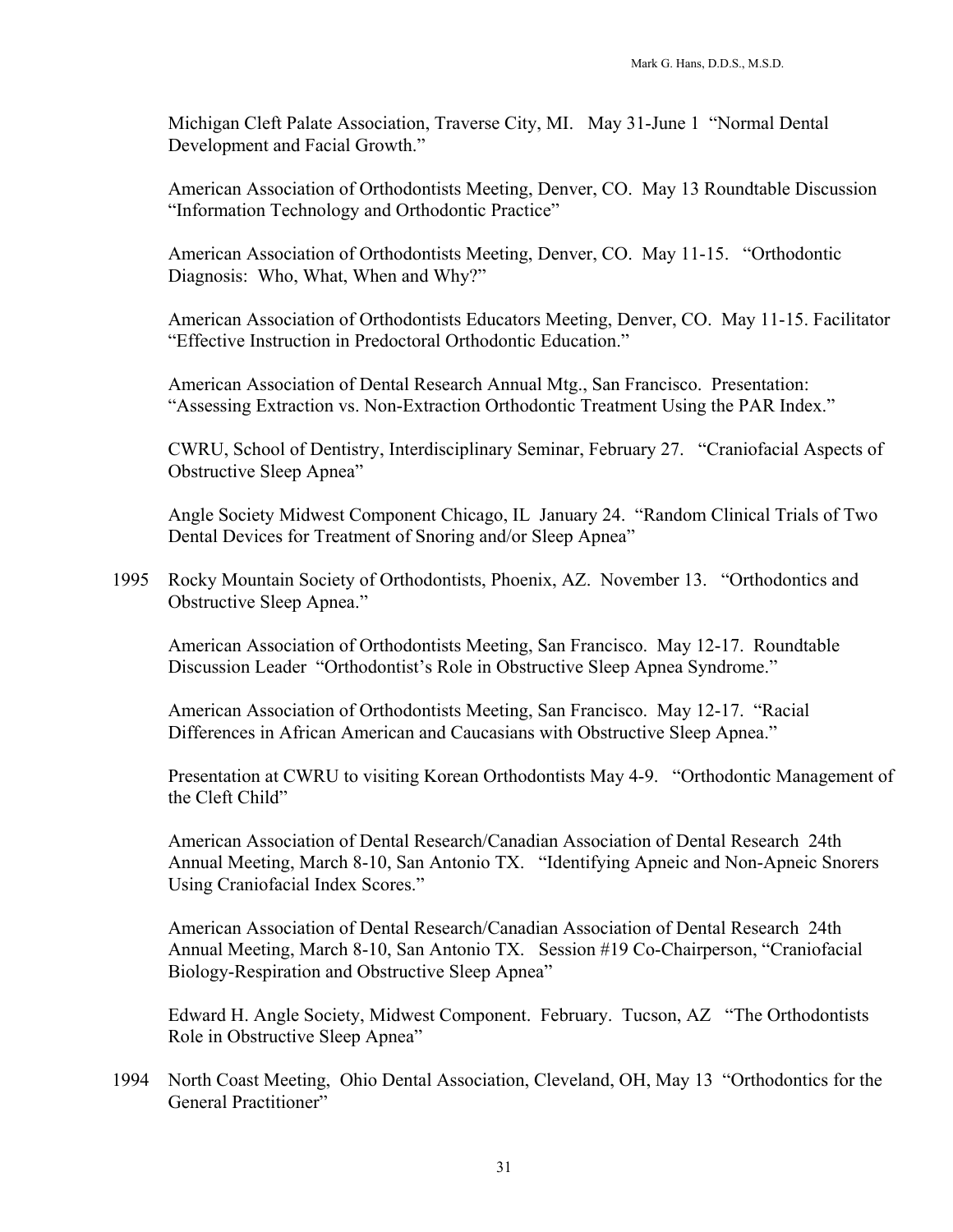Michigan Cleft Palate Association, Traverse City, MI. May 31-June 1 "Normal Dental Development and Facial Growth."

American Association of Orthodontists Meeting, Denver, CO. May 13 Roundtable Discussion "Information Technology and Orthodontic Practice"

American Association of Orthodontists Meeting, Denver, CO. May 11-15. "Orthodontic Diagnosis: Who, What, When and Why?"

American Association of Orthodontists Educators Meeting, Denver, CO. May 11-15. Facilitator "Effective Instruction in Predoctoral Orthodontic Education."

American Association of Dental Research Annual Mtg., San Francisco. Presentation: "Assessing Extraction vs. Non-Extraction Orthodontic Treatment Using the PAR Index."

CWRU, School of Dentistry, Interdisciplinary Seminar, February 27. "Craniofacial Aspects of Obstructive Sleep Apnea"

Angle Society Midwest Component Chicago, IL January 24. "Random Clinical Trials of Two Dental Devices for Treatment of Snoring and/or Sleep Apnea"

1995 Rocky Mountain Society of Orthodontists, Phoenix, AZ. November 13. "Orthodontics and Obstructive Sleep Apnea."

American Association of Orthodontists Meeting, San Francisco. May 12-17. Roundtable Discussion Leader "Orthodontist's Role in Obstructive Sleep Apnea Syndrome."

American Association of Orthodontists Meeting, San Francisco. May 12-17. "Racial Differences in African American and Caucasians with Obstructive Sleep Apnea."

Presentation at CWRU to visiting Korean Orthodontists May 4-9. "Orthodontic Management of the Cleft Child"

American Association of Dental Research/Canadian Association of Dental Research 24th Annual Meeting, March 8-10, San Antonio TX. "Identifying Apneic and Non-Apneic Snorers Using Craniofacial Index Scores."

American Association of Dental Research/Canadian Association of Dental Research 24th Annual Meeting, March 8-10, San Antonio TX. Session #19 Co-Chairperson, "Craniofacial Biology-Respiration and Obstructive Sleep Apnea"

Edward H. Angle Society, Midwest Component. February. Tucson, AZ "The Orthodontists Role in Obstructive Sleep Apnea"

1994 North Coast Meeting, Ohio Dental Association, Cleveland, OH, May 13 "Orthodontics for the General Practitioner"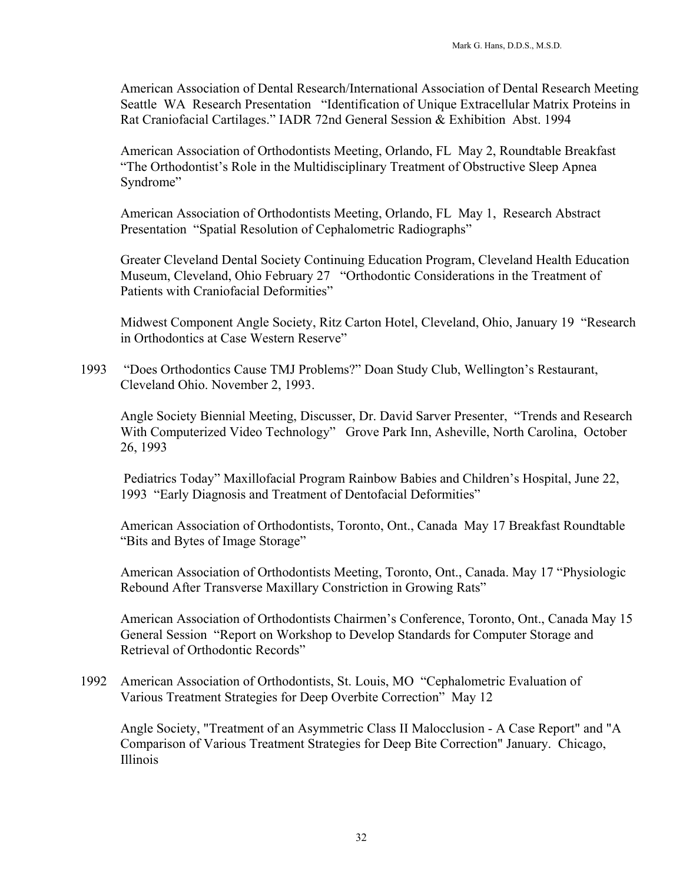American Association of Dental Research/International Association of Dental Research Meeting Seattle WA Research Presentation "Identification of Unique Extracellular Matrix Proteins in Rat Craniofacial Cartilages." IADR 72nd General Session & Exhibition Abst. 1994

American Association of Orthodontists Meeting, Orlando, FL May 2, Roundtable Breakfast "The Orthodontist's Role in the Multidisciplinary Treatment of Obstructive Sleep Apnea Syndrome"

American Association of Orthodontists Meeting, Orlando, FL May 1, Research Abstract Presentation "Spatial Resolution of Cephalometric Radiographs"

Greater Cleveland Dental Society Continuing Education Program, Cleveland Health Education Museum, Cleveland, Ohio February 27 "Orthodontic Considerations in the Treatment of Patients with Craniofacial Deformities"

Midwest Component Angle Society, Ritz Carton Hotel, Cleveland, Ohio, January 19 "Research in Orthodontics at Case Western Reserve"

1993 "Does Orthodontics Cause TMJ Problems?" Doan Study Club, Wellington's Restaurant, Cleveland Ohio. November 2, 1993.

Angle Society Biennial Meeting, Discusser, Dr. David Sarver Presenter, "Trends and Research With Computerized Video Technology" Grove Park Inn, Asheville, North Carolina, October 26, 1993

Pediatrics Today" Maxillofacial Program Rainbow Babies and Children's Hospital, June 22, 1993 "Early Diagnosis and Treatment of Dentofacial Deformities"

American Association of Orthodontists, Toronto, Ont., Canada May 17 Breakfast Roundtable "Bits and Bytes of Image Storage"

American Association of Orthodontists Meeting, Toronto, Ont., Canada. May 17 "Physiologic Rebound After Transverse Maxillary Constriction in Growing Rats"

American Association of Orthodontists Chairmen's Conference, Toronto, Ont., Canada May 15 General Session "Report on Workshop to Develop Standards for Computer Storage and Retrieval of Orthodontic Records"

1992 American Association of Orthodontists, St. Louis, MO "Cephalometric Evaluation of Various Treatment Strategies for Deep Overbite Correction" May 12

Angle Society, "Treatment of an Asymmetric Class II Malocclusion - A Case Report" and "A Comparison of Various Treatment Strategies for Deep Bite Correction" January. Chicago, Illinois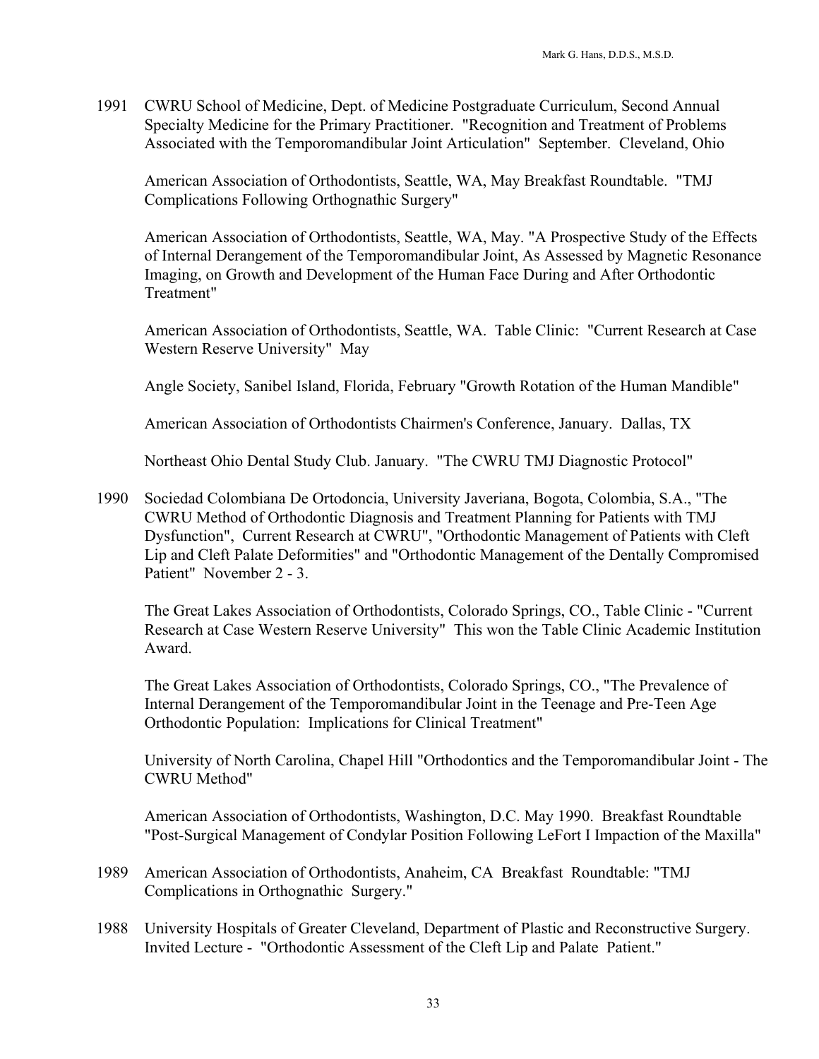1991 CWRU School of Medicine, Dept. of Medicine Postgraduate Curriculum, Second Annual Specialty Medicine for the Primary Practitioner. "Recognition and Treatment of Problems Associated with the Temporomandibular Joint Articulation" September. Cleveland, Ohio

American Association of Orthodontists, Seattle, WA, May Breakfast Roundtable. "TMJ Complications Following Orthognathic Surgery"

American Association of Orthodontists, Seattle, WA, May. "A Prospective Study of the Effects of Internal Derangement of the Temporomandibular Joint, As Assessed by Magnetic Resonance Imaging, on Growth and Development of the Human Face During and After Orthodontic Treatment"

American Association of Orthodontists, Seattle, WA. Table Clinic: "Current Research at Case Western Reserve University" May

Angle Society, Sanibel Island, Florida, February "Growth Rotation of the Human Mandible"

American Association of Orthodontists Chairmen's Conference, January. Dallas, TX

Northeast Ohio Dental Study Club. January. "The CWRU TMJ Diagnostic Protocol"

1990 Sociedad Colombiana De Ortodoncia, University Javeriana, Bogota, Colombia, S.A., "The CWRU Method of Orthodontic Diagnosis and Treatment Planning for Patients with TMJ Dysfunction", Current Research at CWRU", "Orthodontic Management of Patients with Cleft Lip and Cleft Palate Deformities" and "Orthodontic Management of the Dentally Compromised Patient" November 2 - 3.

The Great Lakes Association of Orthodontists, Colorado Springs, CO., Table Clinic - "Current Research at Case Western Reserve University" This won the Table Clinic Academic Institution Award.

The Great Lakes Association of Orthodontists, Colorado Springs, CO., "The Prevalence of Internal Derangement of the Temporomandibular Joint in the Teenage and Pre-Teen Age Orthodontic Population: Implications for Clinical Treatment"

University of North Carolina, Chapel Hill "Orthodontics and the Temporomandibular Joint - The CWRU Method"

American Association of Orthodontists, Washington, D.C. May 1990. Breakfast Roundtable "Post-Surgical Management of Condylar Position Following LeFort I Impaction of the Maxilla"

1989 American Association of Orthodontists, Anaheim, CA Breakfast Roundtable: "TMJ Complications in Orthognathic Surgery."

1988 University Hospitals of Greater Cleveland, Department of Plastic and Reconstructive Surgery. Invited Lecture - "Orthodontic Assessment of the Cleft Lip and Palate Patient."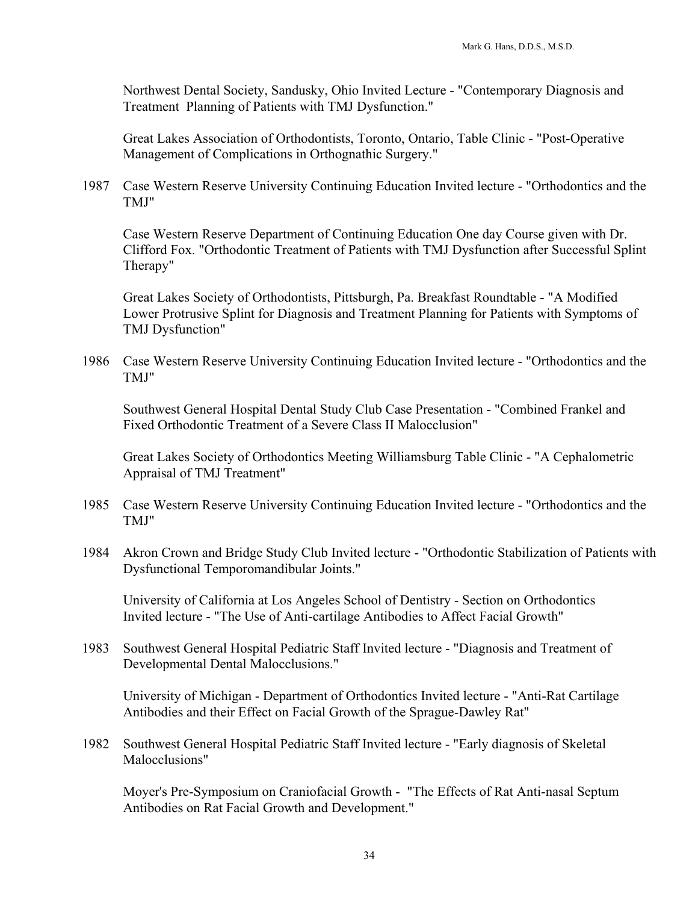Northwest Dental Society, Sandusky, Ohio Invited Lecture - "Contemporary Diagnosis and Treatment Planning of Patients with TMJ Dysfunction."

Great Lakes Association of Orthodontists, Toronto, Ontario, Table Clinic - "Post-Operative Management of Complications in Orthognathic Surgery."

1987 Case Western Reserve University Continuing Education Invited lecture - "Orthodontics and the TMJ"

Case Western Reserve Department of Continuing Education One day Course given with Dr. Clifford Fox. "Orthodontic Treatment of Patients with TMJ Dysfunction after Successful Splint Therapy"

Great Lakes Society of Orthodontists, Pittsburgh, Pa. Breakfast Roundtable - "A Modified Lower Protrusive Splint for Diagnosis and Treatment Planning for Patients with Symptoms of TMJ Dysfunction"

1986 Case Western Reserve University Continuing Education Invited lecture - "Orthodontics and the TMJ"

Southwest General Hospital Dental Study Club Case Presentation - "Combined Frankel and Fixed Orthodontic Treatment of a Severe Class II Malocclusion"

Great Lakes Society of Orthodontics Meeting Williamsburg Table Clinic - "A Cephalometric Appraisal of TMJ Treatment"

1985 Case Western Reserve University Continuing Education Invited lecture - "Orthodontics and the TMJ"

1984 Akron Crown and Bridge Study Club Invited lecture - "Orthodontic Stabilization of Patients with Dysfunctional Temporomandibular Joints."

University of California at Los Angeles School of Dentistry - Section on Orthodontics Invited lecture - "The Use of Anti-cartilage Antibodies to Affect Facial Growth"

1983 Southwest General Hospital Pediatric Staff Invited lecture - "Diagnosis and Treatment of Developmental Dental Malocclusions."

University of Michigan - Department of Orthodontics Invited lecture - "Anti-Rat Cartilage Antibodies and their Effect on Facial Growth of the Sprague-Dawley Rat"

1982 Southwest General Hospital Pediatric Staff Invited lecture - "Early diagnosis of Skeletal Malocclusions"

Moyer's Pre-Symposium on Craniofacial Growth - "The Effects of Rat Anti-nasal Septum Antibodies on Rat Facial Growth and Development."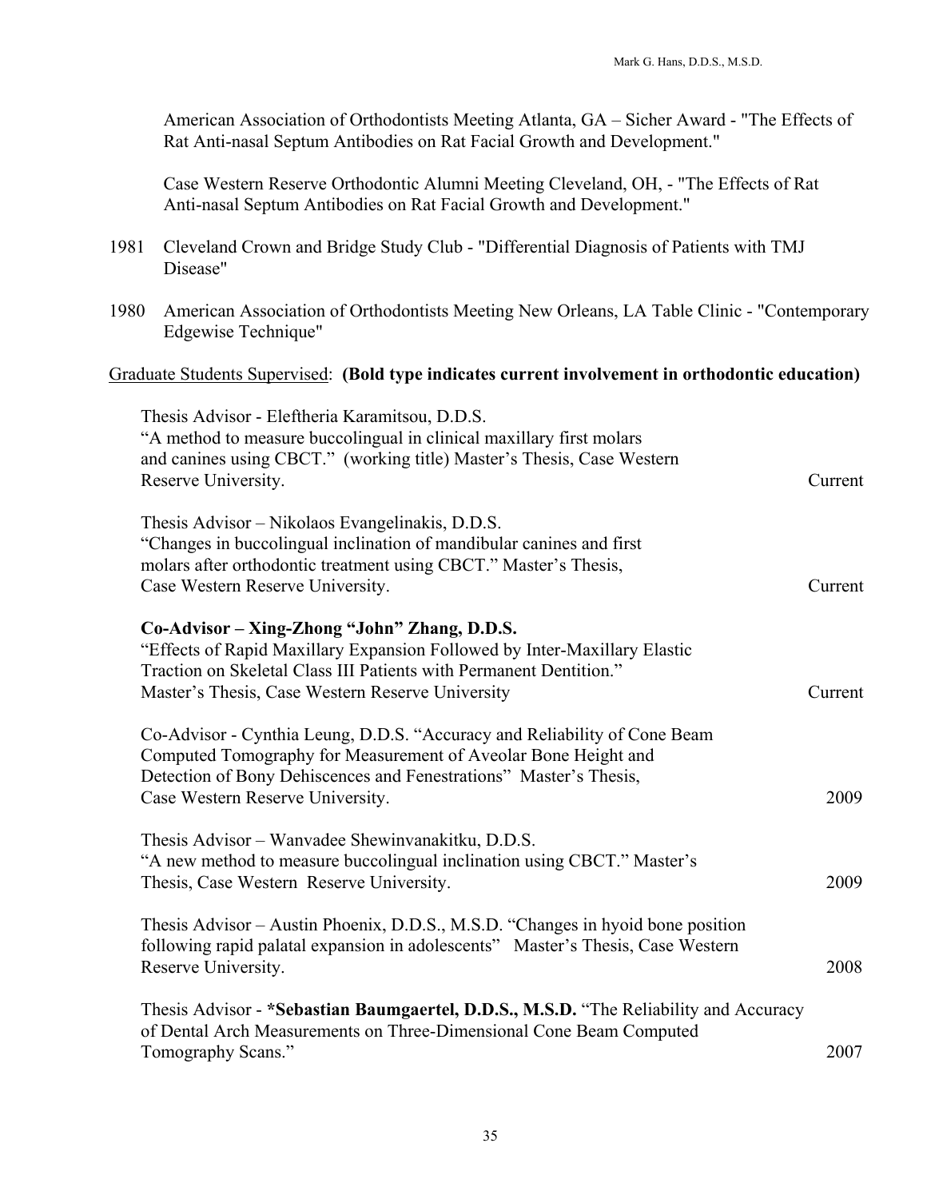American Association of Orthodontists Meeting Atlanta, GA – Sicher Award - "The Effects of Rat Anti-nasal Septum Antibodies on Rat Facial Growth and Development."

Case Western Reserve Orthodontic Alumni Meeting Cleveland, OH, - "The Effects of Rat Anti-nasal Septum Antibodies on Rat Facial Growth and Development."

1981 Cleveland Crown and Bridge Study Club - "Differential Diagnosis of Patients with TMJ Disease"

1980 American Association of Orthodontists Meeting New Orleans, LA Table Clinic - "Contemporary Edgewise Technique"

Graduate Students Supervised: **(Bold type indicates current involvement in orthodontic education)**

Thesis Advisor - Eleftheria Karamitsou, D.D.S.
"A method to measure buccolingual in clinical maxillary first molars and canines using CBCT." (working title) Master's Thesis, Case Western Reserve University. Current

Thesis Advisor – Nikolaos Evangelinakis, D.D.S.
"Changes in buccolingual inclination of mandibular canines and first molars after orthodontic treatment using CBCT." Master's Thesis, Case Western Reserve University. Current

**Co-Advisor – Xing-Zhong "John" Zhang, D.D.S.**
"Effects of Rapid Maxillary Expansion Followed by Inter-Maxillary Elastic Traction on Skeletal Class III Patients with Permanent Dentition." Master's Thesis, Case Western Reserve University Current

Co-Advisor - Cynthia Leung, D.D.S. "Accuracy and Reliability of Cone Beam Computed Tomography for Measurement of Aveolar Bone Height and Detection of Bony Dehiscences and Fenestrations" Master's Thesis, Case Western Reserve University. 2009

Thesis Advisor – Wanvadee Shewinvanakitku, D.D.S.
"A new method to measure buccolingual inclination using CBCT." Master's Thesis, Case Western Reserve University. 2009

Thesis Advisor – Austin Phoenix, D.D.S., M.S.D. "Changes in hyoid bone position following rapid palatal expansion in adolescents" Master's Thesis, Case Western Reserve University. 2008

Thesis Advisor - ***Sebastian Baumgaertel, D.D.S., M.S.D.** "The Reliability and Accuracy of Dental Arch Measurements on Three-Dimensional Cone Beam Computed Tomography Scans." 2007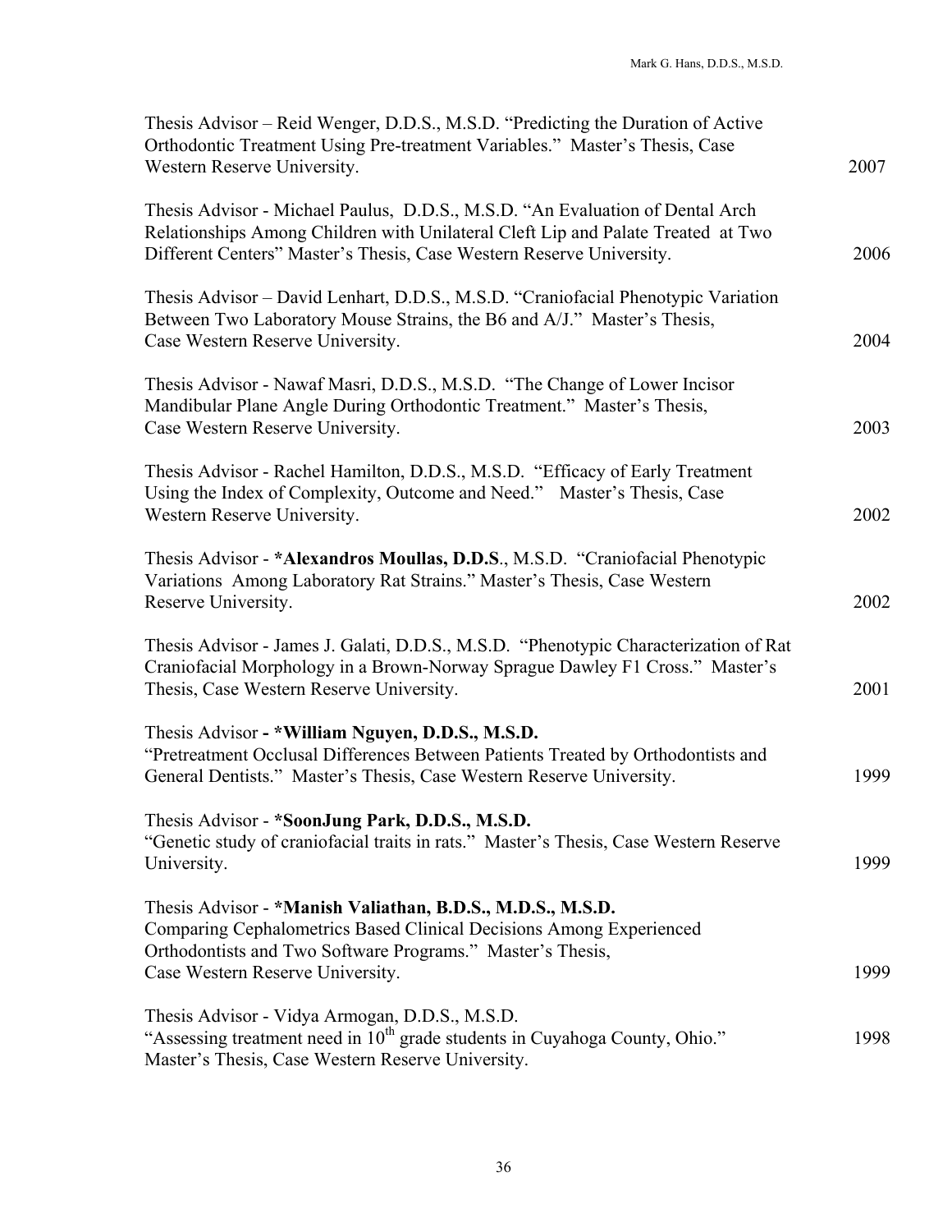Thesis Advisor – Reid Wenger, D.D.S., M.S.D. "Predicting the Duration of Active Orthodontic Treatment Using Pre-treatment Variables." Master's Thesis, Case Western Reserve University. 2007

Thesis Advisor - Michael Paulus, D.D.S., M.S.D. "An Evaluation of Dental Arch Relationships Among Children with Unilateral Cleft Lip and Palate Treated at Two Different Centers" Master's Thesis, Case Western Reserve University. 2006

Thesis Advisor – David Lenhart, D.D.S., M.S.D. "Craniofacial Phenotypic Variation Between Two Laboratory Mouse Strains, the B6 and A/J." Master's Thesis, Case Western Reserve University. 2004

Thesis Advisor - Nawaf Masri, D.D.S., M.S.D. "The Change of Lower Incisor Mandibular Plane Angle During Orthodontic Treatment." Master's Thesis, Case Western Reserve University. 2003

Thesis Advisor - Rachel Hamilton, D.D.S., M.S.D. "Efficacy of Early Treatment Using the Index of Complexity, Outcome and Need." Master's Thesis, Case Western Reserve University. 2002

Thesis Advisor - **\*Alexandros Moullas, D.D.S**., M.S.D. "Craniofacial Phenotypic Variations Among Laboratory Rat Strains." Master's Thesis, Case Western Reserve University. 2002

Thesis Advisor - James J. Galati, D.D.S., M.S.D. "Phenotypic Characterization of Rat Craniofacial Morphology in a Brown-Norway Sprague Dawley F1 Cross." Master's Thesis, Case Western Reserve University. 2001

Thesis Advisor **- \*William Nguyen, D.D.S., M.S.D.**
"Pretreatment Occlusal Differences Between Patients Treated by Orthodontists and General Dentists." Master's Thesis, Case Western Reserve University. 1999

Thesis Advisor - **\*SoonJung Park, D.D.S., M.S.D.**
"Genetic study of craniofacial traits in rats." Master's Thesis, Case Western Reserve University. 1999

Thesis Advisor - **\*Manish Valiathan, B.D.S., M.D.S., M.S.D.**
Comparing Cephalometrics Based Clinical Decisions Among Experienced Orthodontists and Two Software Programs." Master's Thesis, Case Western Reserve University. 1999

Thesis Advisor - Vidya Armogan, D.D.S., M.S.D.
"Assessing treatment need in 10th grade students in Cuyahoga County, Ohio." Master's Thesis, Case Western Reserve University. 1998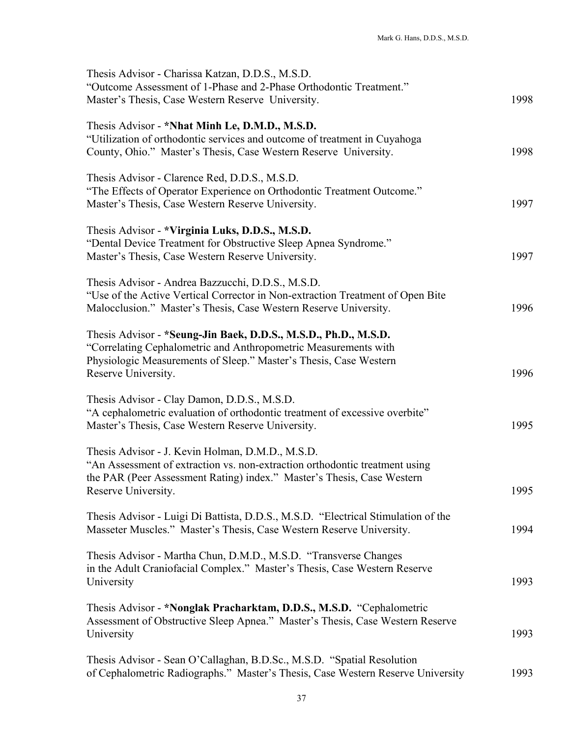Thesis Advisor - Charissa Katzan, D.D.S., M.S.D.
"Outcome Assessment of 1-Phase and 2-Phase Orthodontic Treatment."
Master's Thesis, Case Western Reserve University. 1998

Thesis Advisor - **\*Nhat Minh Le, D.M.D., M.S.D.**
"Utilization of orthodontic services and outcome of treatment in Cuyahoga County, Ohio." Master's Thesis, Case Western Reserve University. 1998

Thesis Advisor - Clarence Red, D.D.S., M.S.D.
"The Effects of Operator Experience on Orthodontic Treatment Outcome."
Master's Thesis, Case Western Reserve University. 1997

Thesis Advisor - **\*Virginia Luks, D.D.S., M.S.D.**
"Dental Device Treatment for Obstructive Sleep Apnea Syndrome."
Master's Thesis, Case Western Reserve University. 1997

Thesis Advisor - Andrea Bazzucchi, D.D.S., M.S.D.
"Use of the Active Vertical Corrector in Non-extraction Treatment of Open Bite Malocclusion." Master's Thesis, Case Western Reserve University. 1996

Thesis Advisor - **\*Seung-Jin Baek, D.D.S., M.S.D., Ph.D., M.S.D.**
"Correlating Cephalometric and Anthropometric Measurements with Physiologic Measurements of Sleep." Master's Thesis, Case Western Reserve University. 1996

Thesis Advisor - Clay Damon, D.D.S., M.S.D.
"A cephalometric evaluation of orthodontic treatment of excessive overbite"
Master's Thesis, Case Western Reserve University. 1995

Thesis Advisor - J. Kevin Holman, D.M.D., M.S.D.
"An Assessment of extraction vs. non-extraction orthodontic treatment using the PAR (Peer Assessment Rating) index." Master's Thesis, Case Western Reserve University. 1995

Thesis Advisor - Luigi Di Battista, D.D.S., M.S.D. "Electrical Stimulation of the Masseter Muscles." Master's Thesis, Case Western Reserve University. 1994

Thesis Advisor - Martha Chun, D.M.D., M.S.D. "Transverse Changes in the Adult Craniofacial Complex." Master's Thesis, Case Western Reserve University 1993

Thesis Advisor - **\*Nonglak Pracharktam, D.D.S., M.S.D.** "Cephalometric Assessment of Obstructive Sleep Apnea." Master's Thesis, Case Western Reserve University 1993

Thesis Advisor - Sean O'Callaghan, B.D.Sc., M.S.D. "Spatial Resolution of Cephalometric Radiographs." Master's Thesis, Case Western Reserve University 1993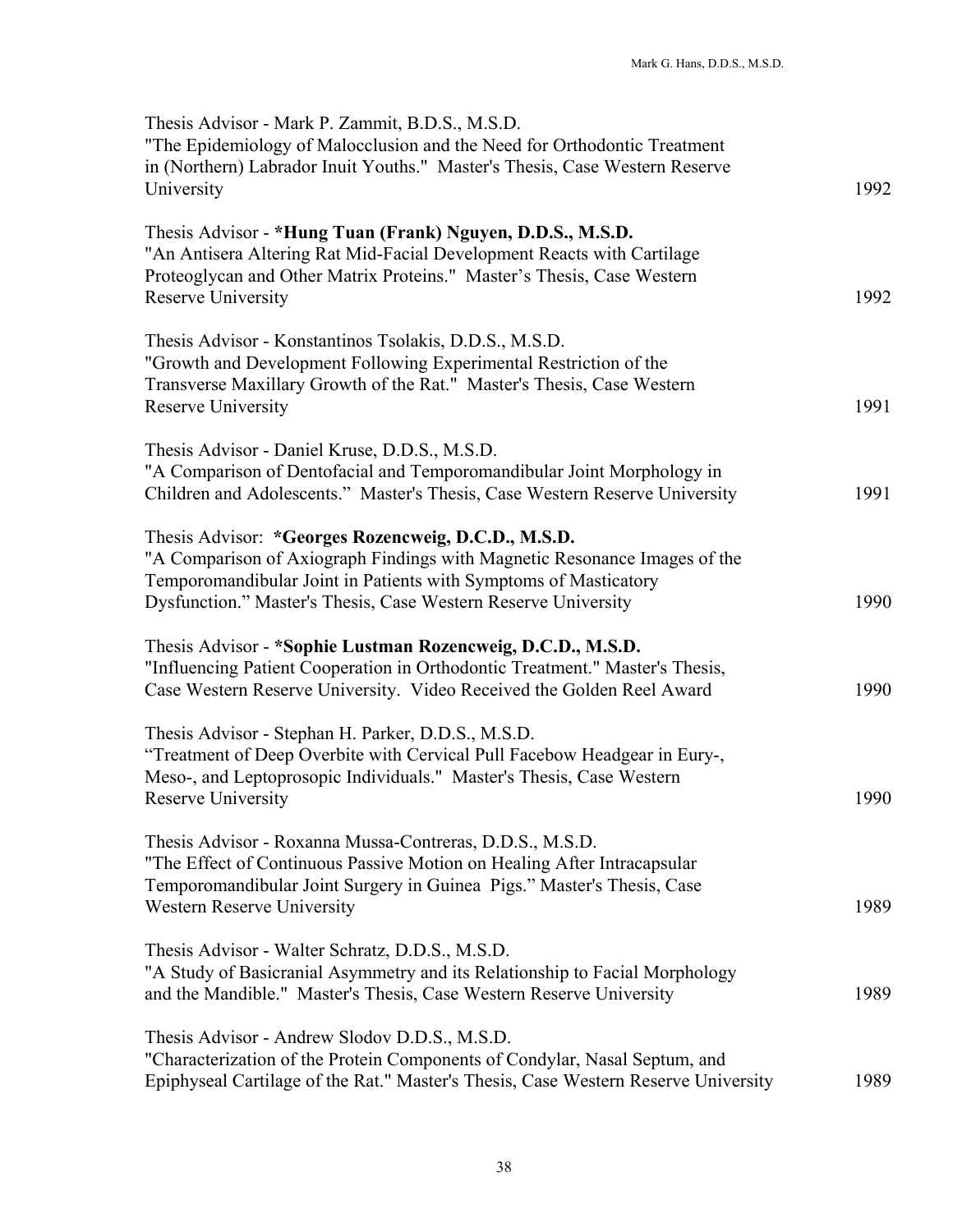Thesis Advisor - Mark P. Zammit, B.D.S., M.S.D.
"The Epidemiology of Malocclusion and the Need for Orthodontic Treatment in (Northern) Labrador Inuit Youths." Master's Thesis, Case Western Reserve University 1992

Thesis Advisor - ***Hung Tuan (Frank) Nguyen, D.D.S., M.S.D.**
"An Antisera Altering Rat Mid-Facial Development Reacts with Cartilage Proteoglycan and Other Matrix Proteins." Master's Thesis, Case Western Reserve University 1992

Thesis Advisor - Konstantinos Tsolakis, D.D.S., M.S.D.
"Growth and Development Following Experimental Restriction of the Transverse Maxillary Growth of the Rat." Master's Thesis, Case Western Reserve University 1991

Thesis Advisor - Daniel Kruse, D.D.S., M.S.D.
"A Comparison of Dentofacial and Temporomandibular Joint Morphology in Children and Adolescents." Master's Thesis, Case Western Reserve University 1991

Thesis Advisor: ***Georges Rozencweig, D.C.D., M.S.D.**
"A Comparison of Axiograph Findings with Magnetic Resonance Images of the Temporomandibular Joint in Patients with Symptoms of Masticatory Dysfunction." Master's Thesis, Case Western Reserve University 1990

Thesis Advisor - ***Sophie Lustman Rozencweig, D.C.D., M.S.D.**
"Influencing Patient Cooperation in Orthodontic Treatment." Master's Thesis, Case Western Reserve University. Video Received the Golden Reel Award 1990

Thesis Advisor - Stephan H. Parker, D.D.S., M.S.D.
"Treatment of Deep Overbite with Cervical Pull Facebow Headgear in Eury-, Meso-, and Leptoprosopic Individuals." Master's Thesis, Case Western Reserve University 1990

Thesis Advisor - Roxanna Mussa-Contreras, D.D.S., M.S.D.
"The Effect of Continuous Passive Motion on Healing After Intracapsular Temporomandibular Joint Surgery in Guinea Pigs." Master's Thesis, Case Western Reserve University 1989

Thesis Advisor - Walter Schratz, D.D.S., M.S.D.
"A Study of Basicranial Asymmetry and its Relationship to Facial Morphology and the Mandible." Master's Thesis, Case Western Reserve University 1989

Thesis Advisor - Andrew Slodov D.D.S., M.S.D.
"Characterization of the Protein Components of Condylar, Nasal Septum, and Epiphyseal Cartilage of the Rat." Master's Thesis, Case Western Reserve University 1989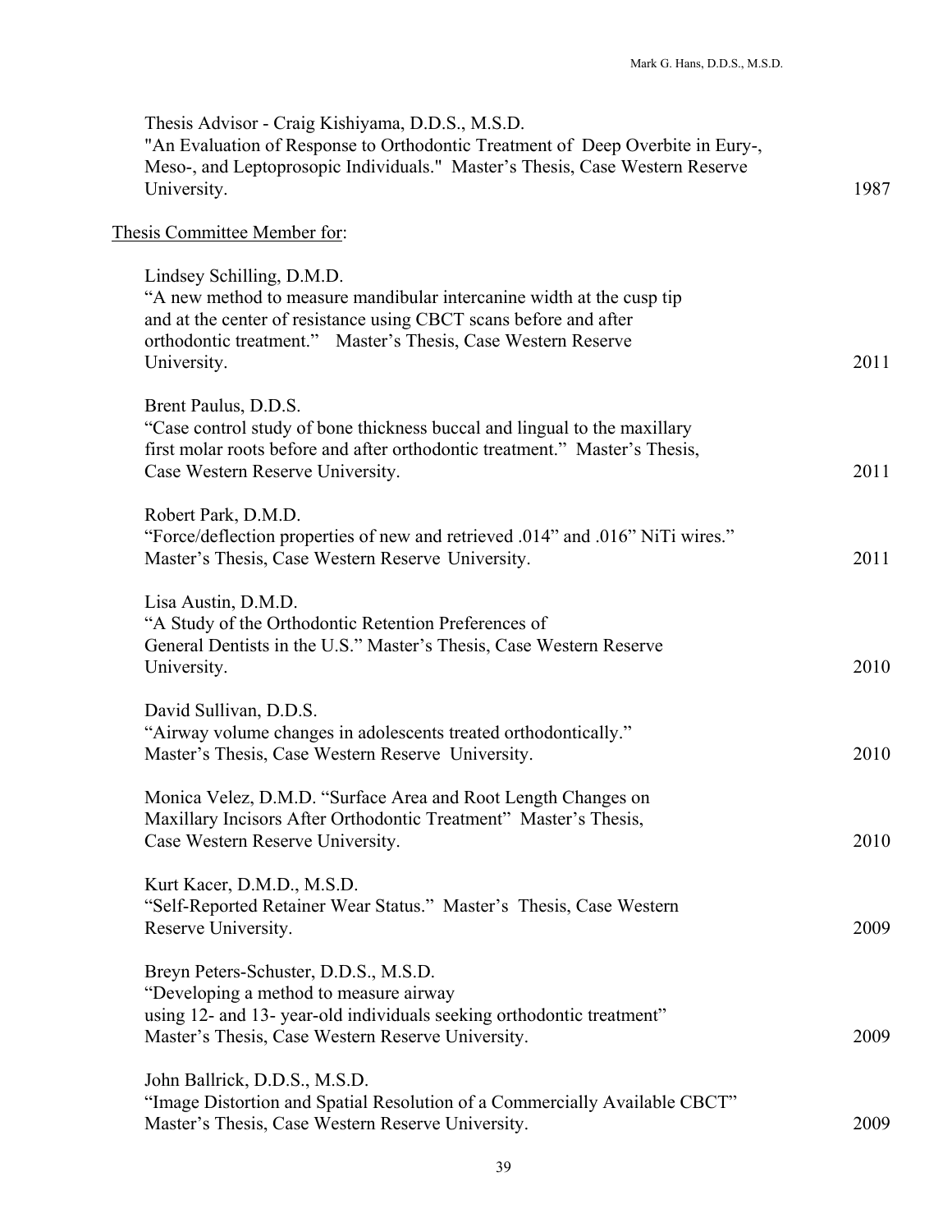Thesis Advisor - Craig Kishiyama, D.D.S., M.S.D.
"An Evaluation of Response to Orthodontic Treatment of Deep Overbite in Eury-, Meso-, and Leptoprosopic Individuals." Master's Thesis, Case Western Reserve University. 1987

<u>Thesis Committee Member for</u>:

Lindsey Schilling, D.M.D.
"A new method to measure mandibular intercanine width at the cusp tip and at the center of resistance using CBCT scans before and after orthodontic treatment." Master's Thesis, Case Western Reserve University. 2011

Brent Paulus, D.D.S.
"Case control study of bone thickness buccal and lingual to the maxillary first molar roots before and after orthodontic treatment." Master's Thesis, Case Western Reserve University. 2011

Robert Park, D.M.D.
"Force/deflection properties of new and retrieved .014" and .016" NiTi wires." Master's Thesis, Case Western Reserve University. 2011

Lisa Austin, D.M.D.
"A Study of the Orthodontic Retention Preferences of General Dentists in the U.S." Master's Thesis, Case Western Reserve University. 2010

David Sullivan, D.D.S.
"Airway volume changes in adolescents treated orthodontically." Master's Thesis, Case Western Reserve University. 2010

Monica Velez, D.M.D. "Surface Area and Root Length Changes on Maxillary Incisors After Orthodontic Treatment" Master's Thesis, Case Western Reserve University. 2010

Kurt Kacer, D.M.D., M.S.D.
"Self-Reported Retainer Wear Status." Master's Thesis, Case Western Reserve University. 2009

Breyn Peters-Schuster, D.D.S., M.S.D.
"Developing a method to measure airway using 12- and 13- year-old individuals seeking orthodontic treatment" Master's Thesis, Case Western Reserve University. 2009

John Ballrick, D.D.S., M.S.D.
"Image Distortion and Spatial Resolution of a Commercially Available CBCT" Master's Thesis, Case Western Reserve University. 2009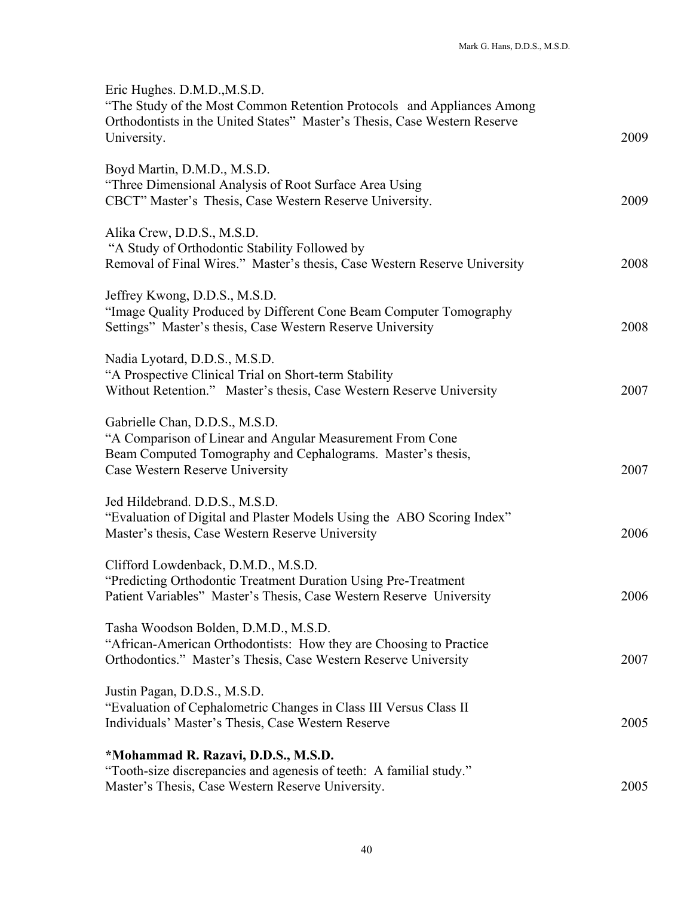Eric Hughes. D.M.D.,M.S.D.
"The Study of the Most Common Retention Protocols and Appliances Among Orthodontists in the United States" Master's Thesis, Case Western Reserve University. 2009

Boyd Martin, D.M.D., M.S.D.
"Three Dimensional Analysis of Root Surface Area Using CBCT" Master's Thesis, Case Western Reserve University. 2009

Alika Crew, D.D.S., M.S.D.
"A Study of Orthodontic Stability Followed by Removal of Final Wires." Master's thesis, Case Western Reserve University 2008

Jeffrey Kwong, D.D.S., M.S.D.
"Image Quality Produced by Different Cone Beam Computer Tomography Settings" Master's thesis, Case Western Reserve University 2008

Nadia Lyotard, D.D.S., M.S.D.
"A Prospective Clinical Trial on Short-term Stability Without Retention." Master's thesis, Case Western Reserve University 2007

Gabrielle Chan, D.D.S., M.S.D.
"A Comparison of Linear and Angular Measurement From Cone Beam Computed Tomography and Cephalograms. Master's thesis, Case Western Reserve University 2007

Jed Hildebrand. D.D.S., M.S.D.
"Evaluation of Digital and Plaster Models Using the ABO Scoring Index" Master's thesis, Case Western Reserve University 2006

Clifford Lowdenback, D.M.D., M.S.D.
"Predicting Orthodontic Treatment Duration Using Pre-Treatment Patient Variables" Master's Thesis, Case Western Reserve University 2006

Tasha Woodson Bolden, D.M.D., M.S.D.
"African-American Orthodontists: How they are Choosing to Practice Orthodontics." Master's Thesis, Case Western Reserve University 2007

Justin Pagan, D.D.S., M.S.D.
"Evaluation of Cephalometric Changes in Class III Versus Class II Individuals' Master's Thesis, Case Western Reserve 2005

**\*Mohammad R. Razavi, D.D.S., M.S.D.**
"Tooth-size discrepancies and agenesis of teeth: A familial study." Master's Thesis, Case Western Reserve University. 2005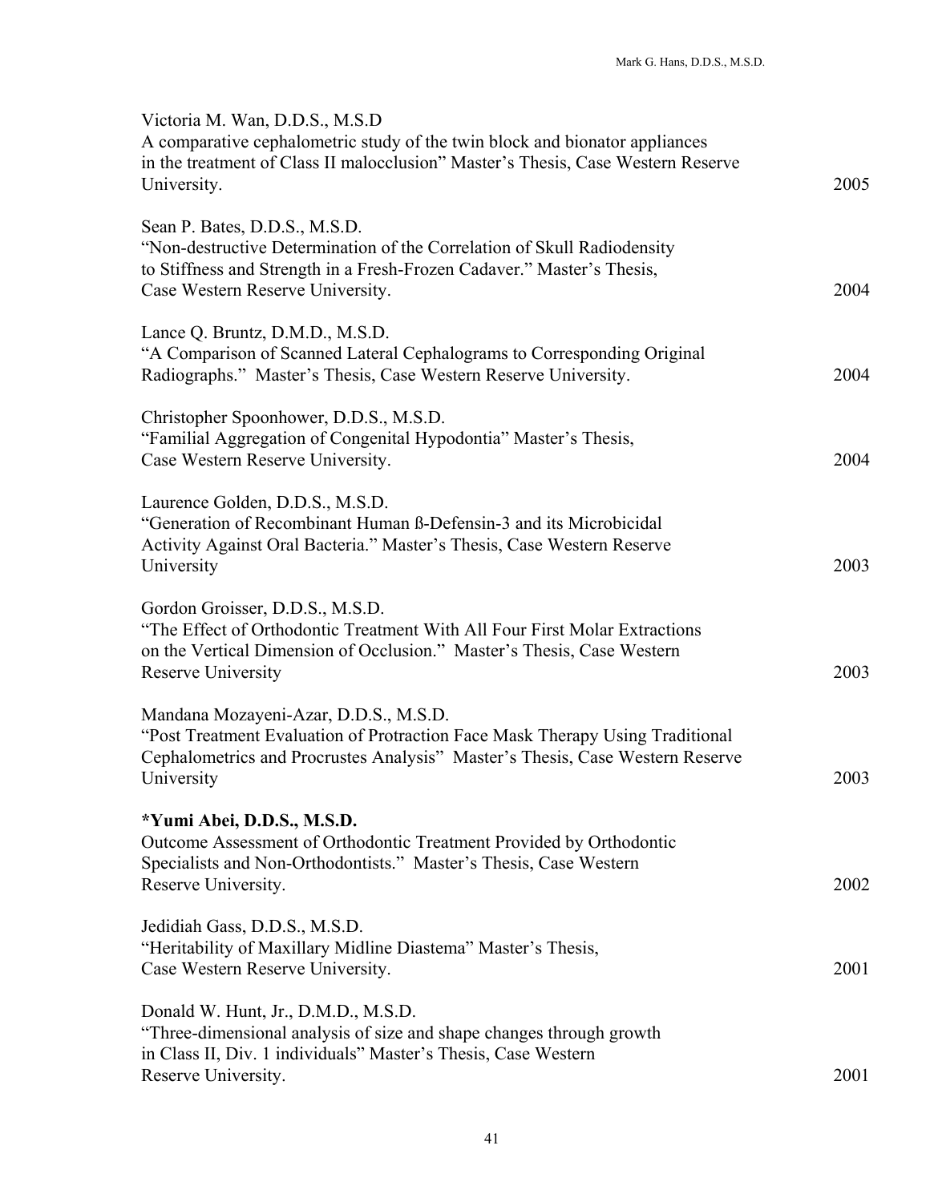Victoria M. Wan, D.D.S., M.S.D
A comparative cephalometric study of the twin block and bionator appliances in the treatment of Class II malocclusion" Master's Thesis, Case Western Reserve University. 2005

Sean P. Bates, D.D.S., M.S.D.
"Non-destructive Determination of the Correlation of Skull Radiodensity to Stiffness and Strength in a Fresh-Frozen Cadaver." Master's Thesis, Case Western Reserve University. 2004

Lance Q. Bruntz, D.M.D., M.S.D.
"A Comparison of Scanned Lateral Cephalograms to Corresponding Original Radiographs." Master's Thesis, Case Western Reserve University. 2004

Christopher Spoonhower, D.D.S., M.S.D.
"Familial Aggregation of Congenital Hypodontia" Master's Thesis, Case Western Reserve University. 2004

Laurence Golden, D.D.S., M.S.D.
"Generation of Recombinant Human ß-Defensin-3 and its Microbicidal Activity Against Oral Bacteria." Master's Thesis, Case Western Reserve University 2003

Gordon Groisser, D.D.S., M.S.D.
"The Effect of Orthodontic Treatment With All Four First Molar Extractions on the Vertical Dimension of Occlusion." Master's Thesis, Case Western Reserve University 2003

Mandana Mozayeni-Azar, D.D.S., M.S.D.
"Post Treatment Evaluation of Protraction Face Mask Therapy Using Traditional Cephalometrics and Procrustes Analysis" Master's Thesis, Case Western Reserve University 2003

**\*Yumi Abei, D.D.S., M.S.D.**
Outcome Assessment of Orthodontic Treatment Provided by Orthodontic Specialists and Non-Orthodontists." Master's Thesis, Case Western Reserve University. 2002

Jedidiah Gass, D.D.S., M.S.D.
"Heritability of Maxillary Midline Diastema" Master's Thesis, Case Western Reserve University. 2001

Donald W. Hunt, Jr., D.M.D., M.S.D.
"Three-dimensional analysis of size and shape changes through growth in Class II, Div. 1 individuals" Master's Thesis, Case Western Reserve University. 2001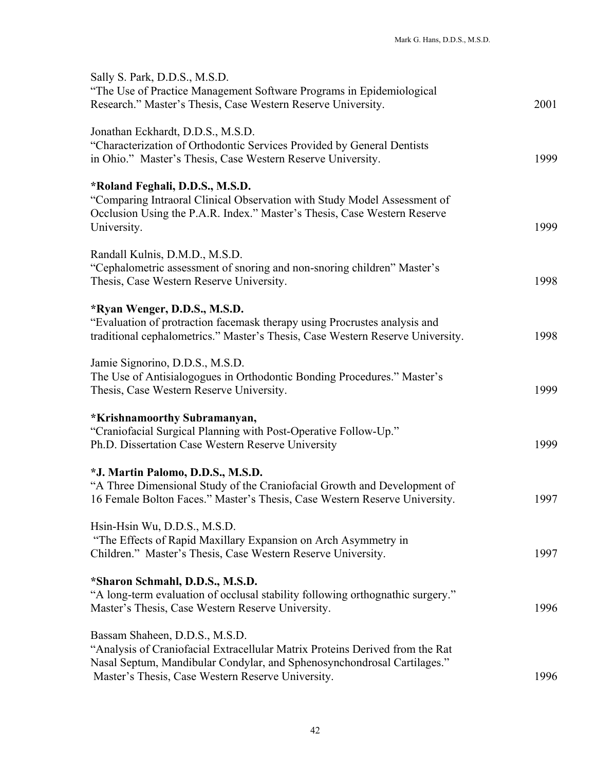Sally S. Park, D.D.S., M.S.D.
"The Use of Practice Management Software Programs in Epidemiological Research." Master's Thesis, Case Western Reserve University. 2001

Jonathan Eckhardt, D.D.S., M.S.D.
"Characterization of Orthodontic Services Provided by General Dentists in Ohio." Master's Thesis, Case Western Reserve University. 1999

**\*Roland Feghali, D.D.S., M.S.D.**
"Comparing Intraoral Clinical Observation with Study Model Assessment of Occlusion Using the P.A.R. Index." Master's Thesis, Case Western Reserve University. 1999

Randall Kulnis, D.M.D., M.S.D.
"Cephalometric assessment of snoring and non-snoring children" Master's Thesis, Case Western Reserve University. 1998

**\*Ryan Wenger, D.D.S., M.S.D.**
"Evaluation of protraction facemask therapy using Procrustes analysis and traditional cephalometrics." Master's Thesis, Case Western Reserve University. 1998

Jamie Signorino, D.D.S., M.S.D.
The Use of Antisialogogues in Orthodontic Bonding Procedures." Master's Thesis, Case Western Reserve University. 1999

**\*Krishnamoorthy Subramanyan,**
"Craniofacial Surgical Planning with Post-Operative Follow-Up." Ph.D. Dissertation Case Western Reserve University 1999

**\*J. Martin Palomo, D.D.S., M.S.D.**
"A Three Dimensional Study of the Craniofacial Growth and Development of 16 Female Bolton Faces." Master's Thesis, Case Western Reserve University. 1997

Hsin-Hsin Wu, D.D.S., M.S.D.
"The Effects of Rapid Maxillary Expansion on Arch Asymmetry in Children." Master's Thesis, Case Western Reserve University. 1997

**\*Sharon Schmahl, D.D.S., M.S.D.**
"A long-term evaluation of occlusal stability following orthognathic surgery." Master's Thesis, Case Western Reserve University. 1996

Bassam Shaheen, D.D.S., M.S.D.
"Analysis of Craniofacial Extracellular Matrix Proteins Derived from the Rat Nasal Septum, Mandibular Condylar, and Sphenosynchondrosal Cartilages." Master's Thesis, Case Western Reserve University. 1996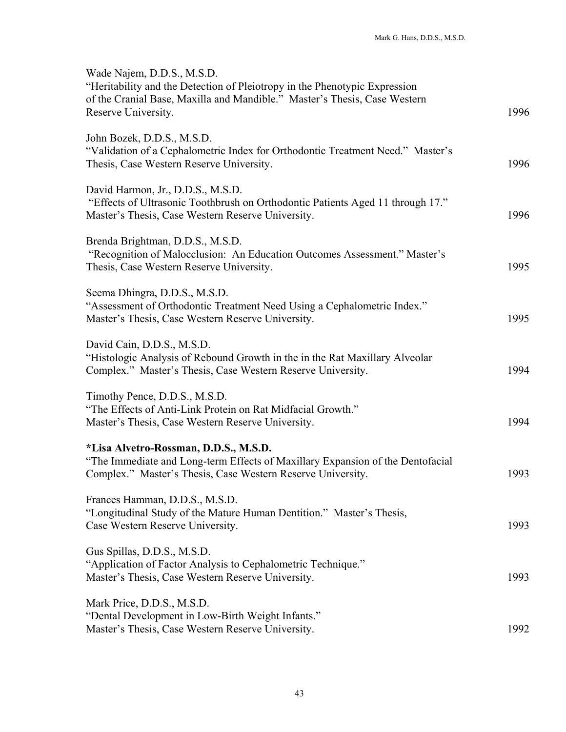Wade Najem, D.D.S., M.S.D.
"Heritability and the Detection of Pleiotropy in the Phenotypic Expression of the Cranial Base, Maxilla and Mandible." Master's Thesis, Case Western Reserve University. 1996

John Bozek, D.D.S., M.S.D.
"Validation of a Cephalometric Index for Orthodontic Treatment Need." Master's Thesis, Case Western Reserve University. 1996

David Harmon, Jr., D.D.S., M.S.D.
"Effects of Ultrasonic Toothbrush on Orthodontic Patients Aged 11 through 17." Master's Thesis, Case Western Reserve University. 1996

Brenda Brightman, D.D.S., M.S.D.
"Recognition of Malocclusion: An Education Outcomes Assessment." Master's Thesis, Case Western Reserve University. 1995

Seema Dhingra, D.D.S., M.S.D.
"Assessment of Orthodontic Treatment Need Using a Cephalometric Index." Master's Thesis, Case Western Reserve University. 1995

David Cain, D.D.S., M.S.D.
"Histologic Analysis of Rebound Growth in the in the Rat Maxillary Alveolar Complex." Master's Thesis, Case Western Reserve University. 1994

Timothy Pence, D.D.S., M.S.D.
"The Effects of Anti-Link Protein on Rat Midfacial Growth." Master's Thesis, Case Western Reserve University. 1994

**\*Lisa Alvetro-Rossman, D.D.S., M.S.D.**
"The Immediate and Long-term Effects of Maxillary Expansion of the Dentofacial Complex." Master's Thesis, Case Western Reserve University. 1993

Frances Hamman, D.D.S., M.S.D.
"Longitudinal Study of the Mature Human Dentition." Master's Thesis, Case Western Reserve University. 1993

Gus Spillas, D.D.S., M.S.D.
"Application of Factor Analysis to Cephalometric Technique." Master's Thesis, Case Western Reserve University. 1993

Mark Price, D.D.S., M.S.D.
"Dental Development in Low-Birth Weight Infants." Master's Thesis, Case Western Reserve University. 1992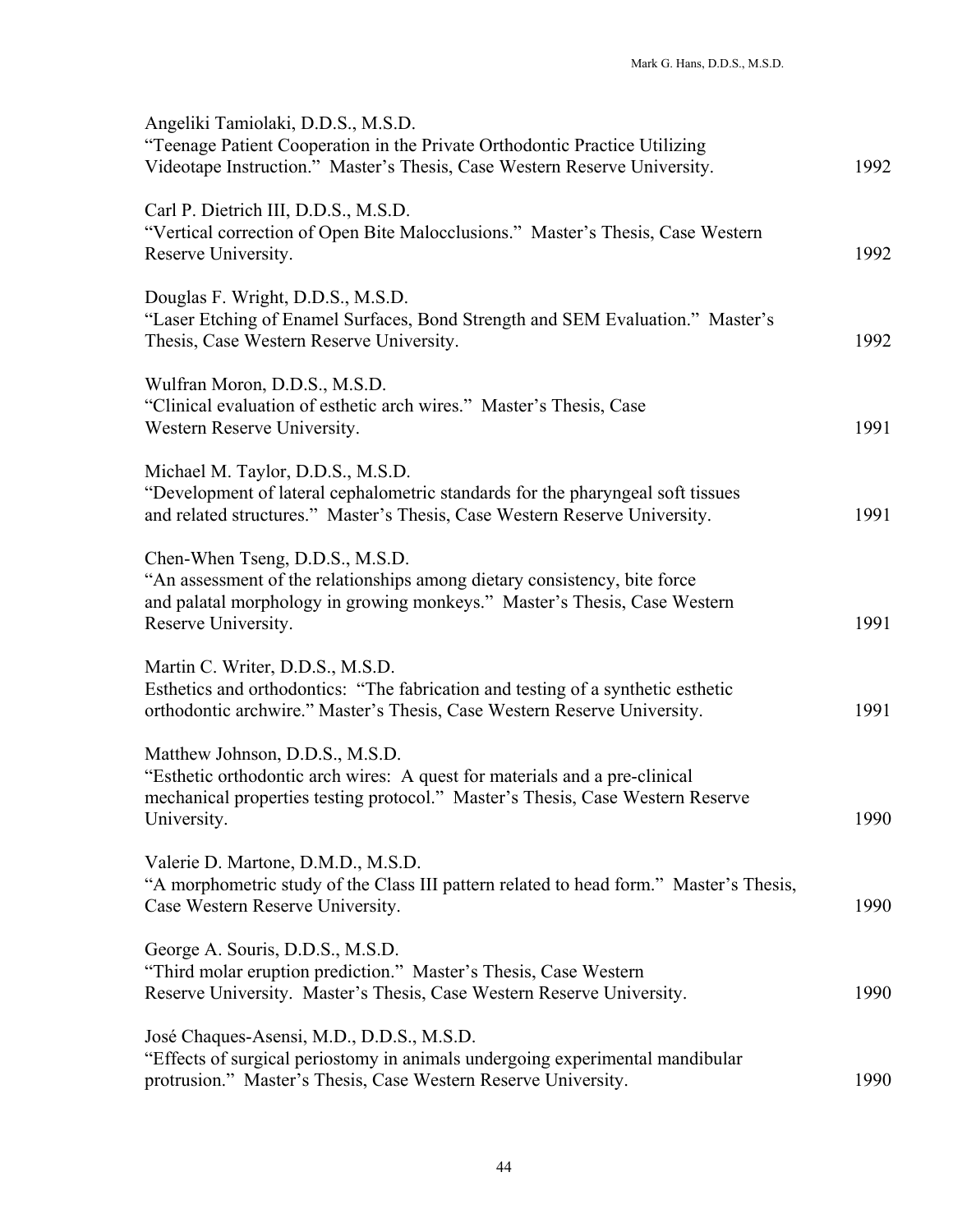Angeliki Tamiolaki, D.D.S., M.S.D.
"Teenage Patient Cooperation in the Private Orthodontic Practice Utilizing Videotape Instruction." Master's Thesis, Case Western Reserve University. 1992

Carl P. Dietrich III, D.D.S., M.S.D.
"Vertical correction of Open Bite Malocclusions." Master's Thesis, Case Western Reserve University. 1992

Douglas F. Wright, D.D.S., M.S.D.
"Laser Etching of Enamel Surfaces, Bond Strength and SEM Evaluation." Master's Thesis, Case Western Reserve University. 1992

Wulfran Moron, D.D.S., M.S.D.
"Clinical evaluation of esthetic arch wires." Master's Thesis, Case Western Reserve University. 1991

Michael M. Taylor, D.D.S., M.S.D.
"Development of lateral cephalometric standards for the pharyngeal soft tissues and related structures." Master's Thesis, Case Western Reserve University. 1991

Chen-When Tseng, D.D.S., M.S.D.
"An assessment of the relationships among dietary consistency, bite force and palatal morphology in growing monkeys." Master's Thesis, Case Western Reserve University. 1991

Martin C. Writer, D.D.S., M.S.D.
Esthetics and orthodontics: "The fabrication and testing of a synthetic esthetic orthodontic archwire." Master's Thesis, Case Western Reserve University. 1991

Matthew Johnson, D.D.S., M.S.D.
"Esthetic orthodontic arch wires: A quest for materials and a pre-clinical mechanical properties testing protocol." Master's Thesis, Case Western Reserve University. 1990

Valerie D. Martone, D.M.D., M.S.D.
"A morphometric study of the Class III pattern related to head form." Master's Thesis, Case Western Reserve University. 1990

George A. Souris, D.D.S., M.S.D.
"Third molar eruption prediction." Master's Thesis, Case Western Reserve University. Master's Thesis, Case Western Reserve University. 1990

José Chaques-Asensi, M.D., D.D.S., M.S.D.
"Effects of surgical periostomy in animals undergoing experimental mandibular protrusion." Master's Thesis, Case Western Reserve University. 1990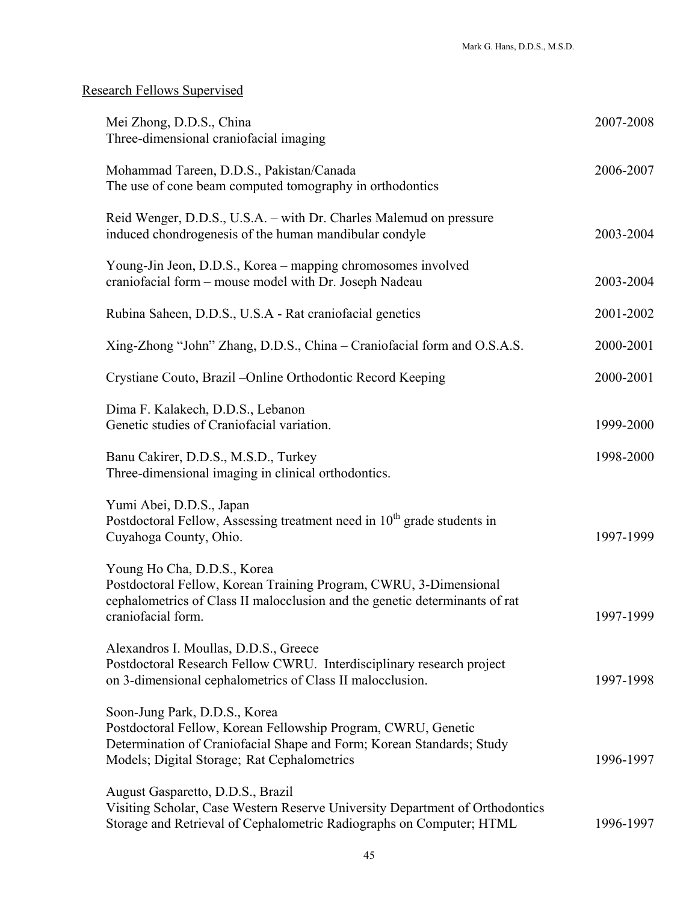## Research Fellows Supervised

Mei Zhong, D.D.S., China — 2007-2008
Three-dimensional craniofacial imaging

Mohammad Tareen, D.D.S., Pakistan/Canada — 2006-2007
The use of cone beam computed tomography in orthodontics

Reid Wenger, D.D.S., U.S.A. – with Dr. Charles Malemud on pressure induced chondrogenesis of the human mandibular condyle — 2003-2004

Young-Jin Jeon, D.D.S., Korea – mapping chromosomes involved craniofacial form – mouse model with Dr. Joseph Nadeau — 2003-2004

Rubina Saheen, D.D.S., U.S.A - Rat craniofacial genetics — 2001-2002

Xing-Zhong "John" Zhang, D.D.S., China – Craniofacial form and O.S.A.S. — 2000-2001

Crystiane Couto, Brazil –Online Orthodontic Record Keeping — 2000-2001

Dima F. Kalakech, D.D.S., Lebanon
Genetic studies of Craniofacial variation. — 1999-2000

Banu Cakirer, D.D.S., M.S.D., Turkey — 1998-2000
Three-dimensional imaging in clinical orthodontics.

Yumi Abei, D.D.S., Japan
Postdoctoral Fellow, Assessing treatment need in 10th grade students in Cuyahoga County, Ohio. — 1997-1999

Young Ho Cha, D.D.S., Korea
Postdoctoral Fellow, Korean Training Program, CWRU, 3-Dimensional cephalometrics of Class II malocclusion and the genetic determinants of rat craniofacial form. — 1997-1999

Alexandros I. Moullas, D.D.S., Greece
Postdoctoral Research Fellow CWRU. Interdisciplinary research project on 3-dimensional cephalometrics of Class II malocclusion. — 1997-1998

Soon-Jung Park, D.D.S., Korea
Postdoctoral Fellow, Korean Fellowship Program, CWRU, Genetic Determination of Craniofacial Shape and Form; Korean Standards; Study Models; Digital Storage; Rat Cephalometrics — 1996-1997

August Gasparetto, D.D.S., Brazil
Visiting Scholar, Case Western Reserve University Department of Orthodontics Storage and Retrieval of Cephalometric Radiographs on Computer; HTML — 1996-1997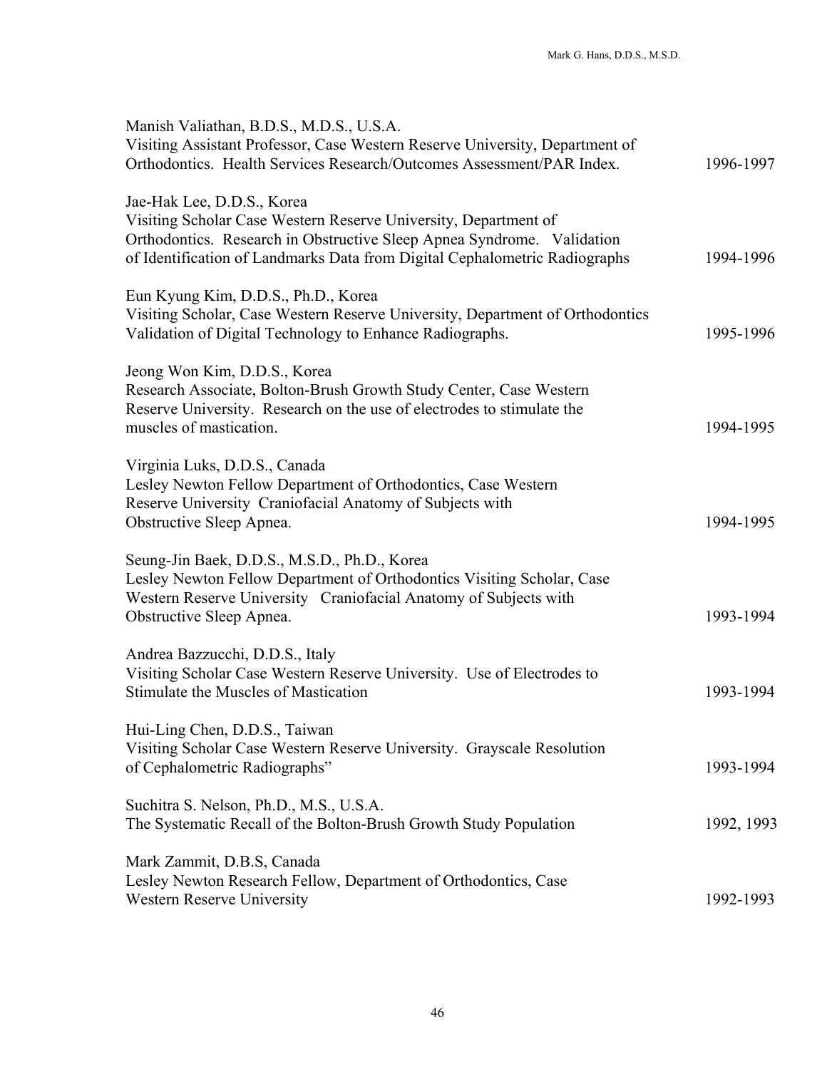Manish Valiathan, B.D.S., M.D.S., U.S.A.
Visiting Assistant Professor, Case Western Reserve University, Department of Orthodontics. Health Services Research/Outcomes Assessment/PAR Index. 1996-1997

Jae-Hak Lee, D.D.S., Korea
Visiting Scholar Case Western Reserve University, Department of Orthodontics. Research in Obstructive Sleep Apnea Syndrome. Validation of Identification of Landmarks Data from Digital Cephalometric Radiographs 1994-1996

Eun Kyung Kim, D.D.S., Ph.D., Korea
Visiting Scholar, Case Western Reserve University, Department of Orthodontics Validation of Digital Technology to Enhance Radiographs. 1995-1996

Jeong Won Kim, D.D.S., Korea
Research Associate, Bolton-Brush Growth Study Center, Case Western Reserve University. Research on the use of electrodes to stimulate the muscles of mastication. 1994-1995

Virginia Luks, D.D.S., Canada
Lesley Newton Fellow Department of Orthodontics, Case Western Reserve University Craniofacial Anatomy of Subjects with Obstructive Sleep Apnea. 1994-1995

Seung-Jin Baek, D.D.S., M.S.D., Ph.D., Korea
Lesley Newton Fellow Department of Orthodontics Visiting Scholar, Case Western Reserve University Craniofacial Anatomy of Subjects with Obstructive Sleep Apnea. 1993-1994

Andrea Bazzucchi, D.D.S., Italy
Visiting Scholar Case Western Reserve University. Use of Electrodes to Stimulate the Muscles of Mastication 1993-1994

Hui-Ling Chen, D.D.S., Taiwan
Visiting Scholar Case Western Reserve University. Grayscale Resolution of Cephalometric Radiographs" 1993-1994

Suchitra S. Nelson, Ph.D., M.S., U.S.A.
The Systematic Recall of the Bolton-Brush Growth Study Population 1992, 1993

Mark Zammit, D.B.S, Canada
Lesley Newton Research Fellow, Department of Orthodontics, Case Western Reserve University 1992-1993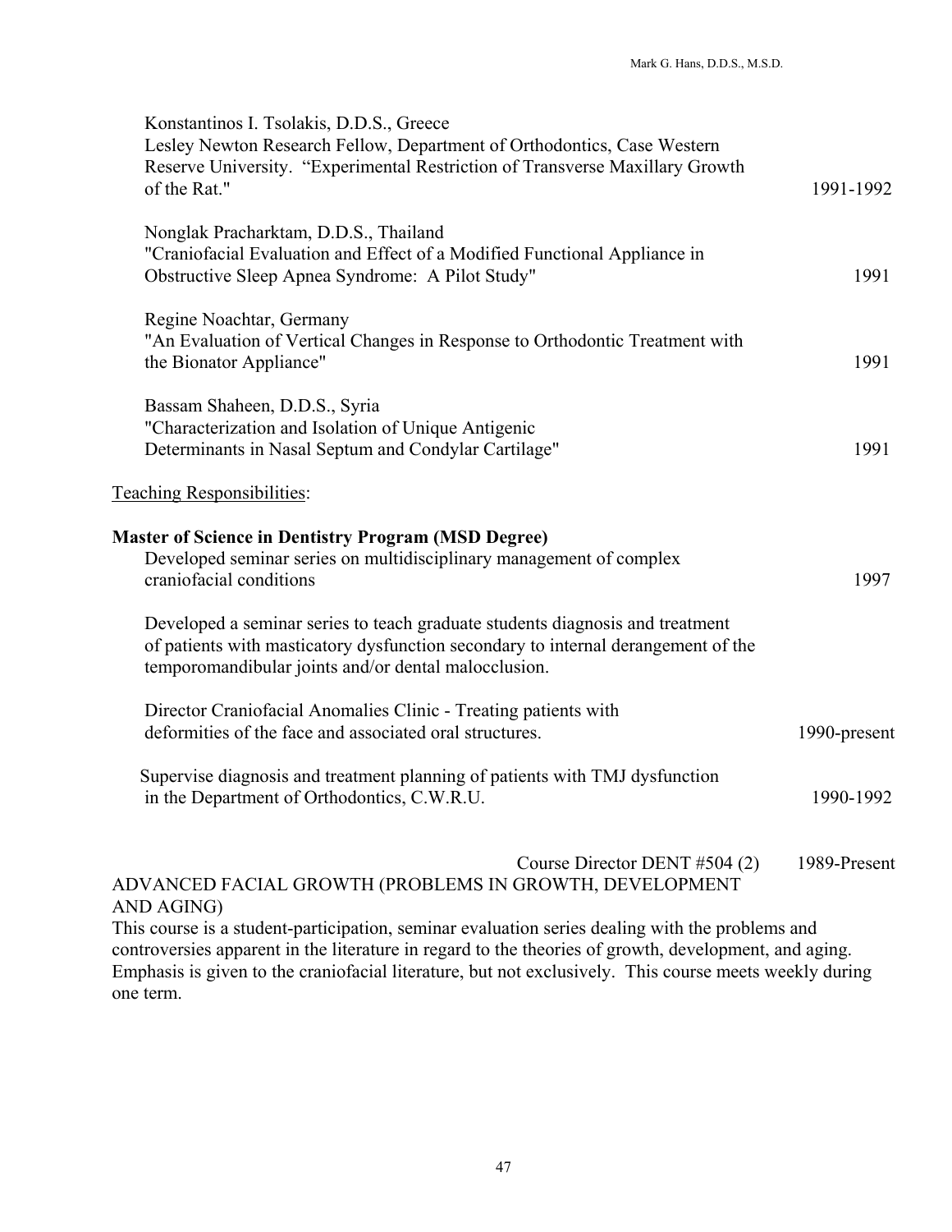Konstantinos I. Tsolakis, D.D.S., Greece
Lesley Newton Research Fellow, Department of Orthodontics, Case Western Reserve University. "Experimental Restriction of Transverse Maxillary Growth of the Rat." — 1991-1992

Nonglak Pracharktam, D.D.S., Thailand
"Craniofacial Evaluation and Effect of a Modified Functional Appliance in Obstructive Sleep Apnea Syndrome: A Pilot Study" — 1991

Regine Noachtar, Germany
"An Evaluation of Vertical Changes in Response to Orthodontic Treatment with the Bionator Appliance" — 1991

Bassam Shaheen, D.D.S., Syria
"Characterization and Isolation of Unique Antigenic Determinants in Nasal Septum and Condylar Cartilage" — 1991

<u>Teaching Responsibilities</u>:

**Master of Science in Dentistry Program (MSD Degree)**

Developed seminar series on multidisciplinary management of complex craniofacial conditions — 1997

Developed a seminar series to teach graduate students diagnosis and treatment of patients with masticatory dysfunction secondary to internal derangement of the temporomandibular joints and/or dental malocclusion.

Director Craniofacial Anomalies Clinic - Treating patients with deformities of the face and associated oral structures. — 1990-present

Supervise diagnosis and treatment planning of patients with TMJ dysfunction in the Department of Orthodontics, C.W.R.U. — 1990-1992

Course Director DENT #504 (2) — 1989-Present

ADVANCED FACIAL GROWTH (PROBLEMS IN GROWTH, DEVELOPMENT AND AGING)

This course is a student-participation, seminar evaluation series dealing with the problems and controversies apparent in the literature in regard to the theories of growth, development, and aging. Emphasis is given to the craniofacial literature, but not exclusively. This course meets weekly during one term.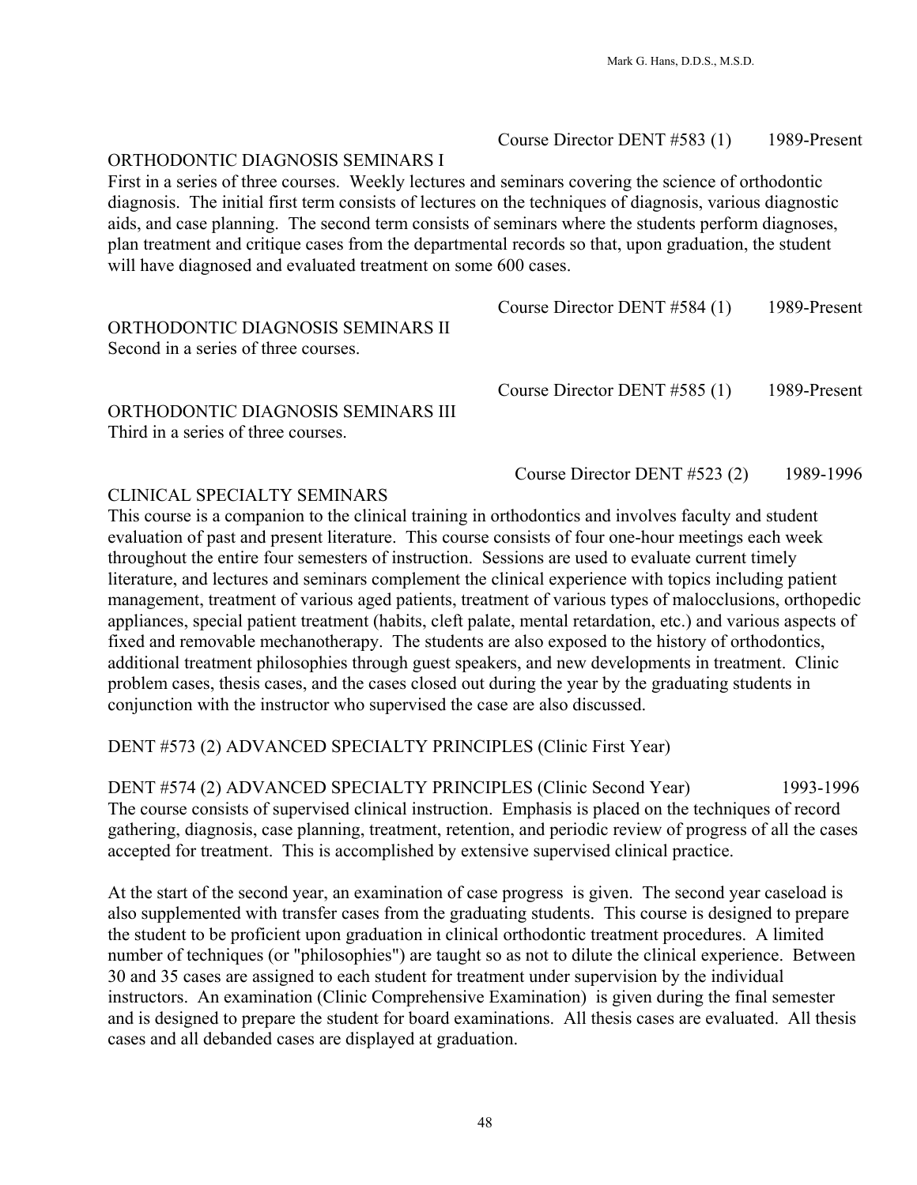Course Director DENT #583 (1) 1989-Present

ORTHODONTIC DIAGNOSIS SEMINARS I

First in a series of three courses. Weekly lectures and seminars covering the science of orthodontic diagnosis. The initial first term consists of lectures on the techniques of diagnosis, various diagnostic aids, and case planning. The second term consists of seminars where the students perform diagnoses, plan treatment and critique cases from the departmental records so that, upon graduation, the student will have diagnosed and evaluated treatment on some 600 cases.

Course Director DENT #584 (1) 1989-Present

ORTHODONTIC DIAGNOSIS SEMINARS II

Second in a series of three courses.

Course Director DENT #585 (1) 1989-Present

ORTHODONTIC DIAGNOSIS SEMINARS III

Third in a series of three courses.

Course Director DENT #523 (2) 1989-1996

CLINICAL SPECIALTY SEMINARS

This course is a companion to the clinical training in orthodontics and involves faculty and student evaluation of past and present literature. This course consists of four one-hour meetings each week throughout the entire four semesters of instruction. Sessions are used to evaluate current timely literature, and lectures and seminars complement the clinical experience with topics including patient management, treatment of various aged patients, treatment of various types of malocclusions, orthopedic appliances, special patient treatment (habits, cleft palate, mental retardation, etc.) and various aspects of fixed and removable mechanotherapy. The students are also exposed to the history of orthodontics, additional treatment philosophies through guest speakers, and new developments in treatment. Clinic problem cases, thesis cases, and the cases closed out during the year by the graduating students in conjunction with the instructor who supervised the case are also discussed.

DENT #573 (2) ADVANCED SPECIALTY PRINCIPLES (Clinic First Year)

DENT #574 (2) ADVANCED SPECIALTY PRINCIPLES (Clinic Second Year) 1993-1996

The course consists of supervised clinical instruction. Emphasis is placed on the techniques of record gathering, diagnosis, case planning, treatment, retention, and periodic review of progress of all the cases accepted for treatment. This is accomplished by extensive supervised clinical practice.

At the start of the second year, an examination of case progress is given. The second year caseload is also supplemented with transfer cases from the graduating students. This course is designed to prepare the student to be proficient upon graduation in clinical orthodontic treatment procedures. A limited number of techniques (or "philosophies") are taught so as not to dilute the clinical experience. Between 30 and 35 cases are assigned to each student for treatment under supervision by the individual instructors. An examination (Clinic Comprehensive Examination) is given during the final semester and is designed to prepare the student for board examinations. All thesis cases are evaluated. All thesis cases and all debanded cases are displayed at graduation.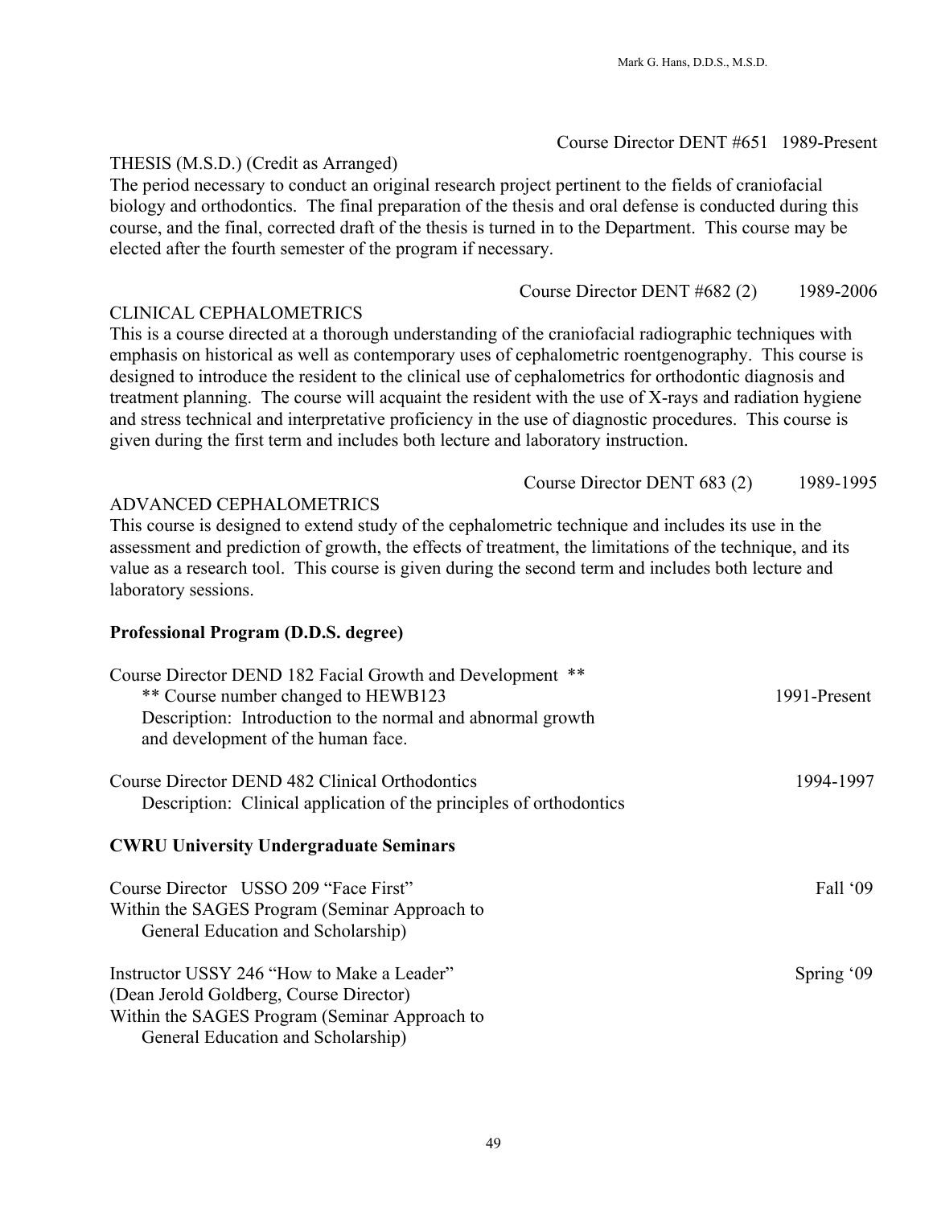Course Director DENT #651 1989-Present

THESIS (M.S.D.) (Credit as Arranged)
The period necessary to conduct an original research project pertinent to the fields of craniofacial biology and orthodontics. The final preparation of the thesis and oral defense is conducted during this course, and the final, corrected draft of the thesis is turned in to the Department. This course may be elected after the fourth semester of the program if necessary.

Course Director DENT #682 (2) 1989-2006

CLINICAL CEPHALOMETRICS
This is a course directed at a thorough understanding of the craniofacial radiographic techniques with emphasis on historical as well as contemporary uses of cephalometric roentgenography. This course is designed to introduce the resident to the clinical use of cephalometrics for orthodontic diagnosis and treatment planning. The course will acquaint the resident with the use of X-rays and radiation hygiene and stress technical and interpretative proficiency in the use of diagnostic procedures. This course is given during the first term and includes both lecture and laboratory instruction.

Course Director DENT 683 (2) 1989-1995

ADVANCED CEPHALOMETRICS
This course is designed to extend study of the cephalometric technique and includes its use in the assessment and prediction of growth, the effects of treatment, the limitations of the technique, and its value as a research tool. This course is given during the second term and includes both lecture and laboratory sessions.

**Professional Program (D.D.S. degree)**

Course Director DEND 182 Facial Growth and Development **
** Course number changed to HEWB123 — 1991-Present
Description: Introduction to the normal and abnormal growth and development of the human face.

Course Director DEND 482 Clinical Orthodontics — 1994-1997
Description: Clinical application of the principles of orthodontics

**CWRU University Undergraduate Seminars**

Course Director USSO 209 "Face First" — Fall '09
Within the SAGES Program (Seminar Approach to General Education and Scholarship)

Instructor USSY 246 "How to Make a Leader" — Spring '09
(Dean Jerold Goldberg, Course Director)
Within the SAGES Program (Seminar Approach to General Education and Scholarship)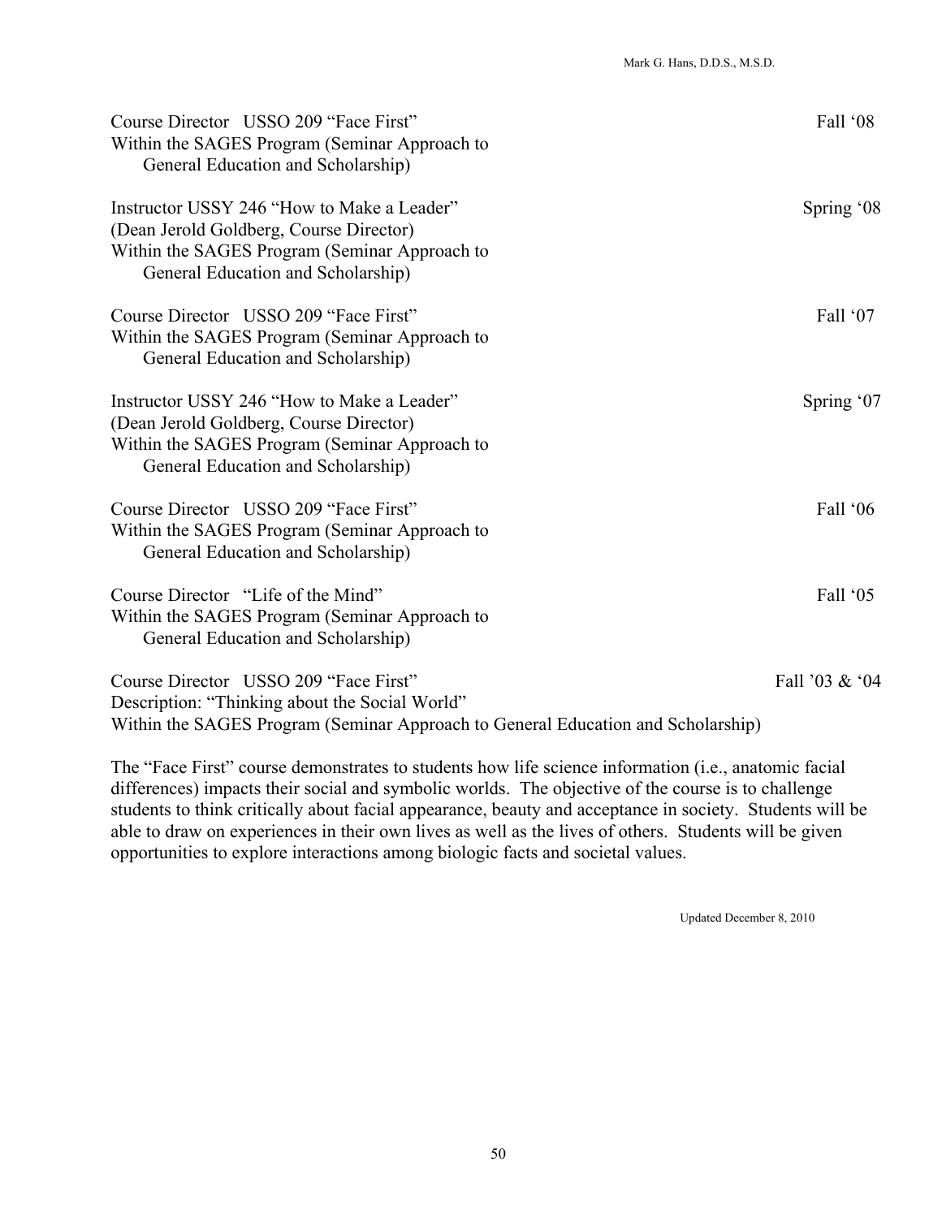Course Director USSO 209 “Face First” Fall ‘08
Within the SAGES Program (Seminar Approach to
General Education and Scholarship)

Instructor USSY 246 “How to Make a Leader” Spring ‘08
(Dean Jerold Goldberg, Course Director)
Within the SAGES Program (Seminar Approach to
General Education and Scholarship)

Course Director USSO 209 “Face First” Fall ‘07
Within the SAGES Program (Seminar Approach to
General Education and Scholarship)

Instructor USSY 246 “How to Make a Leader” Spring ‘07
(Dean Jerold Goldberg, Course Director)
Within the SAGES Program (Seminar Approach to
General Education and Scholarship)

Course Director USSO 209 “Face First” Fall ‘06
Within the SAGES Program (Seminar Approach to
General Education and Scholarship)

Course Director “Life of the Mind” Fall ‘05
Within the SAGES Program (Seminar Approach to
General Education and Scholarship)

Course Director USSO 209 “Face First” Fall ’03 & ‘04
Description: “Thinking about the Social World”
Within the SAGES Program (Seminar Approach to General Education and Scholarship)

The “Face First” course demonstrates to students how life science information (i.e., anatomic facial differences) impacts their social and symbolic worlds. The objective of the course is to challenge students to think critically about facial appearance, beauty and acceptance in society. Students will be able to draw on experiences in their own lives as well as the lives of others. Students will be given opportunities to explore interactions among biologic facts and societal values.

Updated December 8, 2010